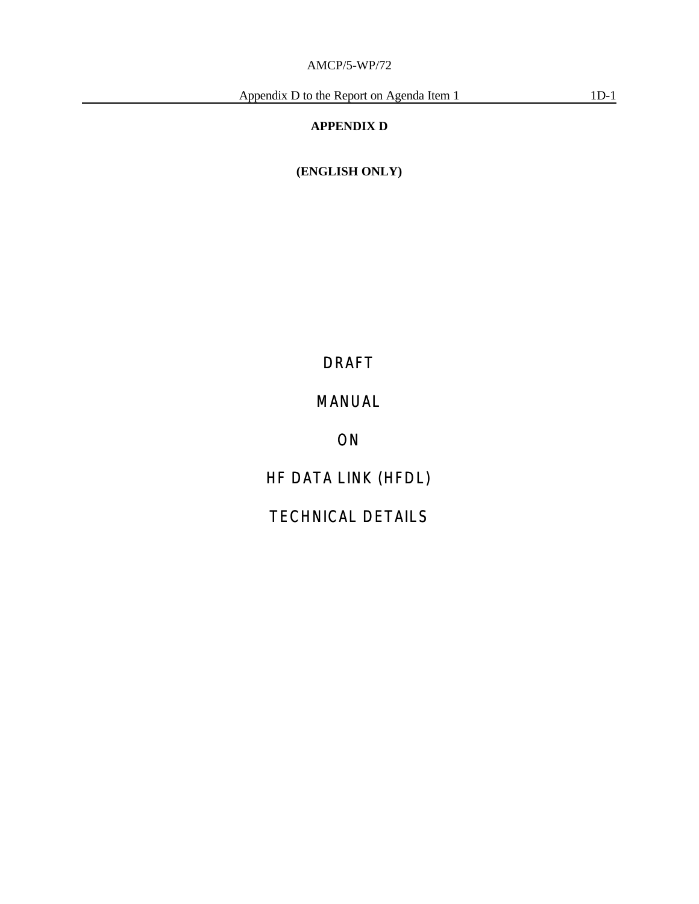**APPENDIX D**

**(ENGLISH ONLY)**

# DRAFT

# MANUAL

# ON

# HF DATA LINK (HFDL)

# TECHNICAL DETAILS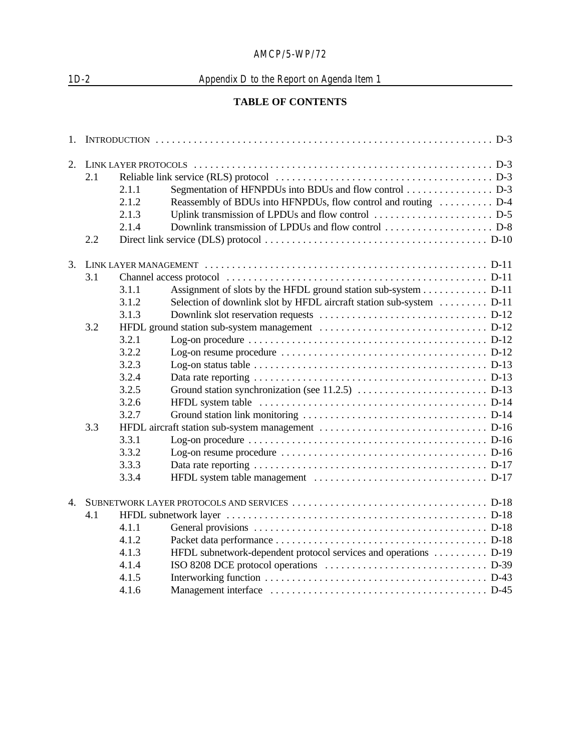## TABLE OF CONTENTS

1. INTRODUCTION . . . . . . . . . . . . . . . . . . . . . . . . . . . . . . . . . . . . . . . . . . . . . . . . . . . . . . . . . . . . . . D-3

2. LINK LAYER PROTOCOLS . . . . . . . . . . . . . . . . . . . . . . . . . . . . . . . . . . . . . . . . . . . . . . . . . . . . . . . D-3
   - 2.1 Reliable link service (RLS) protocol . . . . . . . . . . . . . . . . . . . . . . . . . . . . . . . . . . . . . . . D-3
     - 2.1.1 Segmentation of HFNPDUs into BDUs and flow control . . . . . . . . . . . . . . . . D-3
     - 2.1.2 Reassembly of BDUs into HFNPDUs, flow control and routing . . . . . . . . . . D-4
     - 2.1.3 Uplink transmission of LPDUs and flow control . . . . . . . . . . . . . . . . . . . . . . D-5
     - 2.1.4 Downlink transmission of LPDUs and flow control . . . . . . . . . . . . . . . . . . . . D-8
   - 2.2 Direct link service (DLS) protocol . . . . . . . . . . . . . . . . . . . . . . . . . . . . . . . . . . . . . . . . . D-10

3. LINK LAYER MANAGEMENT . . . . . . . . . . . . . . . . . . . . . . . . . . . . . . . . . . . . . . . . . . . . . . . . . . . . D-11
   - 3.1 Channel access protocol . . . . . . . . . . . . . . . . . . . . . . . . . . . . . . . . . . . . . . . . . . . . . . . . D-11
     - 3.1.1 Assignment of slots by the HFDL ground station sub-system . . . . . . . . . . . . D-11
     - 3.1.2 Selection of downlink slot by HFDL aircraft station sub-system . . . . . . . . . D-11
     - 3.1.3 Downlink slot reservation requests . . . . . . . . . . . . . . . . . . . . . . . . . . . . . . . D-12
   - 3.2 HFDL ground station sub-system management . . . . . . . . . . . . . . . . . . . . . . . . . . . . . . . D-12
     - 3.2.1 Log-on procedure . . . . . . . . . . . . . . . . . . . . . . . . . . . . . . . . . . . . . . . . . . . . D-12
     - 3.2.2 Log-on resume procedure . . . . . . . . . . . . . . . . . . . . . . . . . . . . . . . . . . . . . . D-12
     - 3.2.3 Log-on status table . . . . . . . . . . . . . . . . . . . . . . . . . . . . . . . . . . . . . . . . . . . D-13
     - 3.2.4 Data rate reporting . . . . . . . . . . . . . . . . . . . . . . . . . . . . . . . . . . . . . . . . . . . D-13
     - 3.2.5 Ground station synchronization (see 11.2.5) . . . . . . . . . . . . . . . . . . . . . . . . D-13
     - 3.2.6 HFDL system table . . . . . . . . . . . . . . . . . . . . . . . . . . . . . . . . . . . . . . . . . . D-14
     - 3.2.7 Ground station link monitoring . . . . . . . . . . . . . . . . . . . . . . . . . . . . . . . . . . D-14
   - 3.3 HFDL aircraft station sub-system management . . . . . . . . . . . . . . . . . . . . . . . . . . . . . . . D-16
     - 3.3.1 Log-on procedure . . . . . . . . . . . . . . . . . . . . . . . . . . . . . . . . . . . . . . . . . . . . D-16
     - 3.3.2 Log-on resume procedure . . . . . . . . . . . . . . . . . . . . . . . . . . . . . . . . . . . . . . D-16
     - 3.3.3 Data rate reporting . . . . . . . . . . . . . . . . . . . . . . . . . . . . . . . . . . . . . . . . . . . D-17
     - 3.3.4 HFDL system table management . . . . . . . . . . . . . . . . . . . . . . . . . . . . . . . . D-17

4. SUBNETWORK LAYER PROTOCOLS AND SERVICES . . . . . . . . . . . . . . . . . . . . . . . . . . . . . . . . . . . . D-18
   - 4.1 HFDL subnetwork layer . . . . . . . . . . . . . . . . . . . . . . . . . . . . . . . . . . . . . . . . . . . . . . . . . D-18
     - 4.1.1 General provisions . . . . . . . . . . . . . . . . . . . . . . . . . . . . . . . . . . . . . . . . . . . D-18
     - 4.1.2 Packet data performance . . . . . . . . . . . . . . . . . . . . . . . . . . . . . . . . . . . . . . . D-18
     - 4.1.3 HFDL subnetwork-dependent protocol services and operations . . . . . . . . . . D-19
     - 4.1.4 ISO 8208 DCE protocol operations . . . . . . . . . . . . . . . . . . . . . . . . . . . . . . D-39
     - 4.1.5 Interworking function . . . . . . . . . . . . . . . . . . . . . . . . . . . . . . . . . . . . . . . . . D-43
     - 4.1.6 Management interface . . . . . . . . . . . . . . . . . . . . . . . . . . . . . . . . . . . . . . . . D-45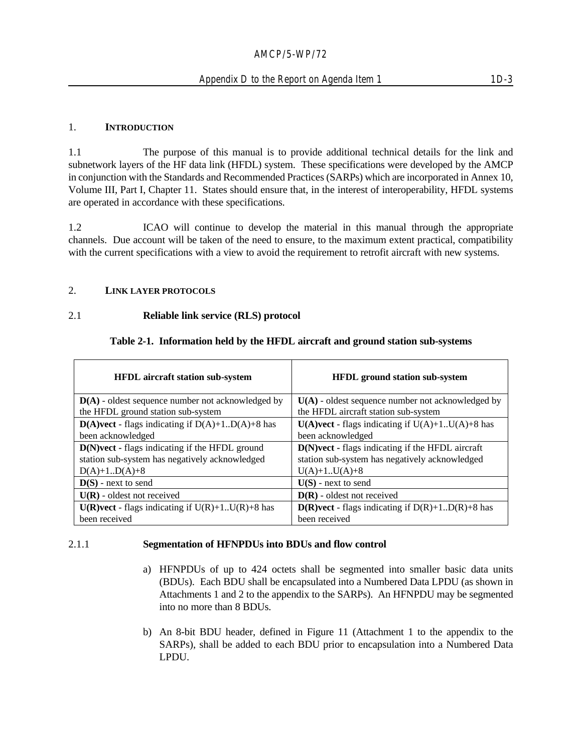## 1. INTRODUCTION

1.1 The purpose of this manual is to provide additional technical details for the link and subnetwork layers of the HF data link (HFDL) system. These specifications were developed by the AMCP in conjunction with the Standards and Recommended Practices (SARPs) which are incorporated in Annex 10, Volume III, Part I, Chapter 11. States should ensure that, in the interest of interoperability, HFDL systems are operated in accordance with these specifications.

1.2 ICAO will continue to develop the material in this manual through the appropriate channels. Due account will be taken of the need to ensure, to the maximum extent practical, compatibility with the current specifications with a view to avoid the requirement to retrofit aircraft with new systems.

## 2. LINK LAYER PROTOCOLS

### 2.1 Reliable link service (RLS) protocol

**Table 2-1. Information held by the HFDL aircraft and ground station sub-systems**

| HFDL aircraft station sub-system | HFDL ground station sub-system |
|---|---|
| **D(A)** - oldest sequence number not acknowledged by the HFDL ground station sub-system | **U(A)** - oldest sequence number not acknowledged by the HFDL aircraft station sub-system |
| **D(A)vect** - flags indicating if D(A)+1..D(A)+8 has been acknowledged | **U(A)vect** - flags indicating if U(A)+1..U(A)+8 has been acknowledged |
| **D(N)vect** - flags indicating if the HFDL ground station sub-system has negatively acknowledged D(A)+1..D(A)+8 | **D(N)vect** - flags indicating if the HFDL aircraft station sub-system has negatively acknowledged U(A)+1..U(A)+8 |
| **D(S)** - next to send | **U(S)** - next to send |
| **U(R)** - oldest not received | **D(R)** - oldest not received |
| **U(R)vect** - flags indicating if U(R)+1..U(R)+8 has been received | **D(R)vect** - flags indicating if D(R)+1..D(R)+8 has been received |

#### 2.1.1 Segmentation of HFNPDUs into BDUs and flow control

a) HFNPDUs of up to 424 octets shall be segmented into smaller basic data units (BDUs). Each BDU shall be encapsulated into a Numbered Data LPDU (as shown in Attachments 1 and 2 to the appendix to the SARPs). An HFNPDU may be segmented into no more than 8 BDUs.

b) An 8-bit BDU header, defined in Figure 11 (Attachment 1 to the appendix to the SARPs), shall be added to each BDU prior to encapsulation into a Numbered Data LPDU.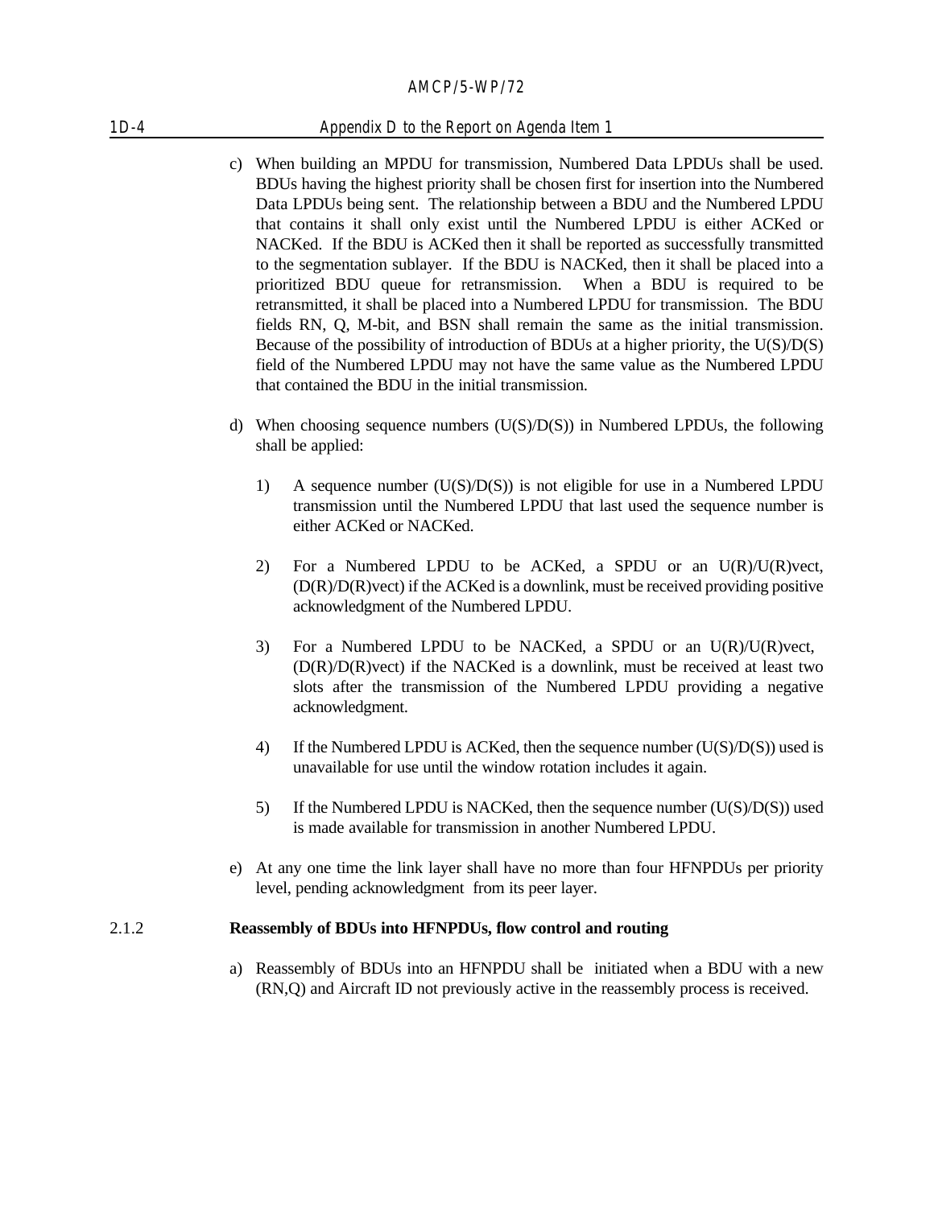c) When building an MPDU for transmission, Numbered Data LPDUs shall be used. BDUs having the highest priority shall be chosen first for insertion into the Numbered Data LPDUs being sent. The relationship between a BDU and the Numbered LPDU that contains it shall only exist until the Numbered LPDU is either ACKed or NACKed. If the BDU is ACKed then it shall be reported as successfully transmitted to the segmentation sublayer. If the BDU is NACKed, then it shall be placed into a prioritized BDU queue for retransmission. When a BDU is required to be retransmitted, it shall be placed into a Numbered LPDU for transmission. The BDU fields RN, Q, M-bit, and BSN shall remain the same as the initial transmission. Because of the possibility of introduction of BDUs at a higher priority, the U(S)/D(S) field of the Numbered LPDU may not have the same value as the Numbered LPDU that contained the BDU in the initial transmission.

d) When choosing sequence numbers (U(S)/D(S)) in Numbered LPDUs, the following shall be applied:

   1) A sequence number (U(S)/D(S)) is not eligible for use in a Numbered LPDU transmission until the Numbered LPDU that last used the sequence number is either ACKed or NACKed.

   2) For a Numbered LPDU to be ACKed, a SPDU or an U(R)/U(R)vect, (D(R)/D(R)vect) if the ACKed is a downlink, must be received providing positive acknowledgment of the Numbered LPDU.

   3) For a Numbered LPDU to be NACKed, a SPDU or an U(R)/U(R)vect, (D(R)/D(R)vect) if the NACKed is a downlink, must be received at least two slots after the transmission of the Numbered LPDU providing a negative acknowledgment.

   4) If the Numbered LPDU is ACKed, then the sequence number (U(S)/D(S)) used is unavailable for use until the window rotation includes it again.

   5) If the Numbered LPDU is NACKed, then the sequence number (U(S)/D(S)) used is made available for transmission in another Numbered LPDU.

e) At any one time the link layer shall have no more than four HFNPDUs per priority level, pending acknowledgment from its peer layer.

### 2.1.2 Reassembly of BDUs into HFNPDUs, flow control and routing

a) Reassembly of BDUs into an HFNPDU shall be initiated when a BDU with a new (RN,Q) and Aircraft ID not previously active in the reassembly process is received.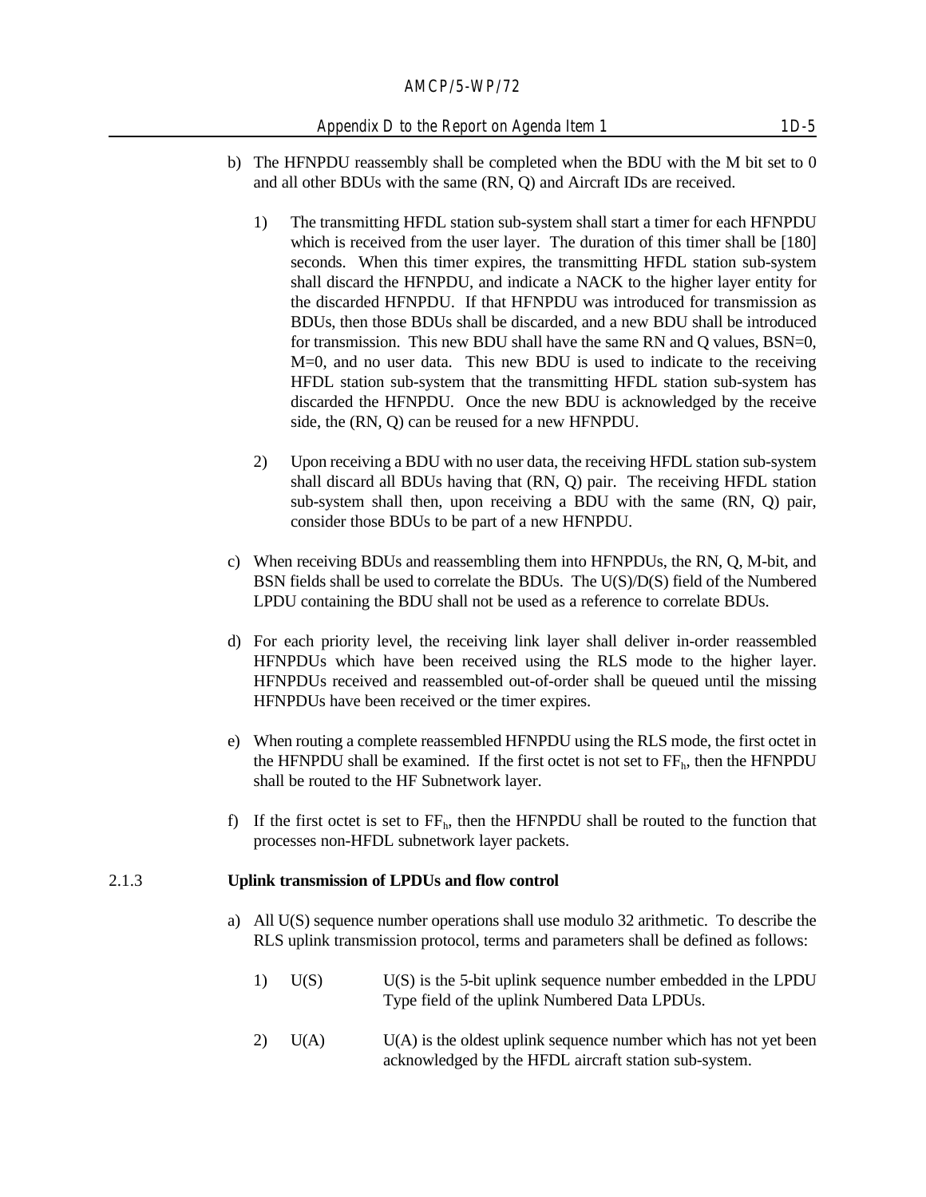b) The HFNPDU reassembly shall be completed when the BDU with the M bit set to 0 and all other BDUs with the same (RN, Q) and Aircraft IDs are received.

   1) The transmitting HFDL station sub-system shall start a timer for each HFNPDU which is received from the user layer. The duration of this timer shall be [180] seconds. When this timer expires, the transmitting HFDL station sub-system shall discard the HFNPDU, and indicate a NACK to the higher layer entity for the discarded HFNPDU. If that HFNPDU was introduced for transmission as BDUs, then those BDUs shall be discarded, and a new BDU shall be introduced for transmission. This new BDU shall have the same RN and Q values, BSN=0, M=0, and no user data. This new BDU is used to indicate to the receiving HFDL station sub-system that the transmitting HFDL station sub-system has discarded the HFNPDU. Once the new BDU is acknowledged by the receive side, the (RN, Q) can be reused for a new HFNPDU.

   2) Upon receiving a BDU with no user data, the receiving HFDL station sub-system shall discard all BDUs having that (RN, Q) pair. The receiving HFDL station sub-system shall then, upon receiving a BDU with the same (RN, Q) pair, consider those BDUs to be part of a new HFNPDU.

c) When receiving BDUs and reassembling them into HFNPDUs, the RN, Q, M-bit, and BSN fields shall be used to correlate the BDUs. The U(S)/D(S) field of the Numbered LPDU containing the BDU shall not be used as a reference to correlate BDUs.

d) For each priority level, the receiving link layer shall deliver in-order reassembled HFNPDUs which have been received using the RLS mode to the higher layer. HFNPDUs received and reassembled out-of-order shall be queued until the missing HFNPDUs have been received or the timer expires.

e) When routing a complete reassembled HFNPDU using the RLS mode, the first octet in the HFNPDU shall be examined. If the first octet is not set to $FF_h$, then the HFNPDU shall be routed to the HF Subnetwork layer.

f) If the first octet is set to $FF_h$, then the HFNPDU shall be routed to the function that processes non-HFDL subnetwork layer packets.

### 2.1.3 Uplink transmission of LPDUs and flow control

a) All U(S) sequence number operations shall use modulo 32 arithmetic. To describe the RLS uplink transmission protocol, terms and parameters shall be defined as follows:

   1) U(S) — U(S) is the 5-bit uplink sequence number embedded in the LPDU Type field of the uplink Numbered Data LPDUs.

   2) U(A) — U(A) is the oldest uplink sequence number which has not yet been acknowledged by the HFDL aircraft station sub-system.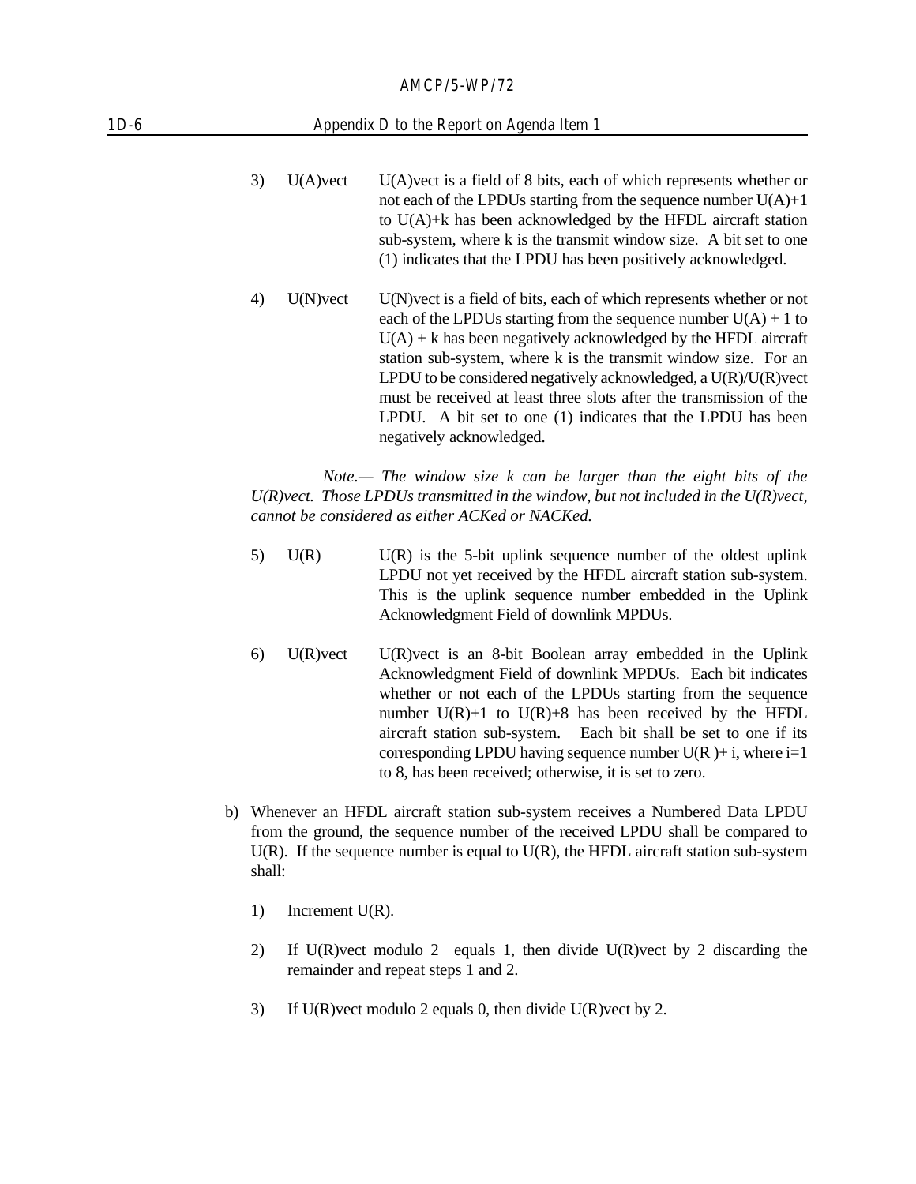3) U(A)vect — U(A)vect is a field of 8 bits, each of which represents whether or not each of the LPDUs starting from the sequence number U(A)+1 to U(A)+k has been acknowledged by the HFDL aircraft station sub-system, where k is the transmit window size. A bit set to one (1) indicates that the LPDU has been positively acknowledged.

4) U(N)vect — U(N)vect is a field of bits, each of which represents whether or not each of the LPDUs starting from the sequence number U(A) + 1 to U(A) + k has been negatively acknowledged by the HFDL aircraft station sub-system, where k is the transmit window size. For an LPDU to be considered negatively acknowledged, a U(R)/U(R)vect must be received at least three slots after the transmission of the LPDU. A bit set to one (1) indicates that the LPDU has been negatively acknowledged.

*Note.— The window size k can be larger than the eight bits of the U(R)vect. Those LPDUs transmitted in the window, but not included in the U(R)vect, cannot be considered as either ACKed or NACKed.*

5) U(R) — U(R) is the 5-bit uplink sequence number of the oldest uplink LPDU not yet received by the HFDL aircraft station sub-system. This is the uplink sequence number embedded in the Uplink Acknowledgment Field of downlink MPDUs.

6) U(R)vect — U(R)vect is an 8-bit Boolean array embedded in the Uplink Acknowledgment Field of downlink MPDUs. Each bit indicates whether or not each of the LPDUs starting from the sequence number U(R)+1 to U(R)+8 has been received by the HFDL aircraft station sub-system. Each bit shall be set to one if its corresponding LPDU having sequence number U(R )+ i, where i=1 to 8, has been received; otherwise, it is set to zero.

b) Whenever an HFDL aircraft station sub-system receives a Numbered Data LPDU from the ground, the sequence number of the received LPDU shall be compared to U(R). If the sequence number is equal to U(R), the HFDL aircraft station sub-system shall:

1) Increment U(R).

2) If U(R)vect modulo 2 equals 1, then divide U(R)vect by 2 discarding the remainder and repeat steps 1 and 2.

3) If U(R)vect modulo 2 equals 0, then divide U(R)vect by 2.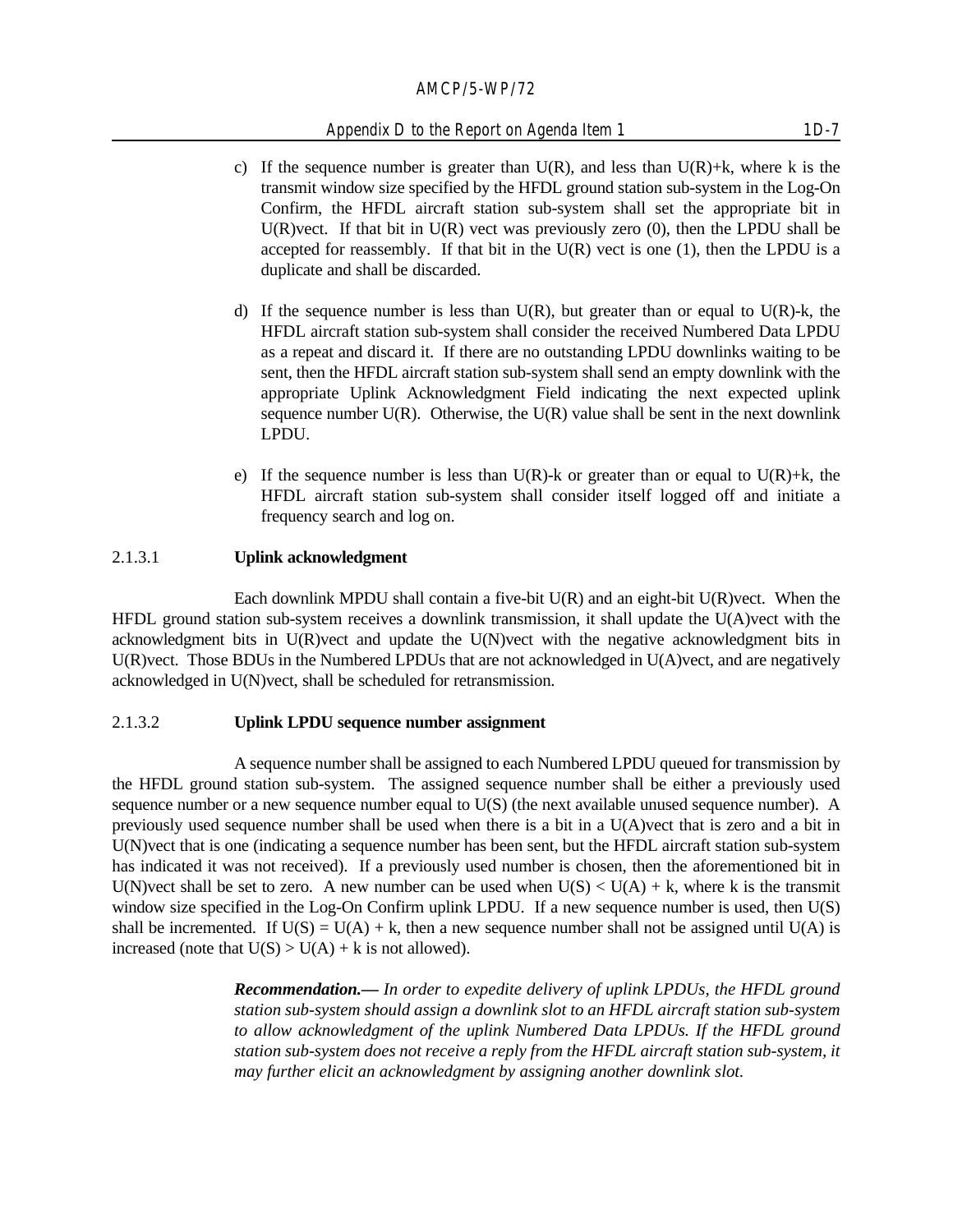c) If the sequence number is greater than U(R), and less than U(R)+k, where k is the transmit window size specified by the HFDL ground station sub-system in the Log-On Confirm, the HFDL aircraft station sub-system shall set the appropriate bit in U(R)vect. If that bit in U(R) vect was previously zero (0), then the LPDU shall be accepted for reassembly. If that bit in the U(R) vect is one (1), then the LPDU is a duplicate and shall be discarded.

d) If the sequence number is less than U(R), but greater than or equal to U(R)-k, the HFDL aircraft station sub-system shall consider the received Numbered Data LPDU as a repeat and discard it. If there are no outstanding LPDU downlinks waiting to be sent, then the HFDL aircraft station sub-system shall send an empty downlink with the appropriate Uplink Acknowledgment Field indicating the next expected uplink sequence number U(R). Otherwise, the U(R) value shall be sent in the next downlink LPDU.

e) If the sequence number is less than U(R)-k or greater than or equal to U(R)+k, the HFDL aircraft station sub-system shall consider itself logged off and initiate a frequency search and log on.

### 2.1.3.1 Uplink acknowledgment

Each downlink MPDU shall contain a five-bit U(R) and an eight-bit U(R)vect. When the HFDL ground station sub-system receives a downlink transmission, it shall update the U(A)vect with the acknowledgment bits in U(R)vect and update the U(N)vect with the negative acknowledgment bits in U(R)vect. Those BDUs in the Numbered LPDUs that are not acknowledged in U(A)vect, and are negatively acknowledged in U(N)vect, shall be scheduled for retransmission.

### 2.1.3.2 Uplink LPDU sequence number assignment

A sequence number shall be assigned to each Numbered LPDU queued for transmission by the HFDL ground station sub-system. The assigned sequence number shall be either a previously used sequence number or a new sequence number equal to U(S) (the next available unused sequence number). A previously used sequence number shall be used when there is a bit in a U(A)vect that is zero and a bit in U(N)vect that is one (indicating a sequence number has been sent, but the HFDL aircraft station sub-system has indicated it was not received). If a previously used number is chosen, then the aforementioned bit in U(N)vect shall be set to zero. A new number can be used when $U(S) < U(A) + k$, where k is the transmit window size specified in the Log-On Confirm uplink LPDU. If a new sequence number is used, then U(S) shall be incremented. If $U(S) = U(A) + k$, then a new sequence number shall not be assigned until U(A) is increased (note that $U(S) > U(A) + k$ is not allowed).

***Recommendation.—*** *In order to expedite delivery of uplink LPDUs, the HFDL ground station sub-system should assign a downlink slot to an HFDL aircraft station sub-system to allow acknowledgment of the uplink Numbered Data LPDUs. If the HFDL ground station sub-system does not receive a reply from the HFDL aircraft station sub-system, it may further elicit an acknowledgment by assigning another downlink slot.*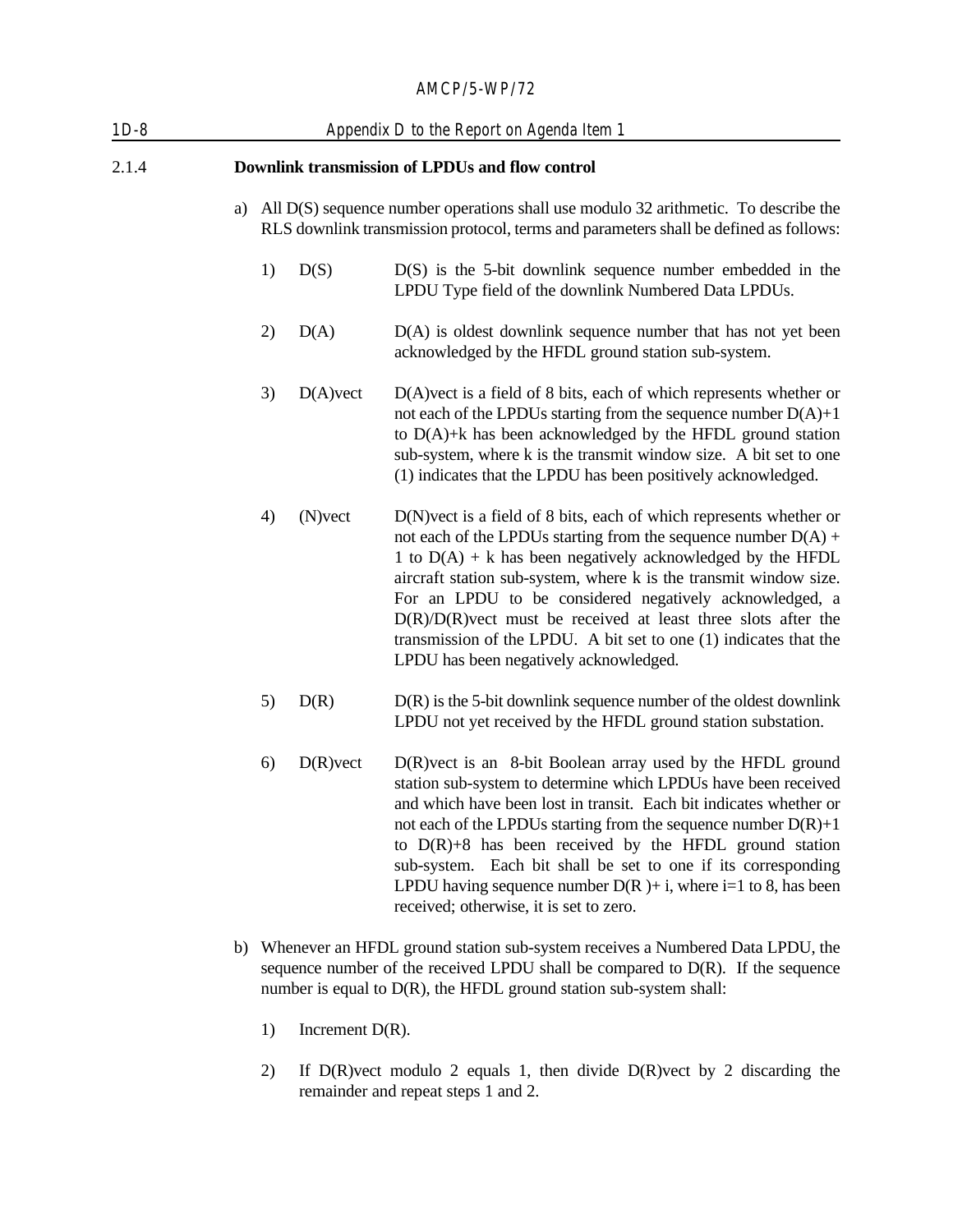### 2.1.4 Downlink transmission of LPDUs and flow control

a) All D(S) sequence number operations shall use modulo 32 arithmetic. To describe the RLS downlink transmission protocol, terms and parameters shall be defined as follows:

   1) D(S) — D(S) is the 5-bit downlink sequence number embedded in the LPDU Type field of the downlink Numbered Data LPDUs.

   2) D(A) — D(A) is oldest downlink sequence number that has not yet been acknowledged by the HFDL ground station sub-system.

   3) D(A)vect — D(A)vect is a field of 8 bits, each of which represents whether or not each of the LPDUs starting from the sequence number D(A)+1 to D(A)+k has been acknowledged by the HFDL ground station sub-system, where k is the transmit window size. A bit set to one (1) indicates that the LPDU has been positively acknowledged.

   4) (N)vect — D(N)vect is a field of 8 bits, each of which represents whether or not each of the LPDUs starting from the sequence number D(A) + 1 to D(A) + k has been negatively acknowledged by the HFDL aircraft station sub-system, where k is the transmit window size. For an LPDU to be considered negatively acknowledged, a D(R)/D(R)vect must be received at least three slots after the transmission of the LPDU. A bit set to one (1) indicates that the LPDU has been negatively acknowledged.

   5) D(R) — D(R) is the 5-bit downlink sequence number of the oldest downlink LPDU not yet received by the HFDL ground station substation.

   6) D(R)vect — D(R)vect is an 8-bit Boolean array used by the HFDL ground station sub-system to determine which LPDUs have been received and which have been lost in transit. Each bit indicates whether or not each of the LPDUs starting from the sequence number D(R)+1 to D(R)+8 has been received by the HFDL ground station sub-system. Each bit shall be set to one if its corresponding LPDU having sequence number D(R )+ i, where i=1 to 8, has been received; otherwise, it is set to zero.

b) Whenever an HFDL ground station sub-system receives a Numbered Data LPDU, the sequence number of the received LPDU shall be compared to D(R). If the sequence number is equal to D(R), the HFDL ground station sub-system shall:

   1) Increment D(R).

   2) If D(R)vect modulo 2 equals 1, then divide D(R)vect by 2 discarding the remainder and repeat steps 1 and 2.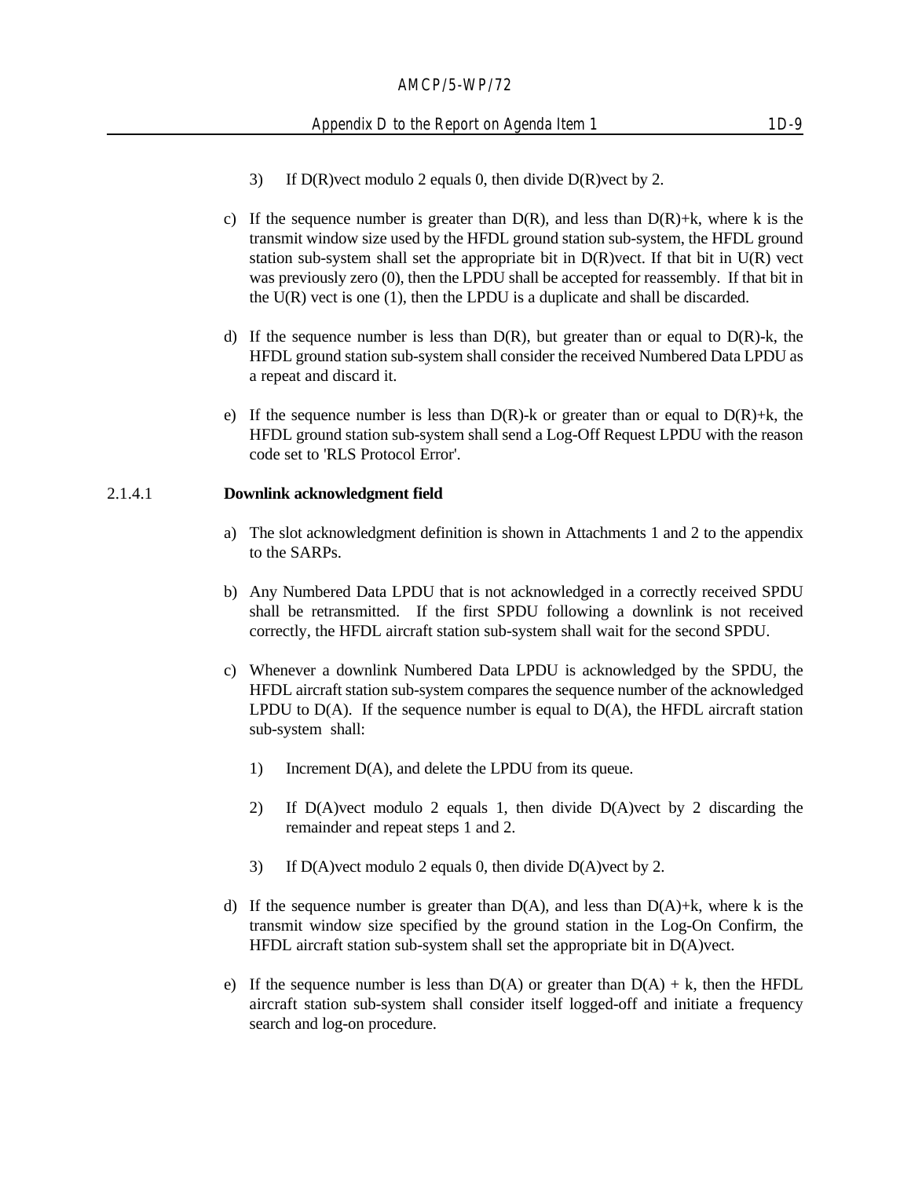3) If D(R)vect modulo 2 equals 0, then divide D(R)vect by 2.

c) If the sequence number is greater than D(R), and less than D(R)+k, where k is the transmit window size used by the HFDL ground station sub-system, the HFDL ground station sub-system shall set the appropriate bit in D(R)vect. If that bit in U(R) vect was previously zero (0), then the LPDU shall be accepted for reassembly. If that bit in the U(R) vect is one (1), then the LPDU is a duplicate and shall be discarded.

d) If the sequence number is less than D(R), but greater than or equal to D(R)-k, the HFDL ground station sub-system shall consider the received Numbered Data LPDU as a repeat and discard it.

e) If the sequence number is less than D(R)-k or greater than or equal to D(R)+k, the HFDL ground station sub-system shall send a Log-Off Request LPDU with the reason code set to 'RLS Protocol Error'.

### 2.1.4.1 Downlink acknowledgment field

a) The slot acknowledgment definition is shown in Attachments 1 and 2 to the appendix to the SARPs.

b) Any Numbered Data LPDU that is not acknowledged in a correctly received SPDU shall be retransmitted. If the first SPDU following a downlink is not received correctly, the HFDL aircraft station sub-system shall wait for the second SPDU.

c) Whenever a downlink Numbered Data LPDU is acknowledged by the SPDU, the HFDL aircraft station sub-system compares the sequence number of the acknowledged LPDU to D(A). If the sequence number is equal to D(A), the HFDL aircraft station sub-system shall:

1) Increment D(A), and delete the LPDU from its queue.

2) If D(A)vect modulo 2 equals 1, then divide D(A)vect by 2 discarding the remainder and repeat steps 1 and 2.

3) If D(A)vect modulo 2 equals 0, then divide D(A)vect by 2.

d) If the sequence number is greater than D(A), and less than D(A)+k, where k is the transmit window size specified by the ground station in the Log-On Confirm, the HFDL aircraft station sub-system shall set the appropriate bit in D(A)vect.

e) If the sequence number is less than D(A) or greater than D(A) + k, then the HFDL aircraft station sub-system shall consider itself logged-off and initiate a frequency search and log-on procedure.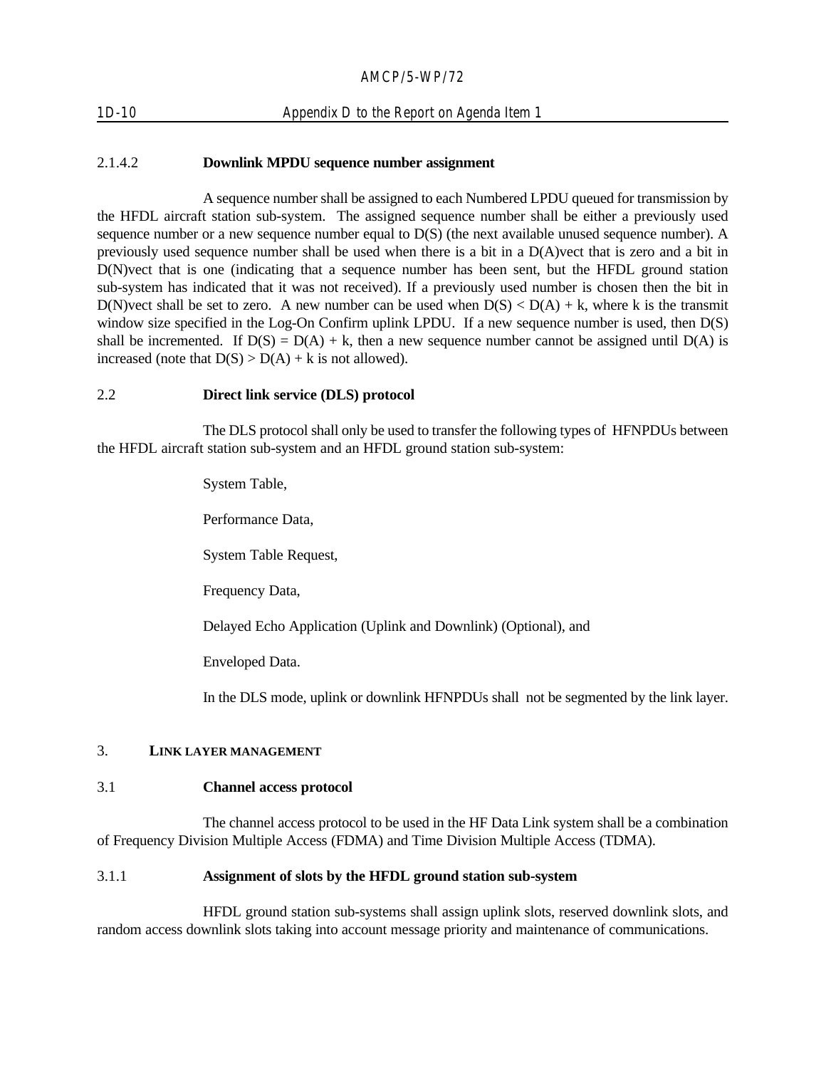#### 2.1.4.2 Downlink MPDU sequence number assignment

A sequence number shall be assigned to each Numbered LPDU queued for transmission by the HFDL aircraft station sub-system. The assigned sequence number shall be either a previously used sequence number or a new sequence number equal to D(S) (the next available unused sequence number). A previously used sequence number shall be used when there is a bit in a D(A)vect that is zero and a bit in D(N)vect that is one (indicating that a sequence number has been sent, but the HFDL ground station sub-system has indicated that it was not received). If a previously used number is chosen then the bit in D(N)vect shall be set to zero. A new number can be used when $D(S) < D(A) + k$, where k is the transmit window size specified in the Log-On Confirm uplink LPDU. If a new sequence number is used, then D(S) shall be incremented. If $D(S) = D(A) + k$, then a new sequence number cannot be assigned until D(A) is increased (note that $D(S) > D(A) + k$ is not allowed).

### 2.2 Direct link service (DLS) protocol

The DLS protocol shall only be used to transfer the following types of HFNPDUs between the HFDL aircraft station sub-system and an HFDL ground station sub-system:

System Table,

Performance Data,

System Table Request,

Frequency Data,

Delayed Echo Application (Uplink and Downlink) (Optional), and

Enveloped Data.

In the DLS mode, uplink or downlink HFNPDUs shall not be segmented by the link layer.

## 3. LINK LAYER MANAGEMENT

### 3.1 Channel access protocol

The channel access protocol to be used in the HF Data Link system shall be a combination of Frequency Division Multiple Access (FDMA) and Time Division Multiple Access (TDMA).

#### 3.1.1 Assignment of slots by the HFDL ground station sub-system

HFDL ground station sub-systems shall assign uplink slots, reserved downlink slots, and random access downlink slots taking into account message priority and maintenance of communications.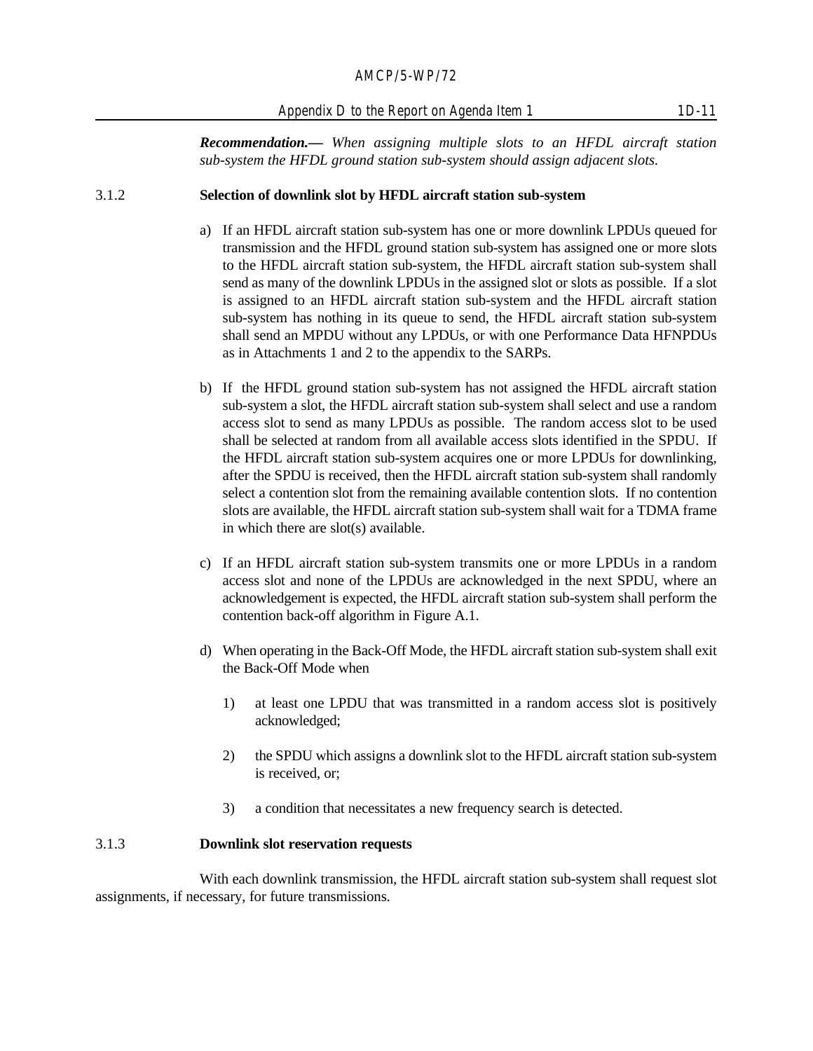***Recommendation.***— *When assigning multiple slots to an HFDL aircraft station sub-system the HFDL ground station sub-system should assign adjacent slots.*

### 3.1.2 Selection of downlink slot by HFDL aircraft station sub-system

a) If an HFDL aircraft station sub-system has one or more downlink LPDUs queued for transmission and the HFDL ground station sub-system has assigned one or more slots to the HFDL aircraft station sub-system, the HFDL aircraft station sub-system shall send as many of the downlink LPDUs in the assigned slot or slots as possible. If a slot is assigned to an HFDL aircraft station sub-system and the HFDL aircraft station sub-system has nothing in its queue to send, the HFDL aircraft station sub-system shall send an MPDU without any LPDUs, or with one Performance Data HFNPDUs as in Attachments 1 and 2 to the appendix to the SARPs.

b) If the HFDL ground station sub-system has not assigned the HFDL aircraft station sub-system a slot, the HFDL aircraft station sub-system shall select and use a random access slot to send as many LPDUs as possible. The random access slot to be used shall be selected at random from all available access slots identified in the SPDU. If the HFDL aircraft station sub-system acquires one or more LPDUs for downlinking, after the SPDU is received, then the HFDL aircraft station sub-system shall randomly select a contention slot from the remaining available contention slots. If no contention slots are available, the HFDL aircraft station sub-system shall wait for a TDMA frame in which there are slot(s) available.

c) If an HFDL aircraft station sub-system transmits one or more LPDUs in a random access slot and none of the LPDUs are acknowledged in the next SPDU, where an acknowledgement is expected, the HFDL aircraft station sub-system shall perform the contention back-off algorithm in Figure A.1.

d) When operating in the Back-Off Mode, the HFDL aircraft station sub-system shall exit the Back-Off Mode when

   1) at least one LPDU that was transmitted in a random access slot is positively acknowledged;

   2) the SPDU which assigns a downlink slot to the HFDL aircraft station sub-system is received, or;

   3) a condition that necessitates a new frequency search is detected.

### 3.1.3 Downlink slot reservation requests

With each downlink transmission, the HFDL aircraft station sub-system shall request slot assignments, if necessary, for future transmissions.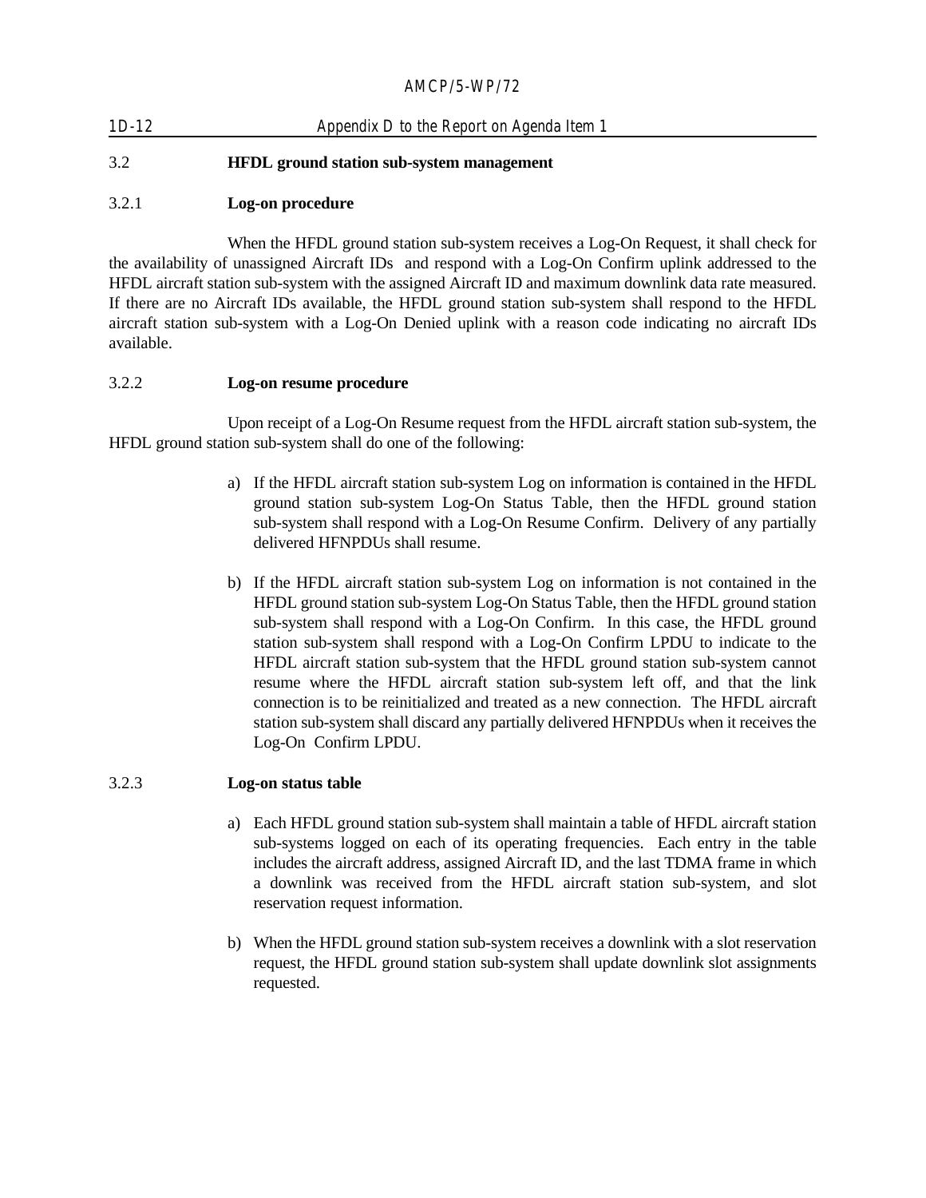### 3.2 HFDL ground station sub-system management

#### 3.2.1 Log-on procedure

When the HFDL ground station sub-system receives a Log-On Request, it shall check for the availability of unassigned Aircraft IDs and respond with a Log-On Confirm uplink addressed to the HFDL aircraft station sub-system with the assigned Aircraft ID and maximum downlink data rate measured. If there are no Aircraft IDs available, the HFDL ground station sub-system shall respond to the HFDL aircraft station sub-system with a Log-On Denied uplink with a reason code indicating no aircraft IDs available.

#### 3.2.2 Log-on resume procedure

Upon receipt of a Log-On Resume request from the HFDL aircraft station sub-system, the HFDL ground station sub-system shall do one of the following:

a) If the HFDL aircraft station sub-system Log on information is contained in the HFDL ground station sub-system Log-On Status Table, then the HFDL ground station sub-system shall respond with a Log-On Resume Confirm. Delivery of any partially delivered HFNPDUs shall resume.

b) If the HFDL aircraft station sub-system Log on information is not contained in the HFDL ground station sub-system Log-On Status Table, then the HFDL ground station sub-system shall respond with a Log-On Confirm. In this case, the HFDL ground station sub-system shall respond with a Log-On Confirm LPDU to indicate to the HFDL aircraft station sub-system that the HFDL ground station sub-system cannot resume where the HFDL aircraft station sub-system left off, and that the link connection is to be reinitialized and treated as a new connection. The HFDL aircraft station sub-system shall discard any partially delivered HFNPDUs when it receives the Log-On Confirm LPDU.

#### 3.2.3 Log-on status table

a) Each HFDL ground station sub-system shall maintain a table of HFDL aircraft station sub-systems logged on each of its operating frequencies. Each entry in the table includes the aircraft address, assigned Aircraft ID, and the last TDMA frame in which a downlink was received from the HFDL aircraft station sub-system, and slot reservation request information.

b) When the HFDL ground station sub-system receives a downlink with a slot reservation request, the HFDL ground station sub-system shall update downlink slot assignments requested.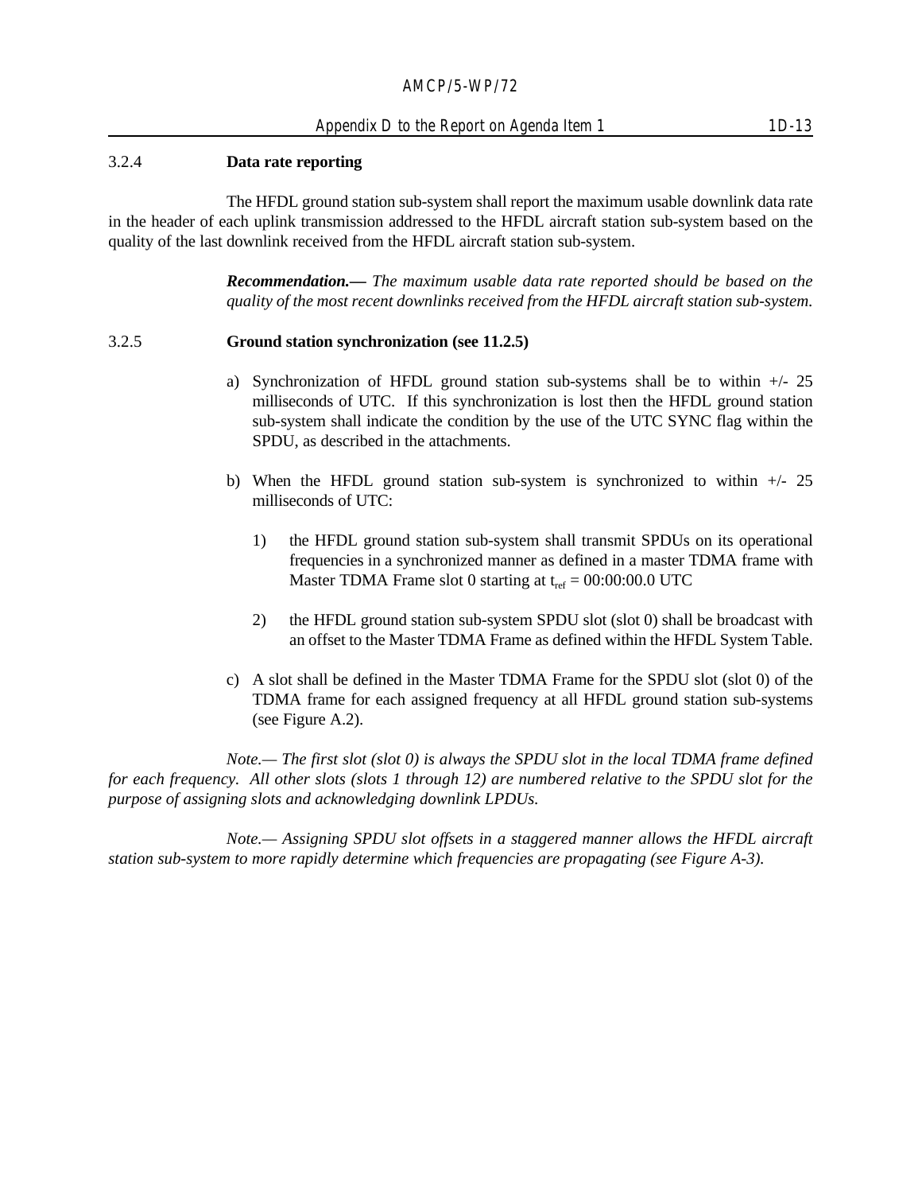### 3.2.4 Data rate reporting

The HFDL ground station sub-system shall report the maximum usable downlink data rate in the header of each uplink transmission addressed to the HFDL aircraft station sub-system based on the quality of the last downlink received from the HFDL aircraft station sub-system.

***Recommendation.—*** *The maximum usable data rate reported should be based on the quality of the most recent downlinks received from the HFDL aircraft station sub-system.*

### 3.2.5 Ground station synchronization (see 11.2.5)

a) Synchronization of HFDL ground station sub-systems shall be to within +/- 25 milliseconds of UTC. If this synchronization is lost then the HFDL ground station sub-system shall indicate the condition by the use of the UTC SYNC flag within the SPDU, as described in the attachments.

b) When the HFDL ground station sub-system is synchronized to within +/- 25 milliseconds of UTC:

   1) the HFDL ground station sub-system shall transmit SPDUs on its operational frequencies in a synchronized manner as defined in a master TDMA frame with Master TDMA Frame slot 0 starting at $t_{ref}$ = 00:00:00.0 UTC

   2) the HFDL ground station sub-system SPDU slot (slot 0) shall be broadcast with an offset to the Master TDMA Frame as defined within the HFDL System Table.

c) A slot shall be defined in the Master TDMA Frame for the SPDU slot (slot 0) of the TDMA frame for each assigned frequency at all HFDL ground station sub-systems (see Figure A.2).

*Note.— The first slot (slot 0) is always the SPDU slot in the local TDMA frame defined for each frequency. All other slots (slots 1 through 12) are numbered relative to the SPDU slot for the purpose of assigning slots and acknowledging downlink LPDUs.*

*Note.— Assigning SPDU slot offsets in a staggered manner allows the HFDL aircraft station sub-system to more rapidly determine which frequencies are propagating (see Figure A-3).*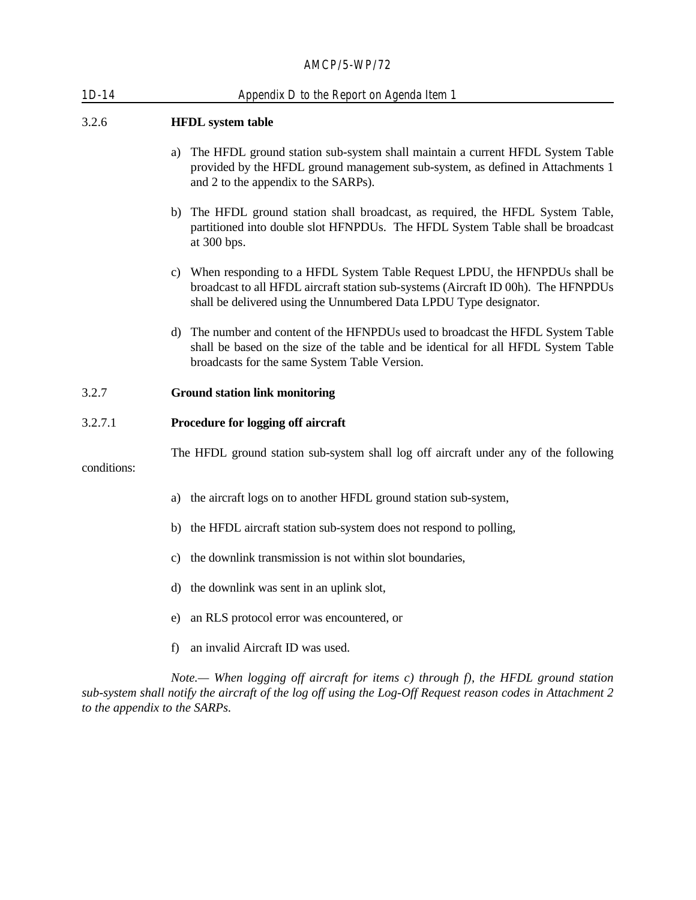### 3.2.6 HFDL system table

a) The HFDL ground station sub-system shall maintain a current HFDL System Table provided by the HFDL ground management sub-system, as defined in Attachments 1 and 2 to the appendix to the SARPs).

b) The HFDL ground station shall broadcast, as required, the HFDL System Table, partitioned into double slot HFNPDUs. The HFDL System Table shall be broadcast at 300 bps.

c) When responding to a HFDL System Table Request LPDU, the HFNPDUs shall be broadcast to all HFDL aircraft station sub-systems (Aircraft ID 00h). The HFNPDUs shall be delivered using the Unnumbered Data LPDU Type designator.

d) The number and content of the HFNPDUs used to broadcast the HFDL System Table shall be based on the size of the table and be identical for all HFDL System Table broadcasts for the same System Table Version.

### 3.2.7 Ground station link monitoring

#### 3.2.7.1 Procedure for logging off aircraft

The HFDL ground station sub-system shall log off aircraft under any of the following conditions:

a) the aircraft logs on to another HFDL ground station sub-system,

b) the HFDL aircraft station sub-system does not respond to polling,

c) the downlink transmission is not within slot boundaries,

d) the downlink was sent in an uplink slot,

e) an RLS protocol error was encountered, or

f) an invalid Aircraft ID was used.

*Note.— When logging off aircraft for items c) through f), the HFDL ground station sub-system shall notify the aircraft of the log off using the Log-Off Request reason codes in Attachment 2 to the appendix to the SARPs.*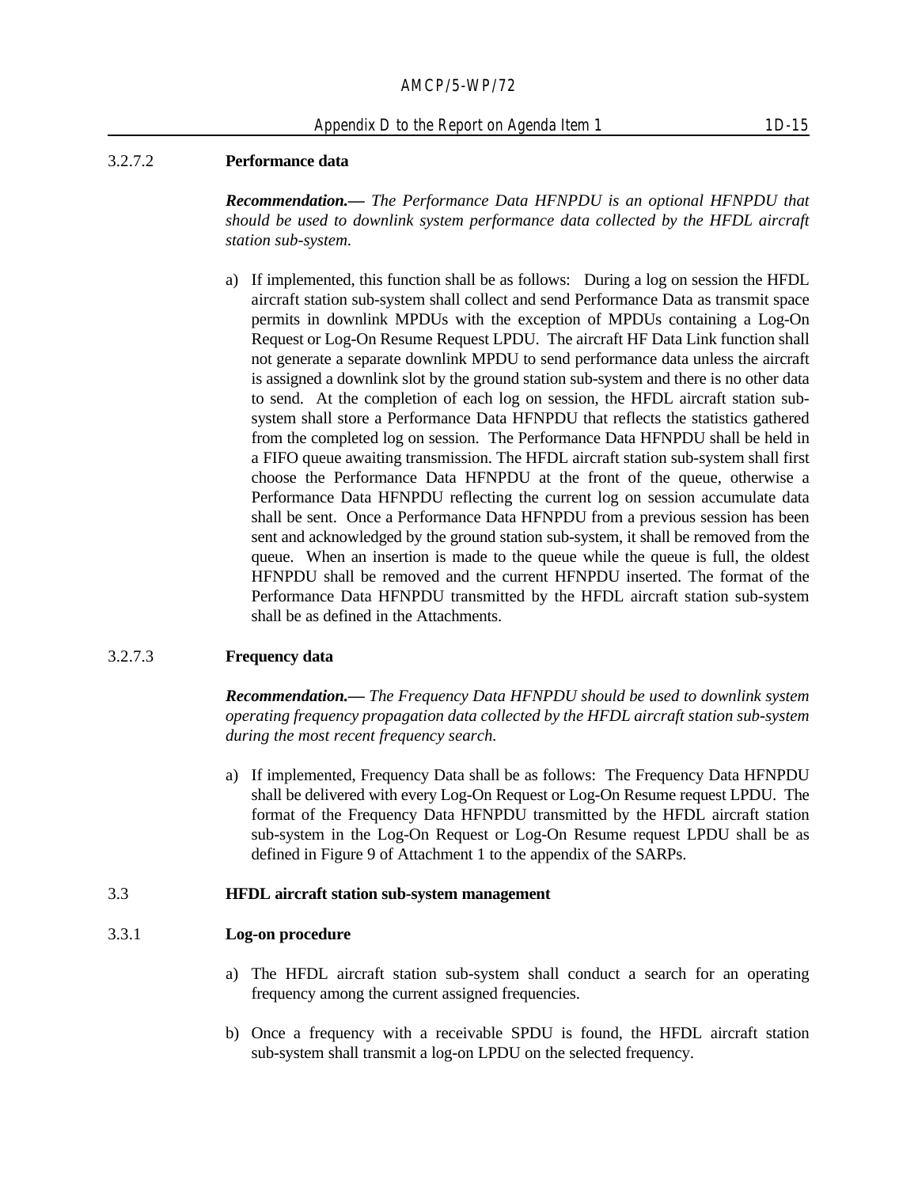#### 3.2.7.2 Performance data

***Recommendation.—*** *The Performance Data HFNPDU is an optional HFNPDU that should be used to downlink system performance data collected by the HFDL aircraft station sub-system.*

a) If implemented, this function shall be as follows: During a log on session the HFDL aircraft station sub-system shall collect and send Performance Data as transmit space permits in downlink MPDUs with the exception of MPDUs containing a Log-On Request or Log-On Resume Request LPDU. The aircraft HF Data Link function shall not generate a separate downlink MPDU to send performance data unless the aircraft is assigned a downlink slot by the ground station sub-system and there is no other data to send. At the completion of each log on session, the HFDL aircraft station sub-system shall store a Performance Data HFNPDU that reflects the statistics gathered from the completed log on session. The Performance Data HFNPDU shall be held in a FIFO queue awaiting transmission. The HFDL aircraft station sub-system shall first choose the Performance Data HFNPDU at the front of the queue, otherwise a Performance Data HFNPDU reflecting the current log on session accumulate data shall be sent. Once a Performance Data HFNPDU from a previous session has been sent and acknowledged by the ground station sub-system, it shall be removed from the queue. When an insertion is made to the queue while the queue is full, the oldest HFNPDU shall be removed and the current HFNPDU inserted. The format of the Performance Data HFNPDU transmitted by the HFDL aircraft station sub-system shall be as defined in the Attachments.

#### 3.2.7.3 Frequency data

***Recommendation.—*** *The Frequency Data HFNPDU should be used to downlink system operating frequency propagation data collected by the HFDL aircraft station sub-system during the most recent frequency search.*

a) If implemented, Frequency Data shall be as follows: The Frequency Data HFNPDU shall be delivered with every Log-On Request or Log-On Resume request LPDU. The format of the Frequency Data HFNPDU transmitted by the HFDL aircraft station sub-system in the Log-On Request or Log-On Resume request LPDU shall be as defined in Figure 9 of Attachment 1 to the appendix of the SARPs.

### 3.3 HFDL aircraft station sub-system management

#### 3.3.1 Log-on procedure

a) The HFDL aircraft station sub-system shall conduct a search for an operating frequency among the current assigned frequencies.

b) Once a frequency with a receivable SPDU is found, the HFDL aircraft station sub-system shall transmit a log-on LPDU on the selected frequency.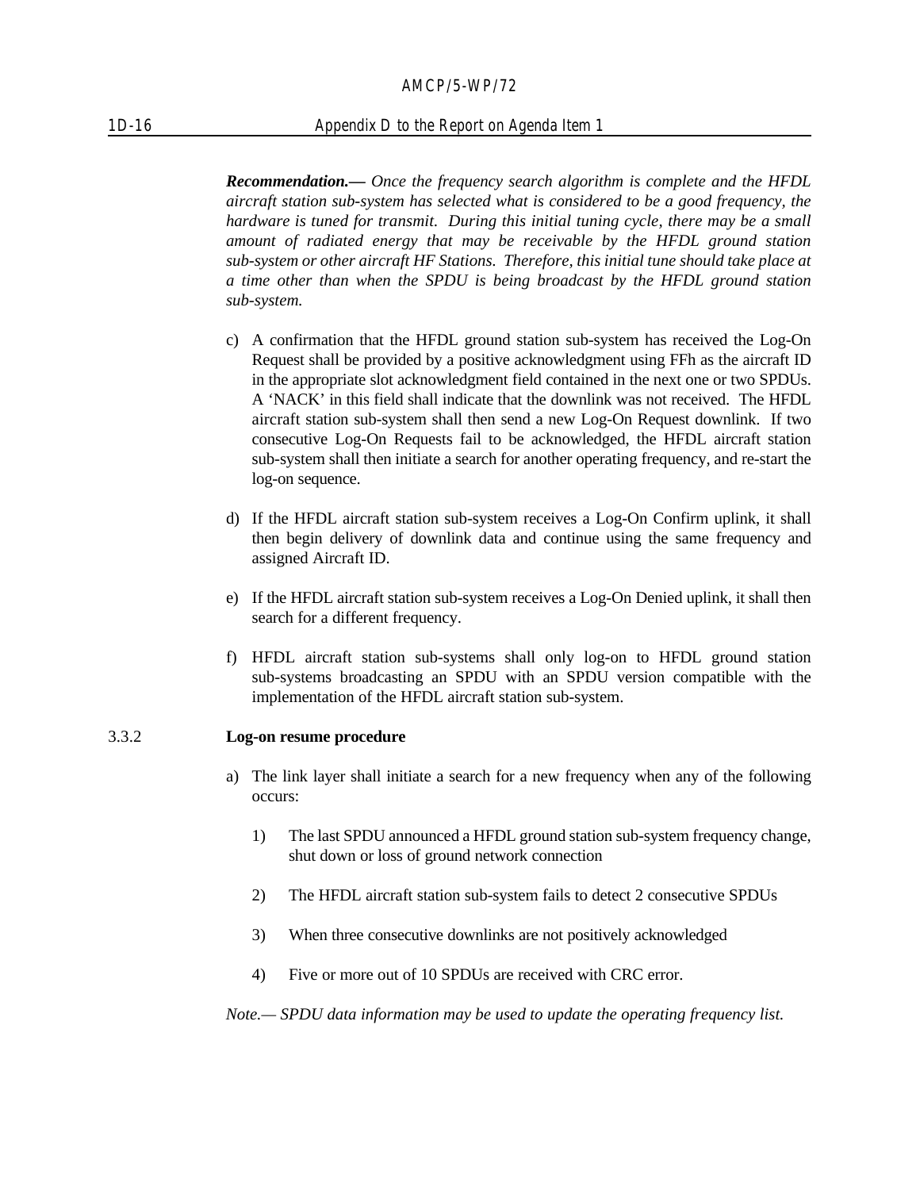***Recommendation.—*** *Once the frequency search algorithm is complete and the HFDL aircraft station sub-system has selected what is considered to be a good frequency, the hardware is tuned for transmit. During this initial tuning cycle, there may be a small amount of radiated energy that may be receivable by the HFDL ground station sub-system or other aircraft HF Stations. Therefore, this initial tune should take place at a time other than when the SPDU is being broadcast by the HFDL ground station sub-system.*

c) A confirmation that the HFDL ground station sub-system has received the Log-On Request shall be provided by a positive acknowledgment using FFh as the aircraft ID in the appropriate slot acknowledgment field contained in the next one or two SPDUs. A 'NACK' in this field shall indicate that the downlink was not received. The HFDL aircraft station sub-system shall then send a new Log-On Request downlink. If two consecutive Log-On Requests fail to be acknowledged, the HFDL aircraft station sub-system shall then initiate a search for another operating frequency, and re-start the log-on sequence.

d) If the HFDL aircraft station sub-system receives a Log-On Confirm uplink, it shall then begin delivery of downlink data and continue using the same frequency and assigned Aircraft ID.

e) If the HFDL aircraft station sub-system receives a Log-On Denied uplink, it shall then search for a different frequency.

f) HFDL aircraft station sub-systems shall only log-on to HFDL ground station sub-systems broadcasting an SPDU with an SPDU version compatible with the implementation of the HFDL aircraft station sub-system.

### 3.3.2 Log-on resume procedure

a) The link layer shall initiate a search for a new frequency when any of the following occurs:

   1) The last SPDU announced a HFDL ground station sub-system frequency change, shut down or loss of ground network connection

   2) The HFDL aircraft station sub-system fails to detect 2 consecutive SPDUs

   3) When three consecutive downlinks are not positively acknowledged

   4) Five or more out of 10 SPDUs are received with CRC error.

*Note.— SPDU data information may be used to update the operating frequency list.*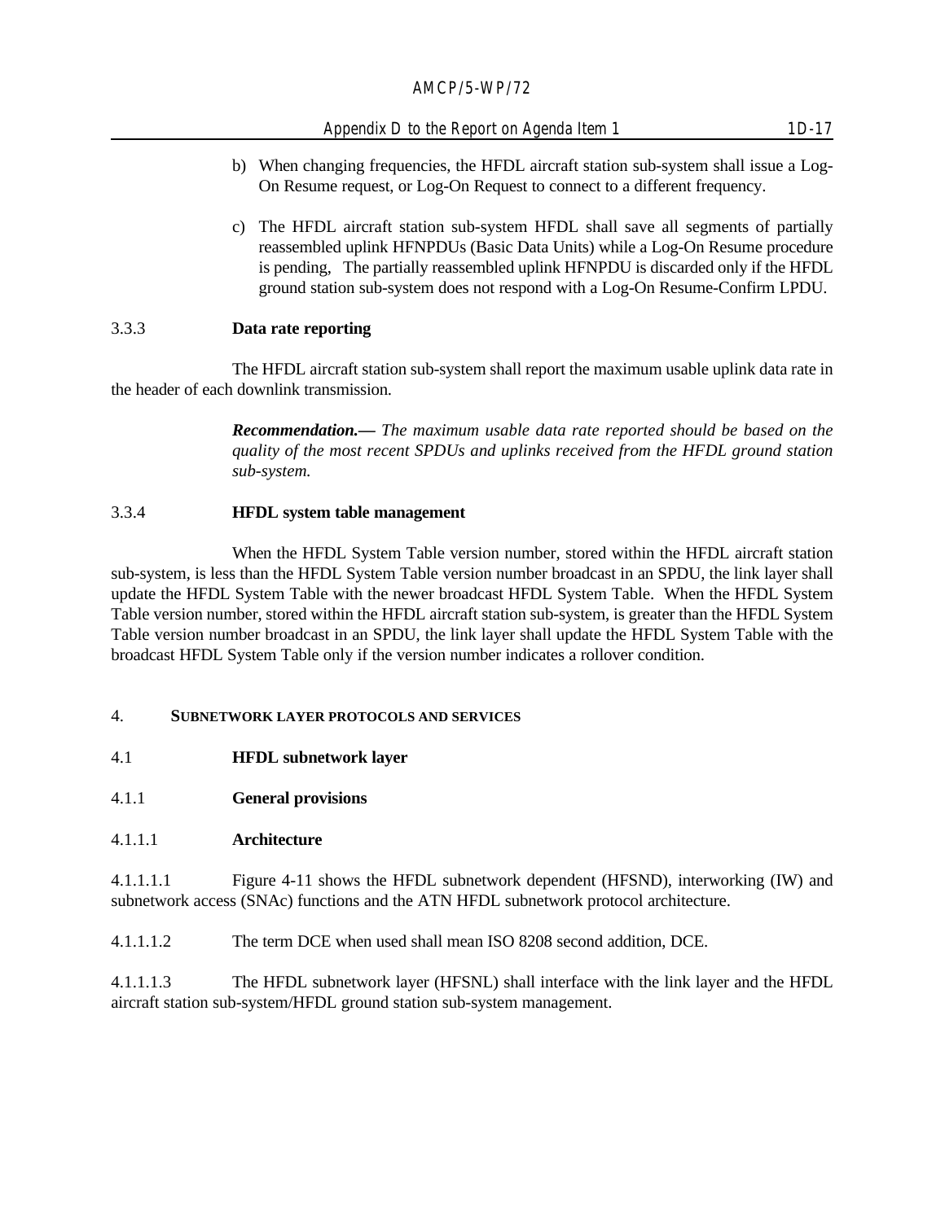b) When changing frequencies, the HFDL aircraft station sub-system shall issue a Log-On Resume request, or Log-On Request to connect to a different frequency.

c) The HFDL aircraft station sub-system HFDL shall save all segments of partially reassembled uplink HFNPDUs (Basic Data Units) while a Log-On Resume procedure is pending, The partially reassembled uplink HFNPDU is discarded only if the HFDL ground station sub-system does not respond with a Log-On Resume-Confirm LPDU.

### 3.3.3 Data rate reporting

The HFDL aircraft station sub-system shall report the maximum usable uplink data rate in the header of each downlink transmission.

***Recommendation.—*** *The maximum usable data rate reported should be based on the quality of the most recent SPDUs and uplinks received from the HFDL ground station sub-system.*

### 3.3.4 HFDL system table management

When the HFDL System Table version number, stored within the HFDL aircraft station sub-system, is less than the HFDL System Table version number broadcast in an SPDU, the link layer shall update the HFDL System Table with the newer broadcast HFDL System Table. When the HFDL System Table version number, stored within the HFDL aircraft station sub-system, is greater than the HFDL System Table version number broadcast in an SPDU, the link layer shall update the HFDL System Table with the broadcast HFDL System Table only if the version number indicates a rollover condition.

## 4. SUBNETWORK LAYER PROTOCOLS AND SERVICES

### 4.1 HFDL subnetwork layer

### 4.1.1 General provisions

### 4.1.1.1 Architecture

4.1.1.1.1 Figure 4-11 shows the HFDL subnetwork dependent (HFSND), interworking (IW) and subnetwork access (SNAc) functions and the ATN HFDL subnetwork protocol architecture.

4.1.1.1.2 The term DCE when used shall mean ISO 8208 second addition, DCE.

4.1.1.1.3 The HFDL subnetwork layer (HFSNL) shall interface with the link layer and the HFDL aircraft station sub-system/HFDL ground station sub-system management.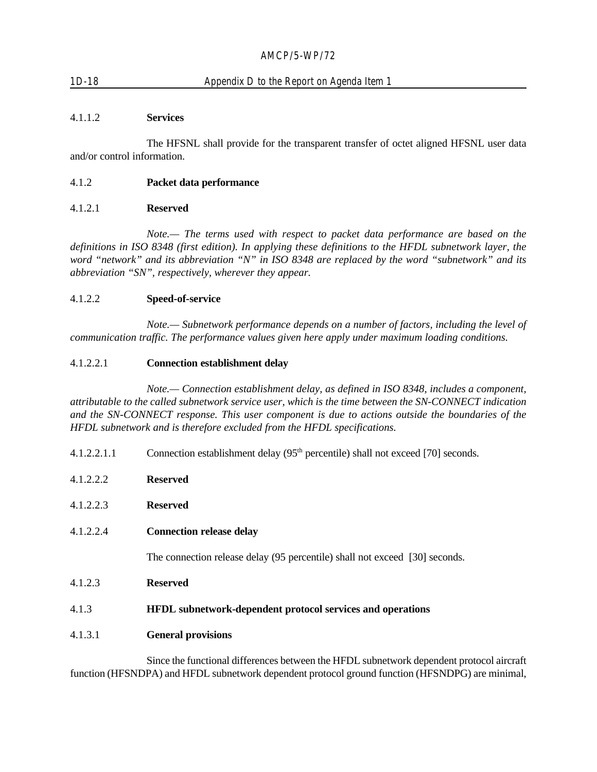#### 4.1.1.2 **Services**

The HFSNL shall provide for the transparent transfer of octet aligned HFSNL user data and/or control information.

### 4.1.2 **Packet data performance**

#### 4.1.2.1 **Reserved**

*Note.— The terms used with respect to packet data performance are based on the definitions in ISO 8348 (first edition). In applying these definitions to the HFDL subnetwork layer, the word "network" and its abbreviation "N" in ISO 8348 are replaced by the word "subnetwork" and its abbreviation "SN", respectively, wherever they appear.*

#### 4.1.2.2 **Speed-of-service**

*Note.— Subnetwork performance depends on a number of factors, including the level of communication traffic. The performance values given here apply under maximum loading conditions.*

##### 4.1.2.2.1 **Connection establishment delay**

*Note.— Connection establishment delay, as defined in ISO 8348, includes a component, attributable to the called subnetwork service user, which is the time between the SN-CONNECT indication and the SN-CONNECT response. This user component is due to actions outside the boundaries of the HFDL subnetwork and is therefore excluded from the HFDL specifications.*

4.1.2.2.1.1 Connection establishment delay (95th percentile) shall not exceed [70] seconds.

##### 4.1.2.2.2 **Reserved**

##### 4.1.2.2.3 **Reserved**

##### 4.1.2.2.4 **Connection release delay**

The connection release delay (95 percentile) shall not exceed [30] seconds.

#### 4.1.2.3 **Reserved**

### 4.1.3 **HFDL subnetwork-dependent protocol services and operations**

#### 4.1.3.1 **General provisions**

Since the functional differences between the HFDL subnetwork dependent protocol aircraft function (HFSNDPA) and HFDL subnetwork dependent protocol ground function (HFSNDPG) are minimal,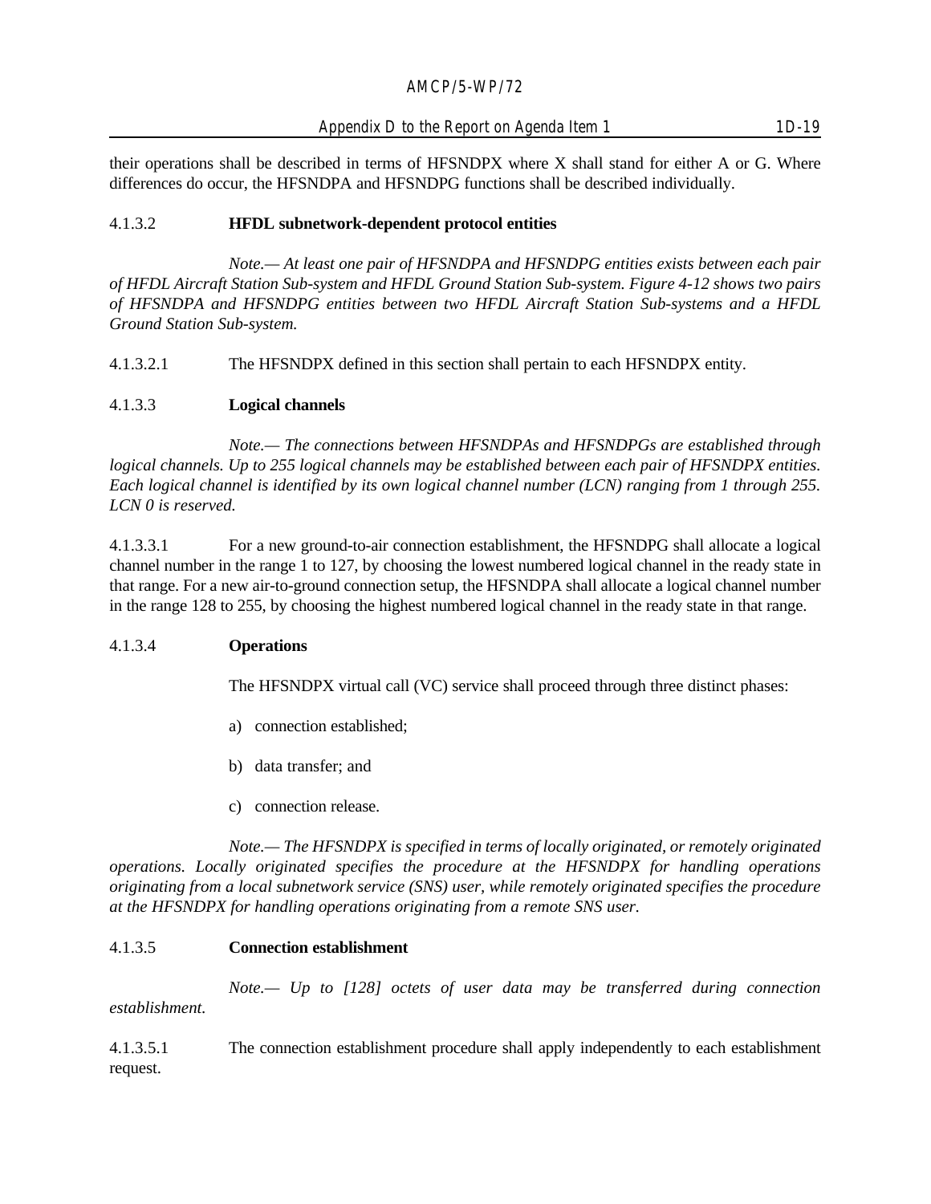their operations shall be described in terms of HFSNDPX where X shall stand for either A or G. Where differences do occur, the HFSNDPA and HFSNDPG functions shall be described individually.

#### 4.1.3.2 HFDL subnetwork-dependent protocol entities

*Note.— At least one pair of HFSNDPA and HFSNDPG entities exists between each pair of HFDL Aircraft Station Sub-system and HFDL Ground Station Sub-system. Figure 4-12 shows two pairs of HFSNDPA and HFSNDPG entities between two HFDL Aircraft Station Sub-systems and a HFDL Ground Station Sub-system.*

4.1.3.2.1 The HFSNDPX defined in this section shall pertain to each HFSNDPX entity.

#### 4.1.3.3 Logical channels

*Note.— The connections between HFSNDPAs and HFSNDPGs are established through logical channels. Up to 255 logical channels may be established between each pair of HFSNDPX entities. Each logical channel is identified by its own logical channel number (LCN) ranging from 1 through 255. LCN 0 is reserved.*

4.1.3.3.1 For a new ground-to-air connection establishment, the HFSNDPG shall allocate a logical channel number in the range 1 to 127, by choosing the lowest numbered logical channel in the ready state in that range. For a new air-to-ground connection setup, the HFSNDPA shall allocate a logical channel number in the range 128 to 255, by choosing the highest numbered logical channel in the ready state in that range.

#### 4.1.3.4 Operations

The HFSNDPX virtual call (VC) service shall proceed through three distinct phases:

a) connection established;

b) data transfer; and

c) connection release.

*Note.— The HFSNDPX is specified in terms of locally originated, or remotely originated operations. Locally originated specifies the procedure at the HFSNDPX for handling operations originating from a local subnetwork service (SNS) user, while remotely originated specifies the procedure at the HFSNDPX for handling operations originating from a remote SNS user.*

#### 4.1.3.5 Connection establishment

*Note.— Up to [128] octets of user data may be transferred during connection establishment.*

4.1.3.5.1 The connection establishment procedure shall apply independently to each establishment request.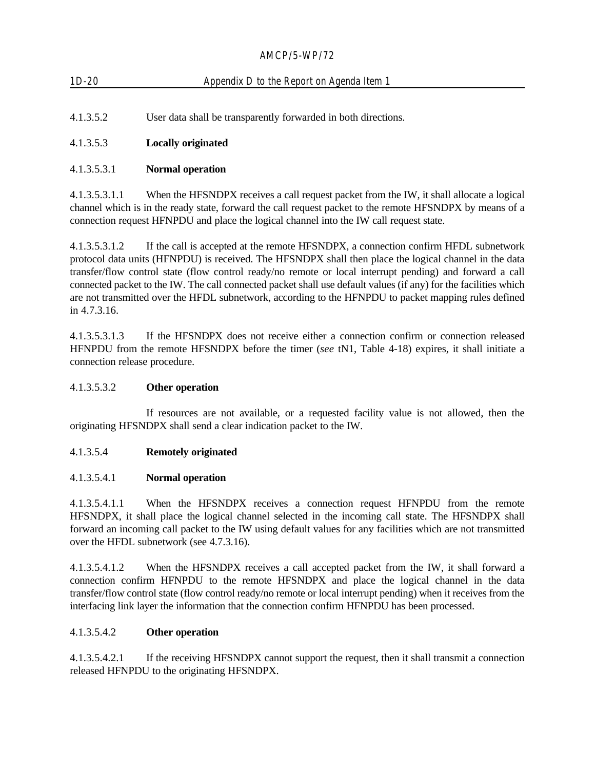4.1.3.5.2 User data shall be transparently forwarded in both directions.

4.1.3.5.3 **Locally originated**

4.1.3.5.3.1 **Normal operation**

4.1.3.5.3.1.1 When the HFSNDPX receives a call request packet from the IW, it shall allocate a logical channel which is in the ready state, forward the call request packet to the remote HFSNDPX by means of a connection request HFNPDU and place the logical channel into the IW call request state.

4.1.3.5.3.1.2 If the call is accepted at the remote HFSNDPX, a connection confirm HFDL subnetwork protocol data units (HFNPDU) is received. The HFSNDPX shall then place the logical channel in the data transfer/flow control state (flow control ready/no remote or local interrupt pending) and forward a call connected packet to the IW. The call connected packet shall use default values (if any) for the facilities which are not transmitted over the HFDL subnetwork, according to the HFNPDU to packet mapping rules defined in 4.7.3.16.

4.1.3.5.3.1.3 If the HFSNDPX does not receive either a connection confirm or connection released HFNPDU from the remote HFSNDPX before the timer (*see* tN1, Table 4-18) expires, it shall initiate a connection release procedure.

4.1.3.5.3.2 **Other operation**

If resources are not available, or a requested facility value is not allowed, then the originating HFSNDPX shall send a clear indication packet to the IW.

4.1.3.5.4 **Remotely originated**

4.1.3.5.4.1 **Normal operation**

4.1.3.5.4.1.1 When the HFSNDPX receives a connection request HFNPDU from the remote HFSNDPX, it shall place the logical channel selected in the incoming call state. The HFSNDPX shall forward an incoming call packet to the IW using default values for any facilities which are not transmitted over the HFDL subnetwork (see 4.7.3.16).

4.1.3.5.4.1.2 When the HFSNDPX receives a call accepted packet from the IW, it shall forward a connection confirm HFNPDU to the remote HFSNDPX and place the logical channel in the data transfer/flow control state (flow control ready/no remote or local interrupt pending) when it receives from the interfacing link layer the information that the connection confirm HFNPDU has been processed.

4.1.3.5.4.2 **Other operation**

4.1.3.5.4.2.1 If the receiving HFSNDPX cannot support the request, then it shall transmit a connection released HFNPDU to the originating HFSNDPX.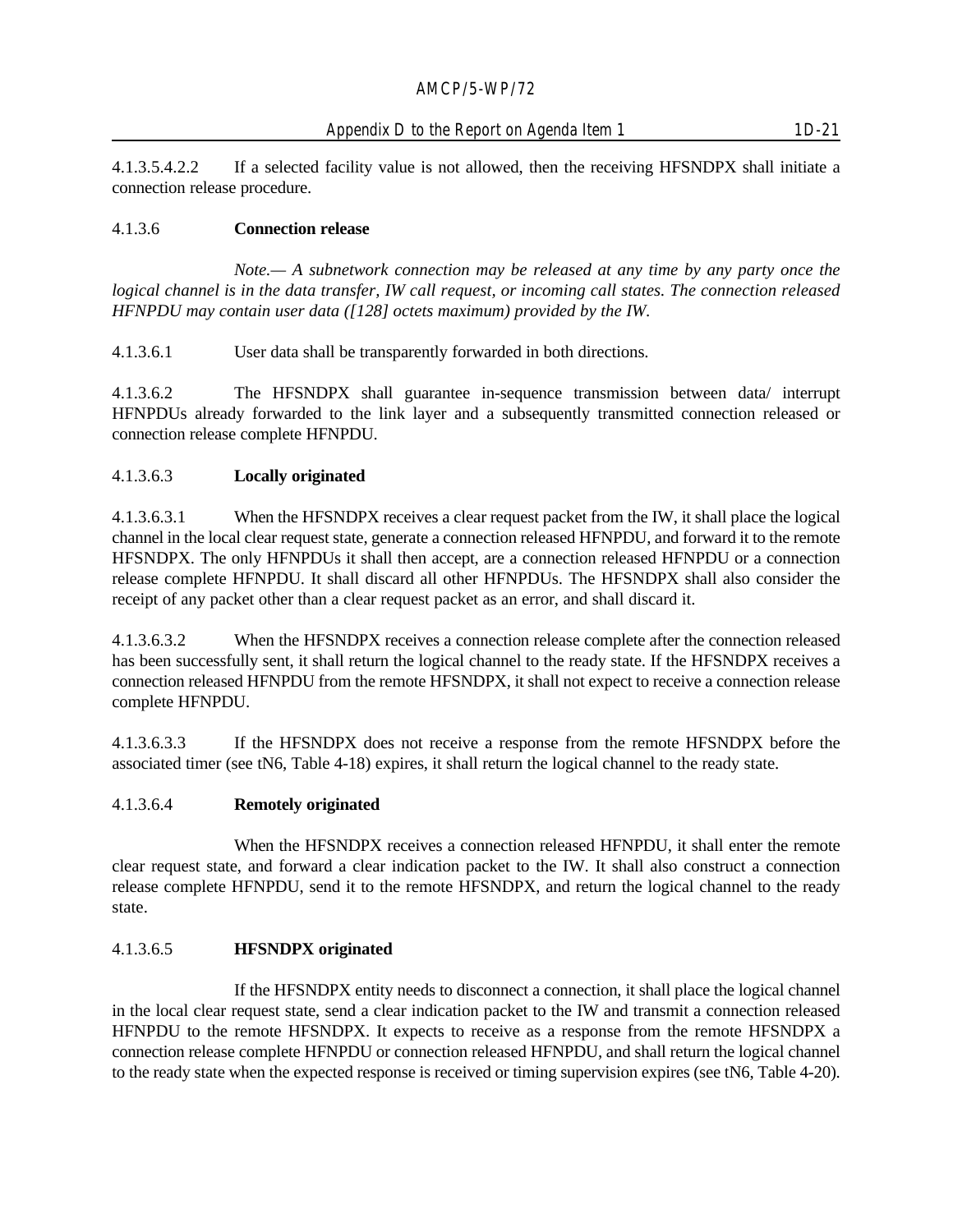4.1.3.5.4.2.2 If a selected facility value is not allowed, then the receiving HFSNDPX shall initiate a connection release procedure.

#### 4.1.3.6 **Connection release**

*Note.— A subnetwork connection may be released at any time by any party once the logical channel is in the data transfer, IW call request, or incoming call states. The connection released HFNPDU may contain user data ([128] octets maximum) provided by the IW.*

4.1.3.6.1 User data shall be transparently forwarded in both directions.

4.1.3.6.2 The HFSNDPX shall guarantee in-sequence transmission between data/ interrupt HFNPDUs already forwarded to the link layer and a subsequently transmitted connection released or connection release complete HFNPDU.

#### 4.1.3.6.3 **Locally originated**

4.1.3.6.3.1 When the HFSNDPX receives a clear request packet from the IW, it shall place the logical channel in the local clear request state, generate a connection released HFNPDU, and forward it to the remote HFSNDPX. The only HFNPDUs it shall then accept, are a connection released HFNPDU or a connection release complete HFNPDU. It shall discard all other HFNPDUs. The HFSNDPX shall also consider the receipt of any packet other than a clear request packet as an error, and shall discard it.

4.1.3.6.3.2 When the HFSNDPX receives a connection release complete after the connection released has been successfully sent, it shall return the logical channel to the ready state. If the HFSNDPX receives a connection released HFNPDU from the remote HFSNDPX, it shall not expect to receive a connection release complete HFNPDU.

4.1.3.6.3.3 If the HFSNDPX does not receive a response from the remote HFSNDPX before the associated timer (see tN6, Table 4-18) expires, it shall return the logical channel to the ready state.

#### 4.1.3.6.4 **Remotely originated**

When the HFSNDPX receives a connection released HFNPDU, it shall enter the remote clear request state, and forward a clear indication packet to the IW. It shall also construct a connection release complete HFNPDU, send it to the remote HFSNDPX, and return the logical channel to the ready state.

#### 4.1.3.6.5 **HFSNDPX originated**

If the HFSNDPX entity needs to disconnect a connection, it shall place the logical channel in the local clear request state, send a clear indication packet to the IW and transmit a connection released HFNPDU to the remote HFSNDPX. It expects to receive as a response from the remote HFSNDPX a connection release complete HFNPDU or connection released HFNPDU, and shall return the logical channel to the ready state when the expected response is received or timing supervision expires (see tN6, Table 4-20).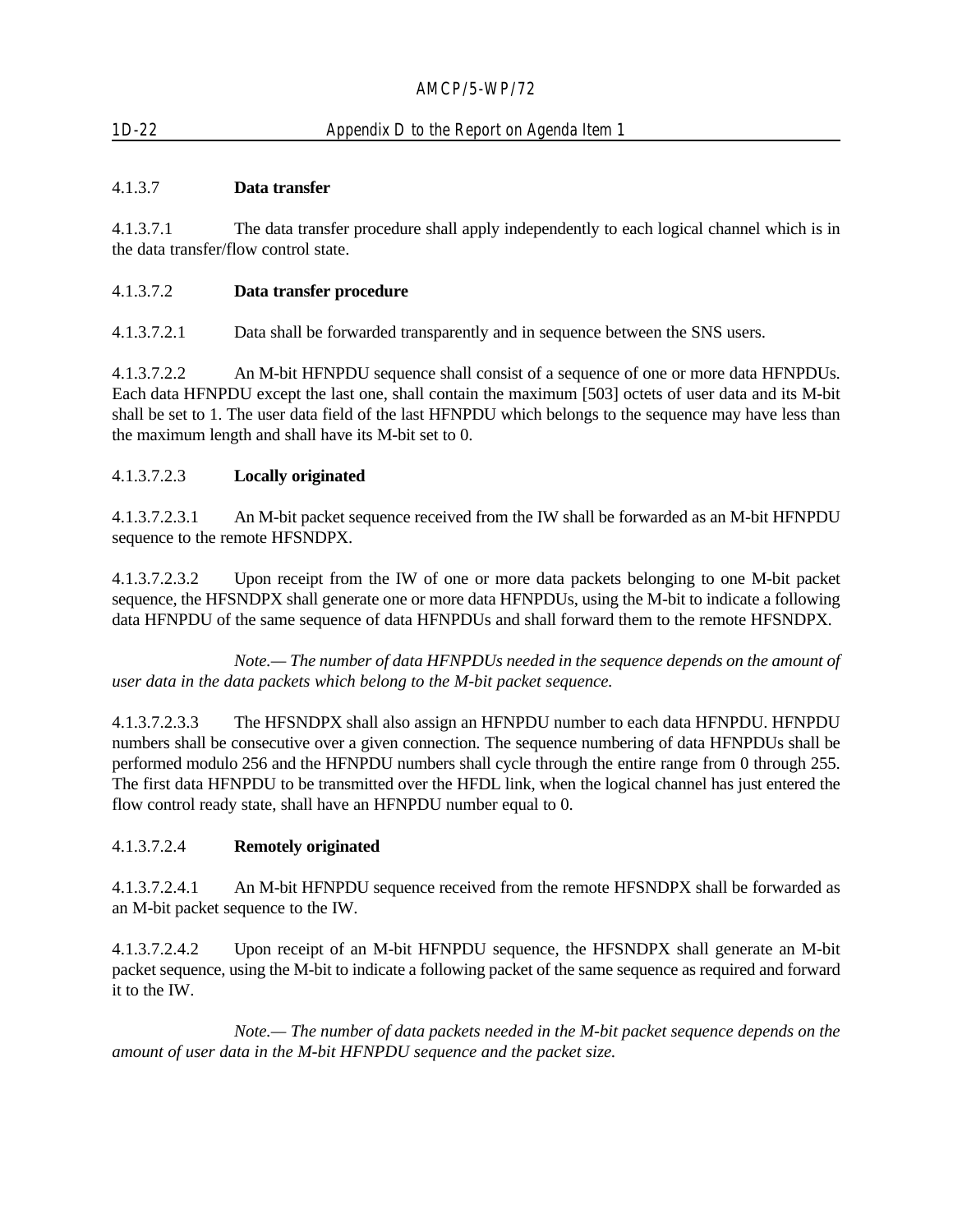4.1.3.7 **Data transfer**

4.1.3.7.1 The data transfer procedure shall apply independently to each logical channel which is in the data transfer/flow control state.

4.1.3.7.2 **Data transfer procedure**

4.1.3.7.2.1 Data shall be forwarded transparently and in sequence between the SNS users.

4.1.3.7.2.2 An M-bit HFNPDU sequence shall consist of a sequence of one or more data HFNPDUs. Each data HFNPDU except the last one, shall contain the maximum [503] octets of user data and its M-bit shall be set to 1. The user data field of the last HFNPDU which belongs to the sequence may have less than the maximum length and shall have its M-bit set to 0.

4.1.3.7.2.3 **Locally originated**

4.1.3.7.2.3.1 An M-bit packet sequence received from the IW shall be forwarded as an M-bit HFNPDU sequence to the remote HFSNDPX.

4.1.3.7.2.3.2 Upon receipt from the IW of one or more data packets belonging to one M-bit packet sequence, the HFSNDPX shall generate one or more data HFNPDUs, using the M-bit to indicate a following data HFNPDU of the same sequence of data HFNPDUs and shall forward them to the remote HFSNDPX.

*Note.— The number of data HFNPDUs needed in the sequence depends on the amount of user data in the data packets which belong to the M-bit packet sequence.*

4.1.3.7.2.3.3 The HFSNDPX shall also assign an HFNPDU number to each data HFNPDU. HFNPDU numbers shall be consecutive over a given connection. The sequence numbering of data HFNPDUs shall be performed modulo 256 and the HFNPDU numbers shall cycle through the entire range from 0 through 255. The first data HFNPDU to be transmitted over the HFDL link, when the logical channel has just entered the flow control ready state, shall have an HFNPDU number equal to 0.

4.1.3.7.2.4 **Remotely originated**

4.1.3.7.2.4.1 An M-bit HFNPDU sequence received from the remote HFSNDPX shall be forwarded as an M-bit packet sequence to the IW.

4.1.3.7.2.4.2 Upon receipt of an M-bit HFNPDU sequence, the HFSNDPX shall generate an M-bit packet sequence, using the M-bit to indicate a following packet of the same sequence as required and forward it to the IW.

*Note.— The number of data packets needed in the M-bit packet sequence depends on the amount of user data in the M-bit HFNPDU sequence and the packet size.*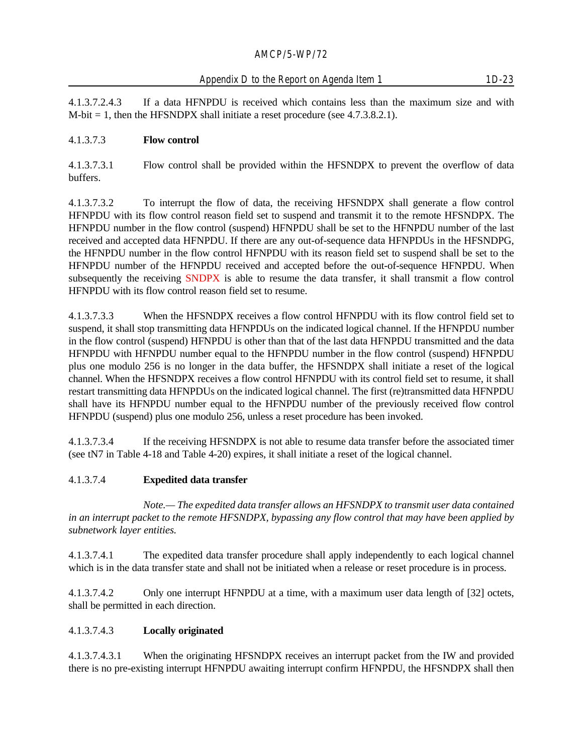4.1.3.7.2.4.3 If a data HFNPDU is received which contains less than the maximum size and with M-bit = 1, then the HFSNDPX shall initiate a reset procedure (see 4.7.3.8.2.1).

4.1.3.7.3 **Flow control**

4.1.3.7.3.1 Flow control shall be provided within the HFSNDPX to prevent the overflow of data buffers.

4.1.3.7.3.2 To interrupt the flow of data, the receiving HFSNDPX shall generate a flow control HFNPDU with its flow control reason field set to suspend and transmit it to the remote HFSNDPX. The HFNPDU number in the flow control (suspend) HFNPDU shall be set to the HFNPDU number of the last received and accepted data HFNPDU. If there are any out-of-sequence data HFNPDUs in the HFSNDPG, the HFNPDU number in the flow control HFNPDU with its reason field set to suspend shall be set to the HFNPDU number of the HFNPDU received and accepted before the out-of-sequence HFNPDU. When subsequently the receiving SNDPX is able to resume the data transfer, it shall transmit a flow control HFNPDU with its flow control reason field set to resume.

4.1.3.7.3.3 When the HFSNDPX receives a flow control HFNPDU with its flow control field set to suspend, it shall stop transmitting data HFNPDUs on the indicated logical channel. If the HFNPDU number in the flow control (suspend) HFNPDU is other than that of the last data HFNPDU transmitted and the data HFNPDU with HFNPDU number equal to the HFNPDU number in the flow control (suspend) HFNPDU plus one modulo 256 is no longer in the data buffer, the HFSNDPX shall initiate a reset of the logical channel. When the HFSNDPX receives a flow control HFNPDU with its control field set to resume, it shall restart transmitting data HFNPDUs on the indicated logical channel. The first (re)transmitted data HFNPDU shall have its HFNPDU number equal to the HFNPDU number of the previously received flow control HFNPDU (suspend) plus one modulo 256, unless a reset procedure has been invoked.

4.1.3.7.3.4 If the receiving HFSNDPX is not able to resume data transfer before the associated timer (see tN7 in Table 4-18 and Table 4-20) expires, it shall initiate a reset of the logical channel.

4.1.3.7.4 **Expedited data transfer**

*Note.— The expedited data transfer allows an HFSNDPX to transmit user data contained in an interrupt packet to the remote HFSNDPX, bypassing any flow control that may have been applied by subnetwork layer entities.*

4.1.3.7.4.1 The expedited data transfer procedure shall apply independently to each logical channel which is in the data transfer state and shall not be initiated when a release or reset procedure is in process.

4.1.3.7.4.2 Only one interrupt HFNPDU at a time, with a maximum user data length of [32] octets, shall be permitted in each direction.

4.1.3.7.4.3 **Locally originated**

4.1.3.7.4.3.1 When the originating HFSNDPX receives an interrupt packet from the IW and provided there is no pre-existing interrupt HFNPDU awaiting interrupt confirm HFNPDU, the HFSNDPX shall then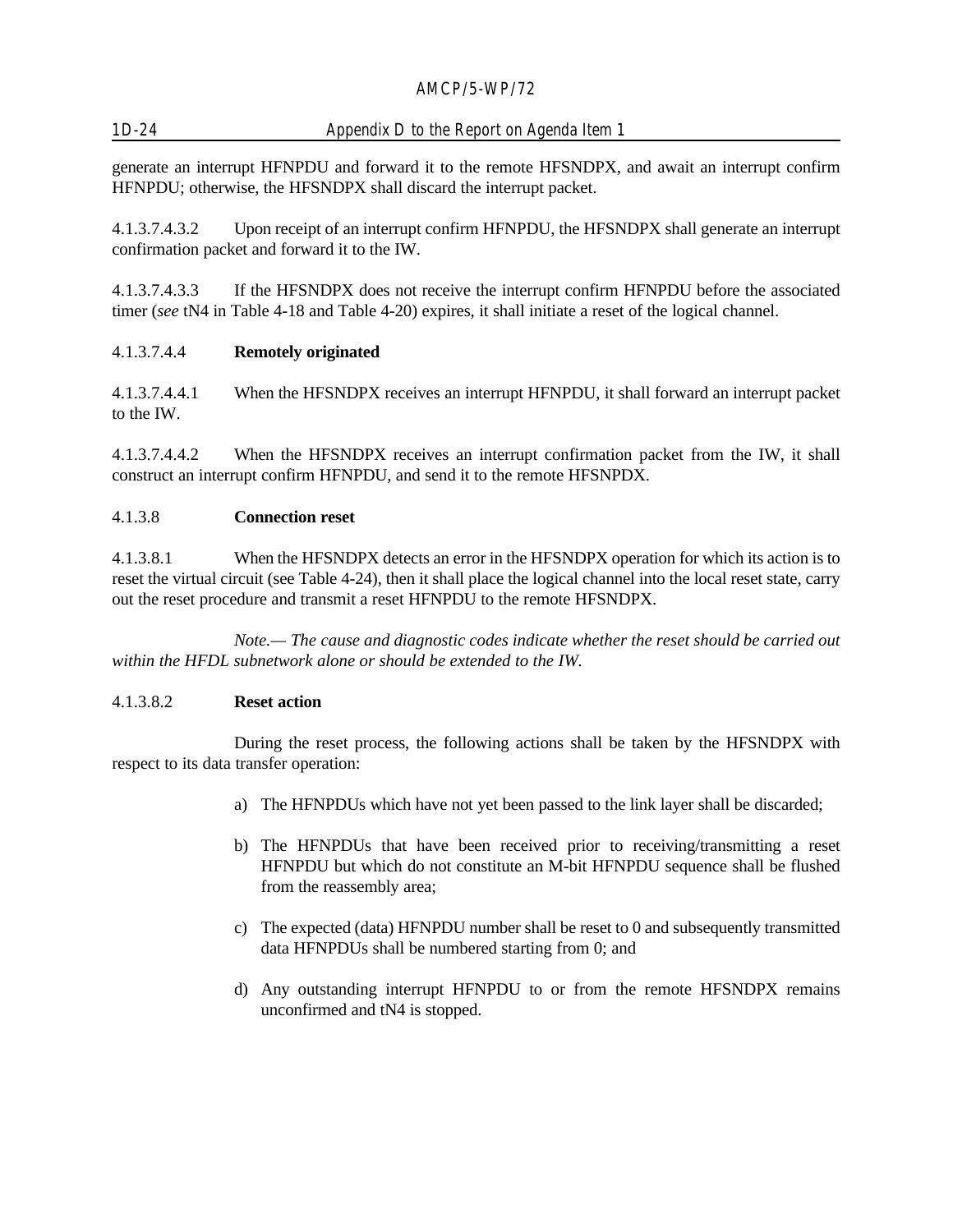generate an interrupt HFNPDU and forward it to the remote HFSNDPX, and await an interrupt confirm HFNPDU; otherwise, the HFSNDPX shall discard the interrupt packet.

4.1.3.7.4.3.2 Upon receipt of an interrupt confirm HFNPDU, the HFSNDPX shall generate an interrupt confirmation packet and forward it to the IW.

4.1.3.7.4.3.3 If the HFSNDPX does not receive the interrupt confirm HFNPDU before the associated timer (*see* tN4 in Table 4-18 and Table 4-20) expires, it shall initiate a reset of the logical channel.

4.1.3.7.4.4 **Remotely originated**

4.1.3.7.4.4.1 When the HFSNDPX receives an interrupt HFNPDU, it shall forward an interrupt packet to the IW.

4.1.3.7.4.4.2 When the HFSNDPX receives an interrupt confirmation packet from the IW, it shall construct an interrupt confirm HFNPDU, and send it to the remote HFSNPDX.

4.1.3.8 **Connection reset**

4.1.3.8.1 When the HFSNDPX detects an error in the HFSNDPX operation for which its action is to reset the virtual circuit (see Table 4-24), then it shall place the logical channel into the local reset state, carry out the reset procedure and transmit a reset HFNPDU to the remote HFSNDPX.

*Note.— The cause and diagnostic codes indicate whether the reset should be carried out within the HFDL subnetwork alone or should be extended to the IW.*

4.1.3.8.2 **Reset action**

During the reset process, the following actions shall be taken by the HFSNDPX with respect to its data transfer operation:

a) The HFNPDUs which have not yet been passed to the link layer shall be discarded;

b) The HFNPDUs that have been received prior to receiving/transmitting a reset HFNPDU but which do not constitute an M-bit HFNPDU sequence shall be flushed from the reassembly area;

c) The expected (data) HFNPDU number shall be reset to 0 and subsequently transmitted data HFNPDUs shall be numbered starting from 0; and

d) Any outstanding interrupt HFNPDU to or from the remote HFSNDPX remains unconfirmed and tN4 is stopped.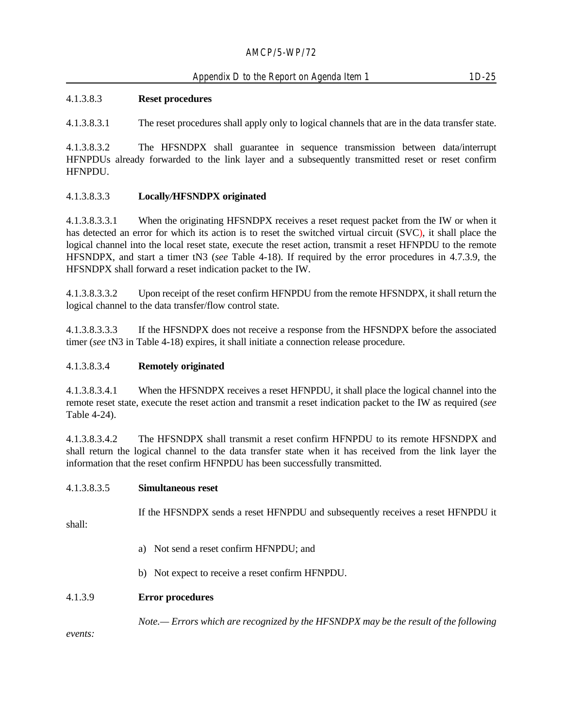4.1.3.8.3 **Reset procedures**

4.1.3.8.3.1 The reset procedures shall apply only to logical channels that are in the data transfer state.

4.1.3.8.3.2 The HFSNDPX shall guarantee in sequence transmission between data/interrupt HFNPDUs already forwarded to the link layer and a subsequently transmitted reset or reset confirm HFNPDU.

4.1.3.8.3.3 **Locally/HFSNDPX originated**

4.1.3.8.3.3.1 When the originating HFSNDPX receives a reset request packet from the IW or when it has detected an error for which its action is to reset the switched virtual circuit (SVC), it shall place the logical channel into the local reset state, execute the reset action, transmit a reset HFNPDU to the remote HFSNDPX, and start a timer tN3 (*see* Table 4-18). If required by the error procedures in 4.7.3.9, the HFSNDPX shall forward a reset indication packet to the IW.

4.1.3.8.3.3.2 Upon receipt of the reset confirm HFNPDU from the remote HFSNDPX, it shall return the logical channel to the data transfer/flow control state.

4.1.3.8.3.3.3 If the HFSNDPX does not receive a response from the HFSNDPX before the associated timer (*see* tN3 in Table 4-18) expires, it shall initiate a connection release procedure.

4.1.3.8.3.4 **Remotely originated**

4.1.3.8.3.4.1 When the HFSNDPX receives a reset HFNPDU, it shall place the logical channel into the remote reset state, execute the reset action and transmit a reset indication packet to the IW as required (*see* Table 4-24).

4.1.3.8.3.4.2 The HFSNDPX shall transmit a reset confirm HFNPDU to its remote HFSNDPX and shall return the logical channel to the data transfer state when it has received from the link layer the information that the reset confirm HFNPDU has been successfully transmitted.

4.1.3.8.3.5 **Simultaneous reset**

If the HFSNDPX sends a reset HFNPDU and subsequently receives a reset HFNPDU it shall:

a) Not send a reset confirm HFNPDU; and

b) Not expect to receive a reset confirm HFNPDU.

4.1.3.9 **Error procedures**

*Note.— Errors which are recognized by the HFSNDPX may be the result of the following events:*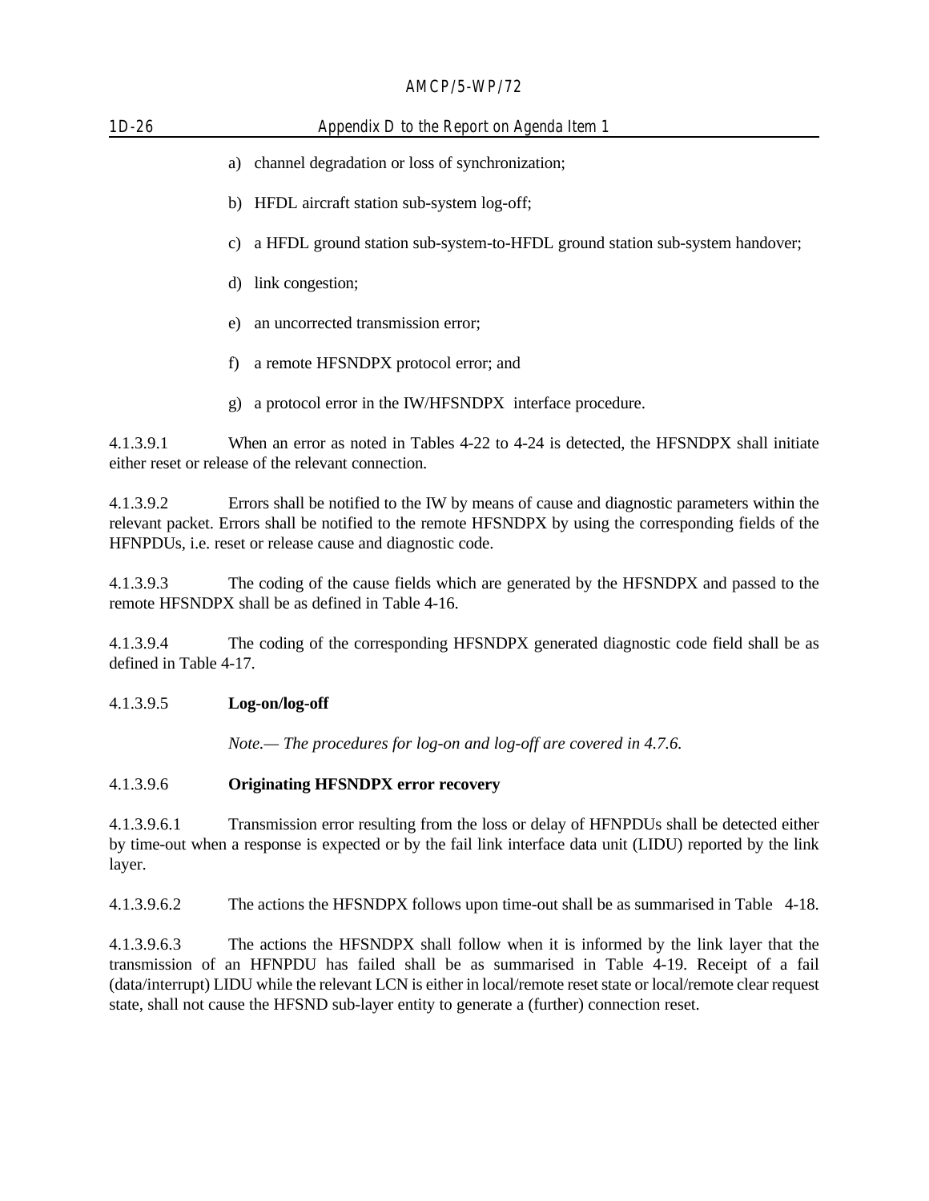a) channel degradation or loss of synchronization;

b) HFDL aircraft station sub-system log-off;

c) a HFDL ground station sub-system-to-HFDL ground station sub-system handover;

d) link congestion;

e) an uncorrected transmission error;

f) a remote HFSNDPX protocol error; and

g) a protocol error in the IW/HFSNDPX interface procedure.

4.1.3.9.1 When an error as noted in Tables 4-22 to 4-24 is detected, the HFSNDPX shall initiate either reset or release of the relevant connection.

4.1.3.9.2 Errors shall be notified to the IW by means of cause and diagnostic parameters within the relevant packet. Errors shall be notified to the remote HFSNDPX by using the corresponding fields of the HFNPDUs, i.e. reset or release cause and diagnostic code.

4.1.3.9.3 The coding of the cause fields which are generated by the HFSNDPX and passed to the remote HFSNDPX shall be as defined in Table 4-16.

4.1.3.9.4 The coding of the corresponding HFSNDPX generated diagnostic code field shall be as defined in Table 4-17.

4.1.3.9.5 **Log-on/log-off**

*Note.— The procedures for log-on and log-off are covered in 4.7.6.*

4.1.3.9.6 **Originating HFSNDPX error recovery**

4.1.3.9.6.1 Transmission error resulting from the loss or delay of HFNPDUs shall be detected either by time-out when a response is expected or by the fail link interface data unit (LIDU) reported by the link layer.

4.1.3.9.6.2 The actions the HFSNDPX follows upon time-out shall be as summarised in Table 4-18.

4.1.3.9.6.3 The actions the HFSNDPX shall follow when it is informed by the link layer that the transmission of an HFNPDU has failed shall be as summarised in Table 4-19. Receipt of a fail (data/interrupt) LIDU while the relevant LCN is either in local/remote reset state or local/remote clear request state, shall not cause the HFSND sub-layer entity to generate a (further) connection reset.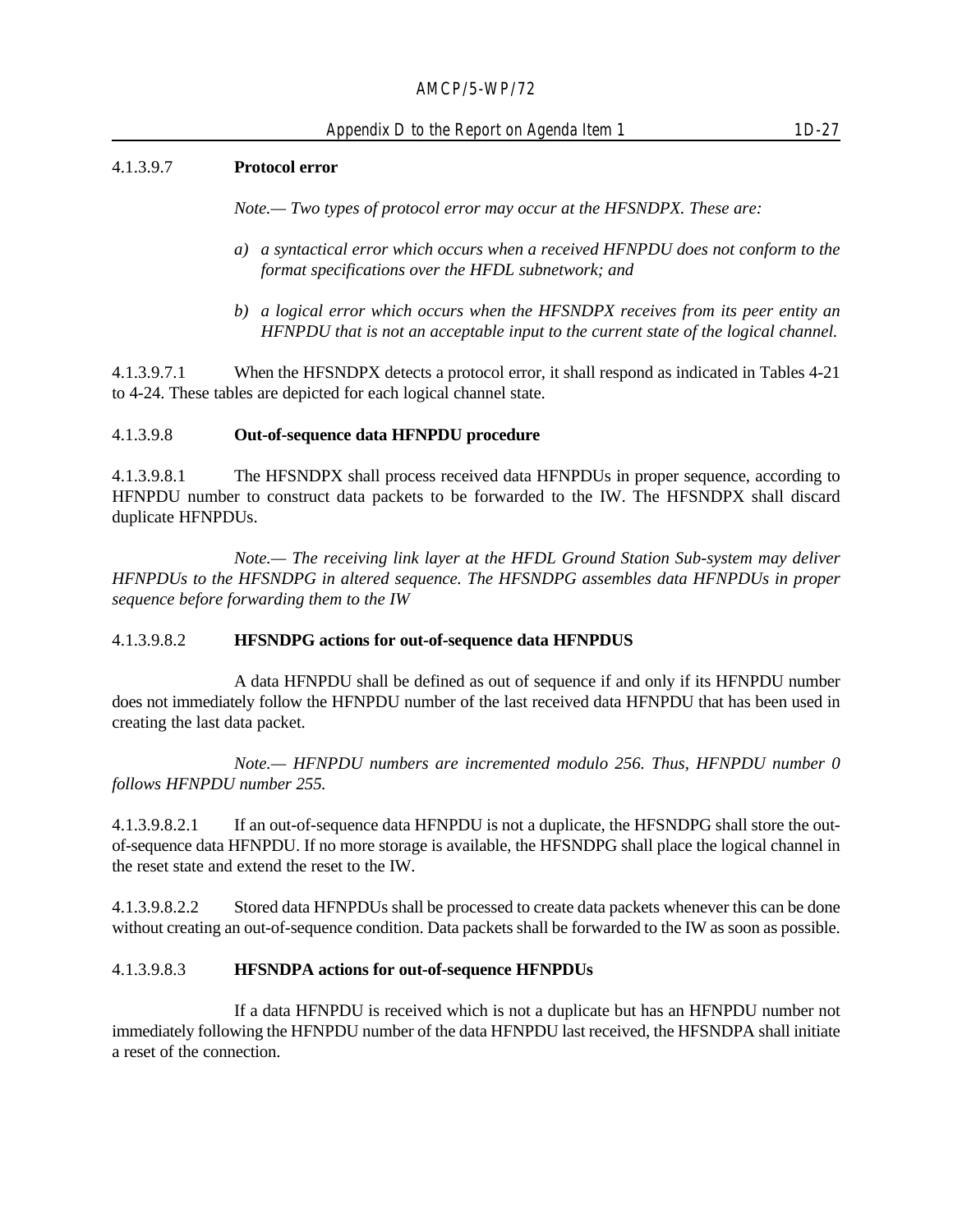4.1.3.9.7 **Protocol error**

*Note.— Two types of protocol error may occur at the HFSNDPX. These are:*

*a) a syntactical error which occurs when a received HFNPDU does not conform to the format specifications over the HFDL subnetwork; and*

*b) a logical error which occurs when the HFSNDPX receives from its peer entity an HFNPDU that is not an acceptable input to the current state of the logical channel.*

4.1.3.9.7.1 When the HFSNDPX detects a protocol error, it shall respond as indicated in Tables 4-21 to 4-24. These tables are depicted for each logical channel state.

4.1.3.9.8 **Out-of-sequence data HFNPDU procedure**

4.1.3.9.8.1 The HFSNDPX shall process received data HFNPDUs in proper sequence, according to HFNPDU number to construct data packets to be forwarded to the IW. The HFSNDPX shall discard duplicate HFNPDUs.

*Note.— The receiving link layer at the HFDL Ground Station Sub-system may deliver HFNPDUs to the HFSNDPG in altered sequence. The HFSNDPG assembles data HFNPDUs in proper sequence before forwarding them to the IW*

4.1.3.9.8.2 **HFSNDPG actions for out-of-sequence data HFNPDUS**

A data HFNPDU shall be defined as out of sequence if and only if its HFNPDU number does not immediately follow the HFNPDU number of the last received data HFNPDU that has been used in creating the last data packet.

*Note.— HFNPDU numbers are incremented modulo 256. Thus, HFNPDU number 0 follows HFNPDU number 255.*

4.1.3.9.8.2.1 If an out-of-sequence data HFNPDU is not a duplicate, the HFSNDPG shall store the out-of-sequence data HFNPDU. If no more storage is available, the HFSNDPG shall place the logical channel in the reset state and extend the reset to the IW.

4.1.3.9.8.2.2 Stored data HFNPDUs shall be processed to create data packets whenever this can be done without creating an out-of-sequence condition. Data packets shall be forwarded to the IW as soon as possible.

4.1.3.9.8.3 **HFSNDPA actions for out-of-sequence HFNPDUs**

If a data HFNPDU is received which is not a duplicate but has an HFNPDU number not immediately following the HFNPDU number of the data HFNPDU last received, the HFSNDPA shall initiate a reset of the connection.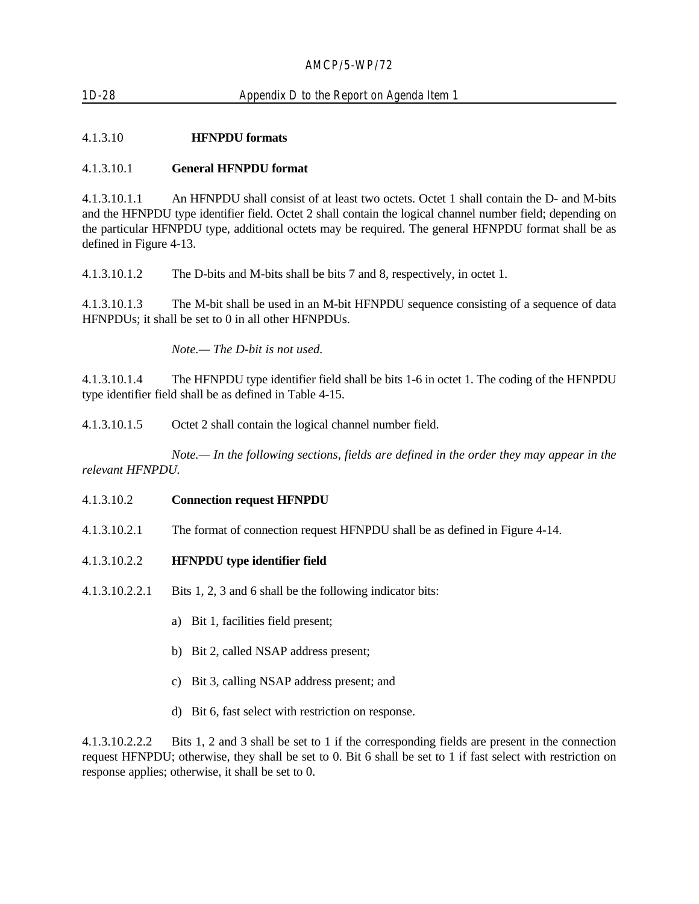#### 4.1.3.10 **HFNPDU formats**

#### 4.1.3.10.1 **General HFNPDU format**

4.1.3.10.1.1 An HFNPDU shall consist of at least two octets. Octet 1 shall contain the D- and M-bits and the HFNPDU type identifier field. Octet 2 shall contain the logical channel number field; depending on the particular HFNPDU type, additional octets may be required. The general HFNPDU format shall be as defined in Figure 4-13.

4.1.3.10.1.2 The D-bits and M-bits shall be bits 7 and 8, respectively, in octet 1.

4.1.3.10.1.3 The M-bit shall be used in an M-bit HFNPDU sequence consisting of a sequence of data HFNPDUs; it shall be set to 0 in all other HFNPDUs.

*Note.— The D-bit is not used.*

4.1.3.10.1.4 The HFNPDU type identifier field shall be bits 1-6 in octet 1. The coding of the HFNPDU type identifier field shall be as defined in Table 4-15.

4.1.3.10.1.5 Octet 2 shall contain the logical channel number field.

*Note.— In the following sections, fields are defined in the order they may appear in the relevant HFNPDU.*

#### 4.1.3.10.2 **Connection request HFNPDU**

4.1.3.10.2.1 The format of connection request HFNPDU shall be as defined in Figure 4-14.

#### 4.1.3.10.2.2 **HFNPDU type identifier field**

4.1.3.10.2.2.1 Bits 1, 2, 3 and 6 shall be the following indicator bits:

a) Bit 1, facilities field present;

b) Bit 2, called NSAP address present;

c) Bit 3, calling NSAP address present; and

d) Bit 6, fast select with restriction on response.

4.1.3.10.2.2.2 Bits 1, 2 and 3 shall be set to 1 if the corresponding fields are present in the connection request HFNPDU; otherwise, they shall be set to 0. Bit 6 shall be set to 1 if fast select with restriction on response applies; otherwise, it shall be set to 0.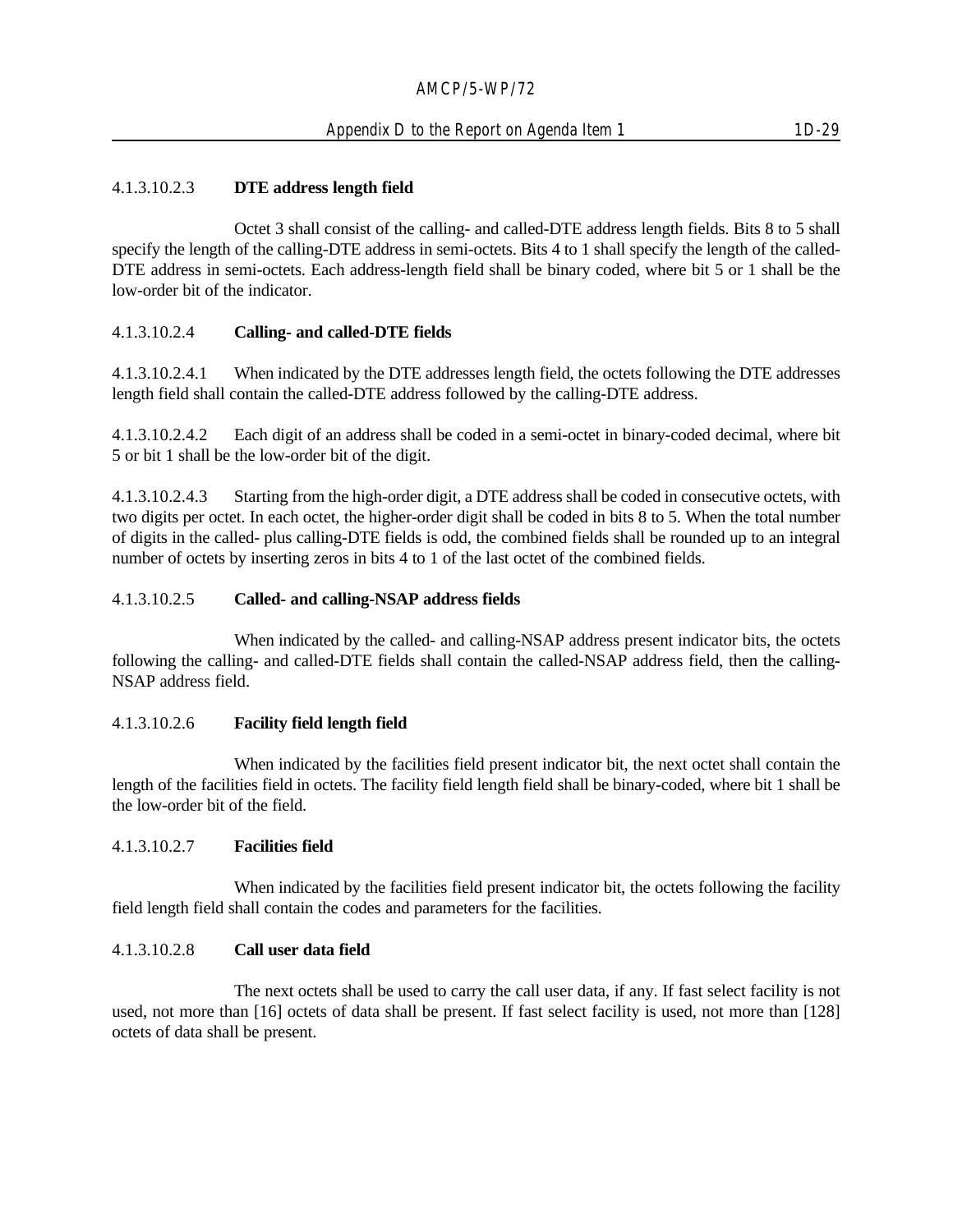#### 4.1.3.10.2.3 **DTE address length field**

Octet 3 shall consist of the calling- and called-DTE address length fields. Bits 8 to 5 shall specify the length of the calling-DTE address in semi-octets. Bits 4 to 1 shall specify the length of the called-DTE address in semi-octets. Each address-length field shall be binary coded, where bit 5 or 1 shall be the low-order bit of the indicator.

#### 4.1.3.10.2.4 **Calling- and called-DTE fields**

4.1.3.10.2.4.1 When indicated by the DTE addresses length field, the octets following the DTE addresses length field shall contain the called-DTE address followed by the calling-DTE address.

4.1.3.10.2.4.2 Each digit of an address shall be coded in a semi-octet in binary-coded decimal, where bit 5 or bit 1 shall be the low-order bit of the digit.

4.1.3.10.2.4.3 Starting from the high-order digit, a DTE address shall be coded in consecutive octets, with two digits per octet. In each octet, the higher-order digit shall be coded in bits 8 to 5. When the total number of digits in the called- plus calling-DTE fields is odd, the combined fields shall be rounded up to an integral number of octets by inserting zeros in bits 4 to 1 of the last octet of the combined fields.

#### 4.1.3.10.2.5 **Called- and calling-NSAP address fields**

When indicated by the called- and calling-NSAP address present indicator bits, the octets following the calling- and called-DTE fields shall contain the called-NSAP address field, then the calling-NSAP address field.

#### 4.1.3.10.2.6 **Facility field length field**

When indicated by the facilities field present indicator bit, the next octet shall contain the length of the facilities field in octets. The facility field length field shall be binary-coded, where bit 1 shall be the low-order bit of the field.

#### 4.1.3.10.2.7 **Facilities field**

When indicated by the facilities field present indicator bit, the octets following the facility field length field shall contain the codes and parameters for the facilities.

#### 4.1.3.10.2.8 **Call user data field**

The next octets shall be used to carry the call user data, if any. If fast select facility is not used, not more than [16] octets of data shall be present. If fast select facility is used, not more than [128] octets of data shall be present.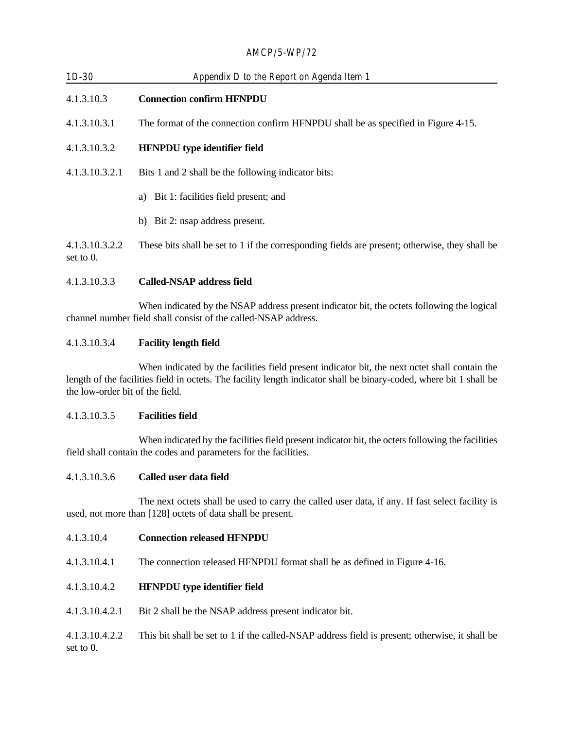4.1.3.10.3 **Connection confirm HFNPDU**

4.1.3.10.3.1 The format of the connection confirm HFNPDU shall be as specified in Figure 4-15.

4.1.3.10.3.2 **HFNPDU type identifier field**

4.1.3.10.3.2.1 Bits 1 and 2 shall be the following indicator bits:

a) Bit 1: facilities field present; and

b) Bit 2: nsap address present.

4.1.3.10.3.2.2 These bits shall be set to 1 if the corresponding fields are present; otherwise, they shall be set to 0.

4.1.3.10.3.3 **Called-NSAP address field**

When indicated by the NSAP address present indicator bit, the octets following the logical channel number field shall consist of the called-NSAP address.

4.1.3.10.3.4 **Facility length field**

When indicated by the facilities field present indicator bit, the next octet shall contain the length of the facilities field in octets. The facility length indicator shall be binary-coded, where bit 1 shall be the low-order bit of the field.

4.1.3.10.3.5 **Facilities field**

When indicated by the facilities field present indicator bit, the octets following the facilities field shall contain the codes and parameters for the facilities.

4.1.3.10.3.6 **Called user data field**

The next octets shall be used to carry the called user data, if any. If fast select facility is used, not more than [128] octets of data shall be present.

4.1.3.10.4 **Connection released HFNPDU**

4.1.3.10.4.1 The connection released HFNPDU format shall be as defined in Figure 4-16.

4.1.3.10.4.2 **HFNPDU type identifier field**

4.1.3.10.4.2.1 Bit 2 shall be the NSAP address present indicator bit.

4.1.3.10.4.2.2 This bit shall be set to 1 if the called-NSAP address field is present; otherwise, it shall be set to 0.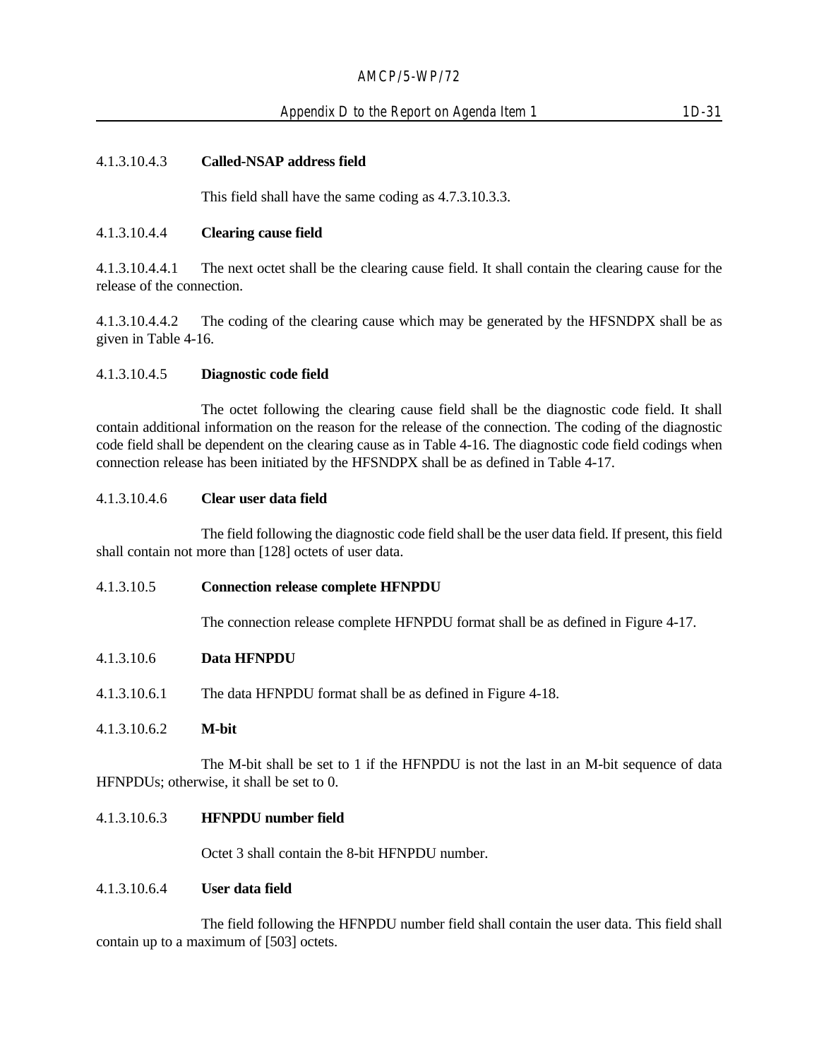4.1.3.10.4.3 **Called-NSAP address field**

This field shall have the same coding as 4.7.3.10.3.3.

4.1.3.10.4.4 **Clearing cause field**

4.1.3.10.4.4.1 The next octet shall be the clearing cause field. It shall contain the clearing cause for the release of the connection.

4.1.3.10.4.4.2 The coding of the clearing cause which may be generated by the HFSNDPX shall be as given in Table 4-16.

4.1.3.10.4.5 **Diagnostic code field**

The octet following the clearing cause field shall be the diagnostic code field. It shall contain additional information on the reason for the release of the connection. The coding of the diagnostic code field shall be dependent on the clearing cause as in Table 4-16. The diagnostic code field codings when connection release has been initiated by the HFSNDPX shall be as defined in Table 4-17.

4.1.3.10.4.6 **Clear user data field**

The field following the diagnostic code field shall be the user data field. If present, this field shall contain not more than [128] octets of user data.

4.1.3.10.5 **Connection release complete HFNPDU**

The connection release complete HFNPDU format shall be as defined in Figure 4-17.

4.1.3.10.6 **Data HFNPDU**

4.1.3.10.6.1 The data HFNPDU format shall be as defined in Figure 4-18.

4.1.3.10.6.2 **M-bit**

The M-bit shall be set to 1 if the HFNPDU is not the last in an M-bit sequence of data HFNPDUs; otherwise, it shall be set to 0.

4.1.3.10.6.3 **HFNPDU number field**

Octet 3 shall contain the 8-bit HFNPDU number.

4.1.3.10.6.4 **User data field**

The field following the HFNPDU number field shall contain the user data. This field shall contain up to a maximum of [503] octets.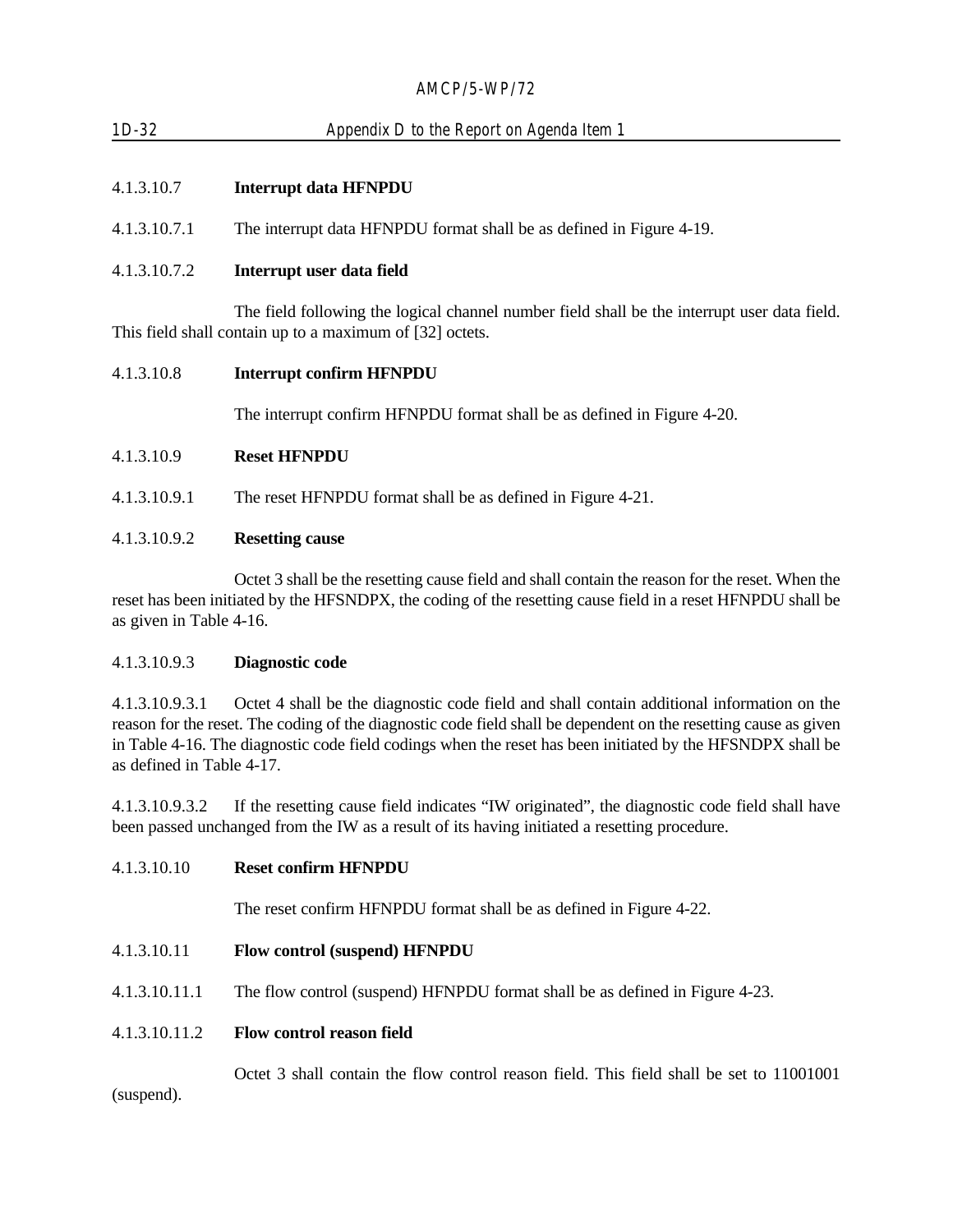4.1.3.10.7 **Interrupt data HFNPDU**

4.1.3.10.7.1 The interrupt data HFNPDU format shall be as defined in Figure 4-19.

4.1.3.10.7.2 **Interrupt user data field**

The field following the logical channel number field shall be the interrupt user data field. This field shall contain up to a maximum of [32] octets.

4.1.3.10.8 **Interrupt confirm HFNPDU**

The interrupt confirm HFNPDU format shall be as defined in Figure 4-20.

4.1.3.10.9 **Reset HFNPDU**

4.1.3.10.9.1 The reset HFNPDU format shall be as defined in Figure 4-21.

4.1.3.10.9.2 **Resetting cause**

Octet 3 shall be the resetting cause field and shall contain the reason for the reset. When the reset has been initiated by the HFSNDPX, the coding of the resetting cause field in a reset HFNPDU shall be as given in Table 4-16.

4.1.3.10.9.3 **Diagnostic code**

4.1.3.10.9.3.1 Octet 4 shall be the diagnostic code field and shall contain additional information on the reason for the reset. The coding of the diagnostic code field shall be dependent on the resetting cause as given in Table 4-16. The diagnostic code field codings when the reset has been initiated by the HFSNDPX shall be as defined in Table 4-17.

4.1.3.10.9.3.2 If the resetting cause field indicates "IW originated", the diagnostic code field shall have been passed unchanged from the IW as a result of its having initiated a resetting procedure.

4.1.3.10.10 **Reset confirm HFNPDU**

The reset confirm HFNPDU format shall be as defined in Figure 4-22.

4.1.3.10.11 **Flow control (suspend) HFNPDU**

4.1.3.10.11.1 The flow control (suspend) HFNPDU format shall be as defined in Figure 4-23.

4.1.3.10.11.2 **Flow control reason field**

Octet 3 shall contain the flow control reason field. This field shall be set to 11001001 (suspend).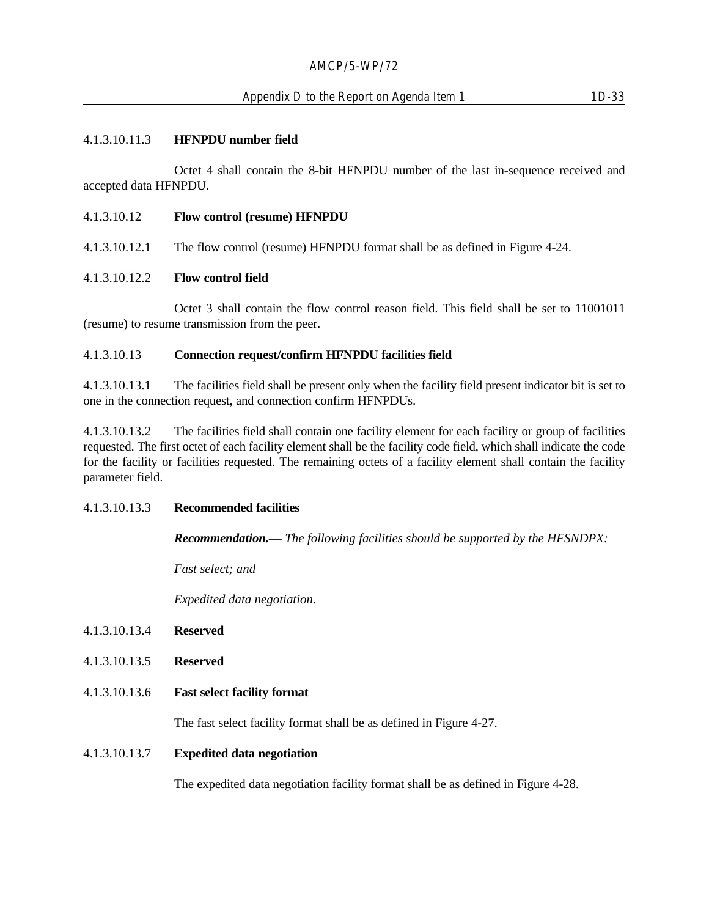4.1.3.10.11.3 **HFNPDU number field**

Octet 4 shall contain the 8-bit HFNPDU number of the last in-sequence received and accepted data HFNPDU.

4.1.3.10.12 **Flow control (resume) HFNPDU**

4.1.3.10.12.1 The flow control (resume) HFNPDU format shall be as defined in Figure 4-24.

4.1.3.10.12.2 **Flow control field**

Octet 3 shall contain the flow control reason field. This field shall be set to 11001011 (resume) to resume transmission from the peer.

4.1.3.10.13 **Connection request/confirm HFNPDU facilities field**

4.1.3.10.13.1 The facilities field shall be present only when the facility field present indicator bit is set to one in the connection request, and connection confirm HFNPDUs.

4.1.3.10.13.2 The facilities field shall contain one facility element for each facility or group of facilities requested. The first octet of each facility element shall be the facility code field, which shall indicate the code for the facility or facilities requested. The remaining octets of a facility element shall contain the facility parameter field.

4.1.3.10.13.3 **Recommended facilities**

***Recommendation.—*** *The following facilities should be supported by the HFSNDPX:*

*Fast select; and*

*Expedited data negotiation.*

4.1.3.10.13.4 **Reserved**

4.1.3.10.13.5 **Reserved**

4.1.3.10.13.6 **Fast select facility format**

The fast select facility format shall be as defined in Figure 4-27.

4.1.3.10.13.7 **Expedited data negotiation**

The expedited data negotiation facility format shall be as defined in Figure 4-28.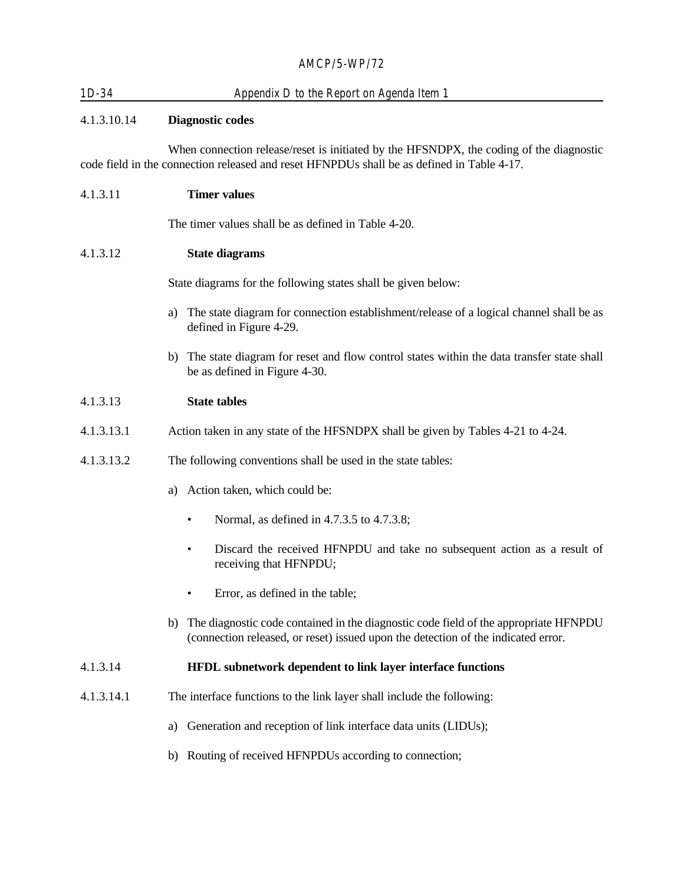4.1.3.10.14 **Diagnostic codes**

When connection release/reset is initiated by the HFSNDPX, the coding of the diagnostic code field in the connection released and reset HFNPDUs shall be as defined in Table 4-17.

4.1.3.11 **Timer values**

The timer values shall be as defined in Table 4-20.

4.1.3.12 **State diagrams**

State diagrams for the following states shall be given below:

a) The state diagram for connection establishment/release of a logical channel shall be as defined in Figure 4-29.

b) The state diagram for reset and flow control states within the data transfer state shall be as defined in Figure 4-30.

4.1.3.13 **State tables**

4.1.3.13.1 Action taken in any state of the HFSNDPX shall be given by Tables 4-21 to 4-24.

4.1.3.13.2 The following conventions shall be used in the state tables:

a) Action taken, which could be:

- Normal, as defined in 4.7.3.5 to 4.7.3.8;
- Discard the received HFNPDU and take no subsequent action as a result of receiving that HFNPDU;
- Error, as defined in the table;

b) The diagnostic code contained in the diagnostic code field of the appropriate HFNPDU (connection released, or reset) issued upon the detection of the indicated error.

4.1.3.14 **HFDL subnetwork dependent to link layer interface functions**

4.1.3.14.1 The interface functions to the link layer shall include the following:

a) Generation and reception of link interface data units (LIDUs);

b) Routing of received HFNPDUs according to connection;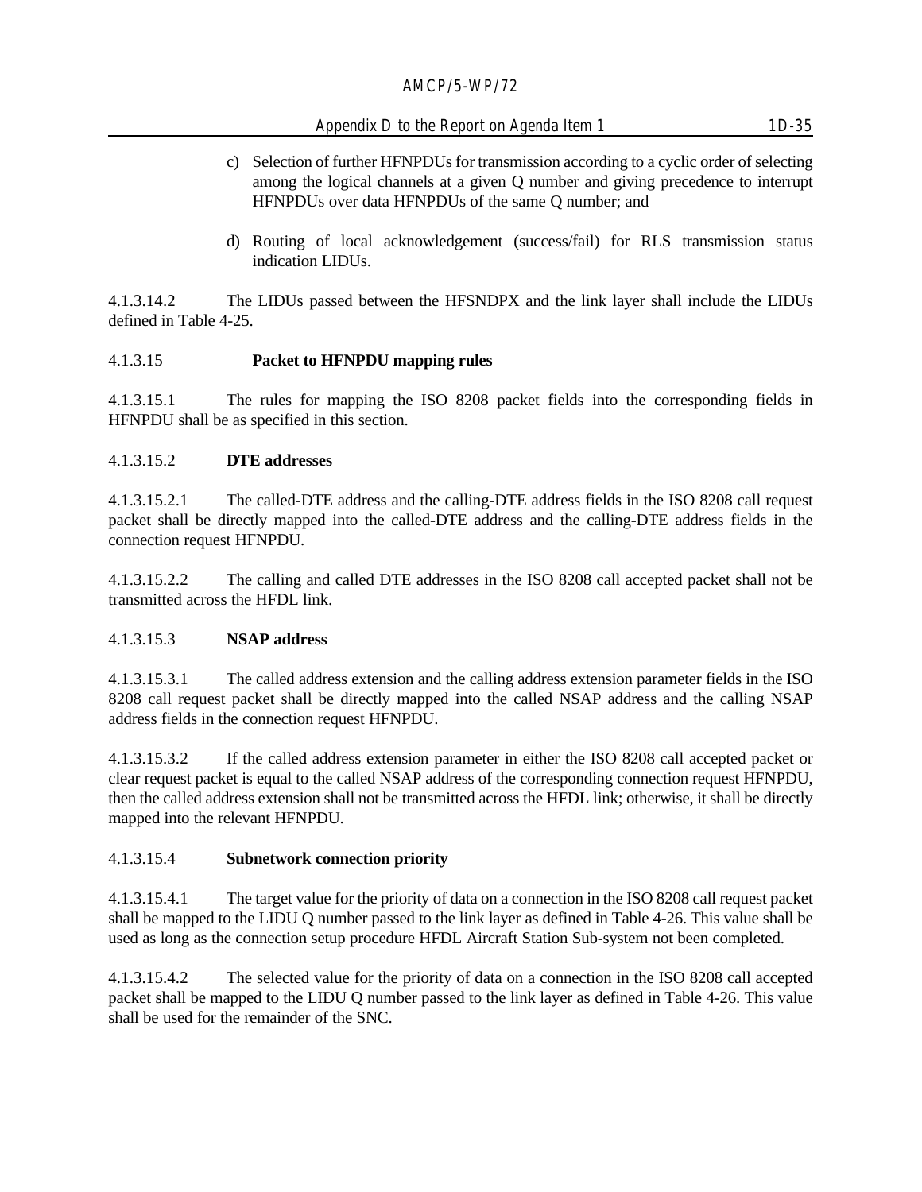c) Selection of further HFNPDUs for transmission according to a cyclic order of selecting among the logical channels at a given Q number and giving precedence to interrupt HFNPDUs over data HFNPDUs of the same Q number; and

d) Routing of local acknowledgement (success/fail) for RLS transmission status indication LIDUs.

4.1.3.14.2 The LIDUs passed between the HFSNDPX and the link layer shall include the LIDUs defined in Table 4-25.

4.1.3.15 **Packet to HFNPDU mapping rules**

4.1.3.15.1 The rules for mapping the ISO 8208 packet fields into the corresponding fields in HFNPDU shall be as specified in this section.

4.1.3.15.2 **DTE addresses**

4.1.3.15.2.1 The called-DTE address and the calling-DTE address fields in the ISO 8208 call request packet shall be directly mapped into the called-DTE address and the calling-DTE address fields in the connection request HFNPDU.

4.1.3.15.2.2 The calling and called DTE addresses in the ISO 8208 call accepted packet shall not be transmitted across the HFDL link.

4.1.3.15.3 **NSAP address**

4.1.3.15.3.1 The called address extension and the calling address extension parameter fields in the ISO 8208 call request packet shall be directly mapped into the called NSAP address and the calling NSAP address fields in the connection request HFNPDU.

4.1.3.15.3.2 If the called address extension parameter in either the ISO 8208 call accepted packet or clear request packet is equal to the called NSAP address of the corresponding connection request HFNPDU, then the called address extension shall not be transmitted across the HFDL link; otherwise, it shall be directly mapped into the relevant HFNPDU.

4.1.3.15.4 **Subnetwork connection priority**

4.1.3.15.4.1 The target value for the priority of data on a connection in the ISO 8208 call request packet shall be mapped to the LIDU Q number passed to the link layer as defined in Table 4-26. This value shall be used as long as the connection setup procedure HFDL Aircraft Station Sub-system not been completed.

4.1.3.15.4.2 The selected value for the priority of data on a connection in the ISO 8208 call accepted packet shall be mapped to the LIDU Q number passed to the link layer as defined in Table 4-26. This value shall be used for the remainder of the SNC.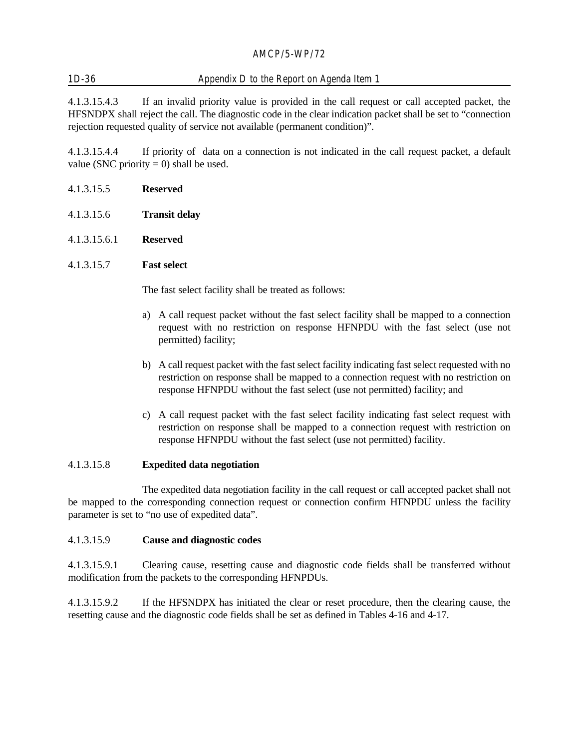4.1.3.15.4.3 If an invalid priority value is provided in the call request or call accepted packet, the HFSNDPX shall reject the call. The diagnostic code in the clear indication packet shall be set to "connection rejection requested quality of service not available (permanent condition)".

4.1.3.15.4.4 If priority of data on a connection is not indicated in the call request packet, a default value (SNC priority = 0) shall be used.

4.1.3.15.5 **Reserved**

4.1.3.15.6 **Transit delay**

4.1.3.15.6.1 **Reserved**

4.1.3.15.7 **Fast select**

The fast select facility shall be treated as follows:

a) A call request packet without the fast select facility shall be mapped to a connection request with no restriction on response HFNPDU with the fast select (use not permitted) facility;

b) A call request packet with the fast select facility indicating fast select requested with no restriction on response shall be mapped to a connection request with no restriction on response HFNPDU without the fast select (use not permitted) facility; and

c) A call request packet with the fast select facility indicating fast select request with restriction on response shall be mapped to a connection request with restriction on response HFNPDU without the fast select (use not permitted) facility.

4.1.3.15.8 **Expedited data negotiation**

The expedited data negotiation facility in the call request or call accepted packet shall not be mapped to the corresponding connection request or connection confirm HFNPDU unless the facility parameter is set to "no use of expedited data".

4.1.3.15.9 **Cause and diagnostic codes**

4.1.3.15.9.1 Clearing cause, resetting cause and diagnostic code fields shall be transferred without modification from the packets to the corresponding HFNPDUs.

4.1.3.15.9.2 If the HFSNDPX has initiated the clear or reset procedure, then the clearing cause, the resetting cause and the diagnostic code fields shall be set as defined in Tables 4-16 and 4-17.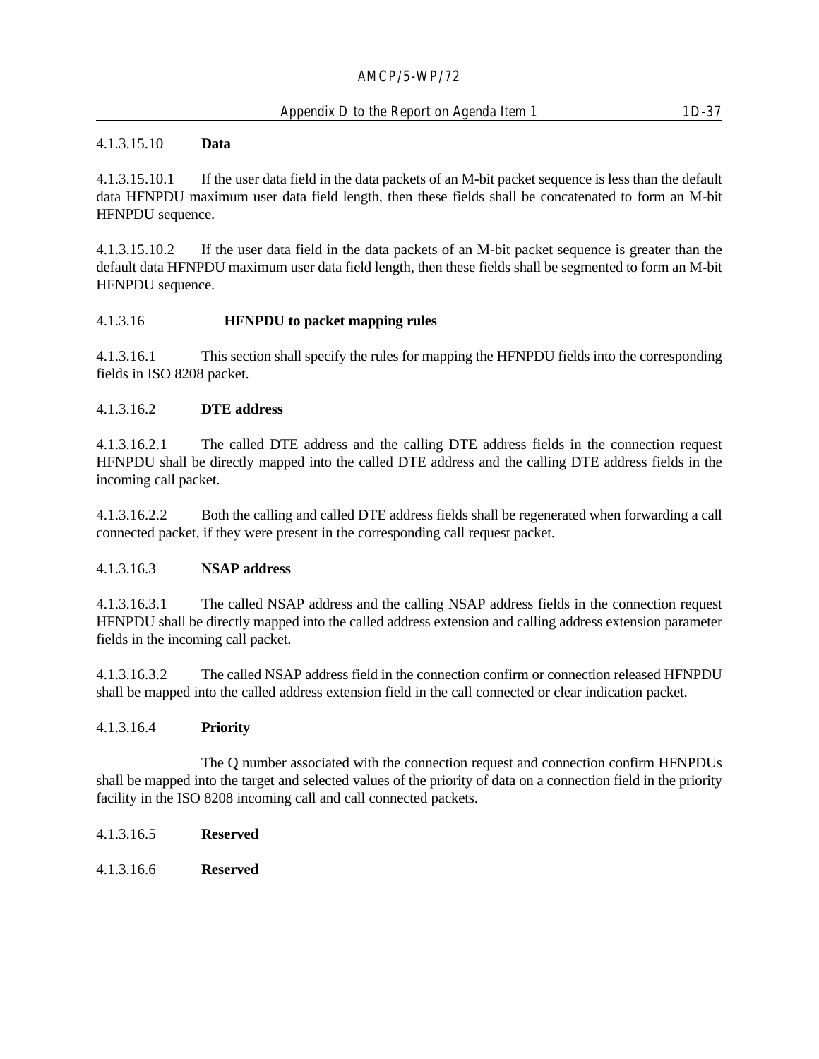4.1.3.15.10 **Data**

4.1.3.15.10.1 If the user data field in the data packets of an M-bit packet sequence is less than the default data HFNPDU maximum user data field length, then these fields shall be concatenated to form an M-bit HFNPDU sequence.

4.1.3.15.10.2 If the user data field in the data packets of an M-bit packet sequence is greater than the default data HFNPDU maximum user data field length, then these fields shall be segmented to form an M-bit HFNPDU sequence.

4.1.3.16 **HFNPDU to packet mapping rules**

4.1.3.16.1 This section shall specify the rules for mapping the HFNPDU fields into the corresponding fields in ISO 8208 packet.

4.1.3.16.2 **DTE address**

4.1.3.16.2.1 The called DTE address and the calling DTE address fields in the connection request HFNPDU shall be directly mapped into the called DTE address and the calling DTE address fields in the incoming call packet.

4.1.3.16.2.2 Both the calling and called DTE address fields shall be regenerated when forwarding a call connected packet, if they were present in the corresponding call request packet.

4.1.3.16.3 **NSAP address**

4.1.3.16.3.1 The called NSAP address and the calling NSAP address fields in the connection request HFNPDU shall be directly mapped into the called address extension and calling address extension parameter fields in the incoming call packet.

4.1.3.16.3.2 The called NSAP address field in the connection confirm or connection released HFNPDU shall be mapped into the called address extension field in the call connected or clear indication packet.

4.1.3.16.4 **Priority**

The Q number associated with the connection request and connection confirm HFNPDUs shall be mapped into the target and selected values of the priority of data on a connection field in the priority facility in the ISO 8208 incoming call and call connected packets.

4.1.3.16.5 **Reserved**

4.1.3.16.6 **Reserved**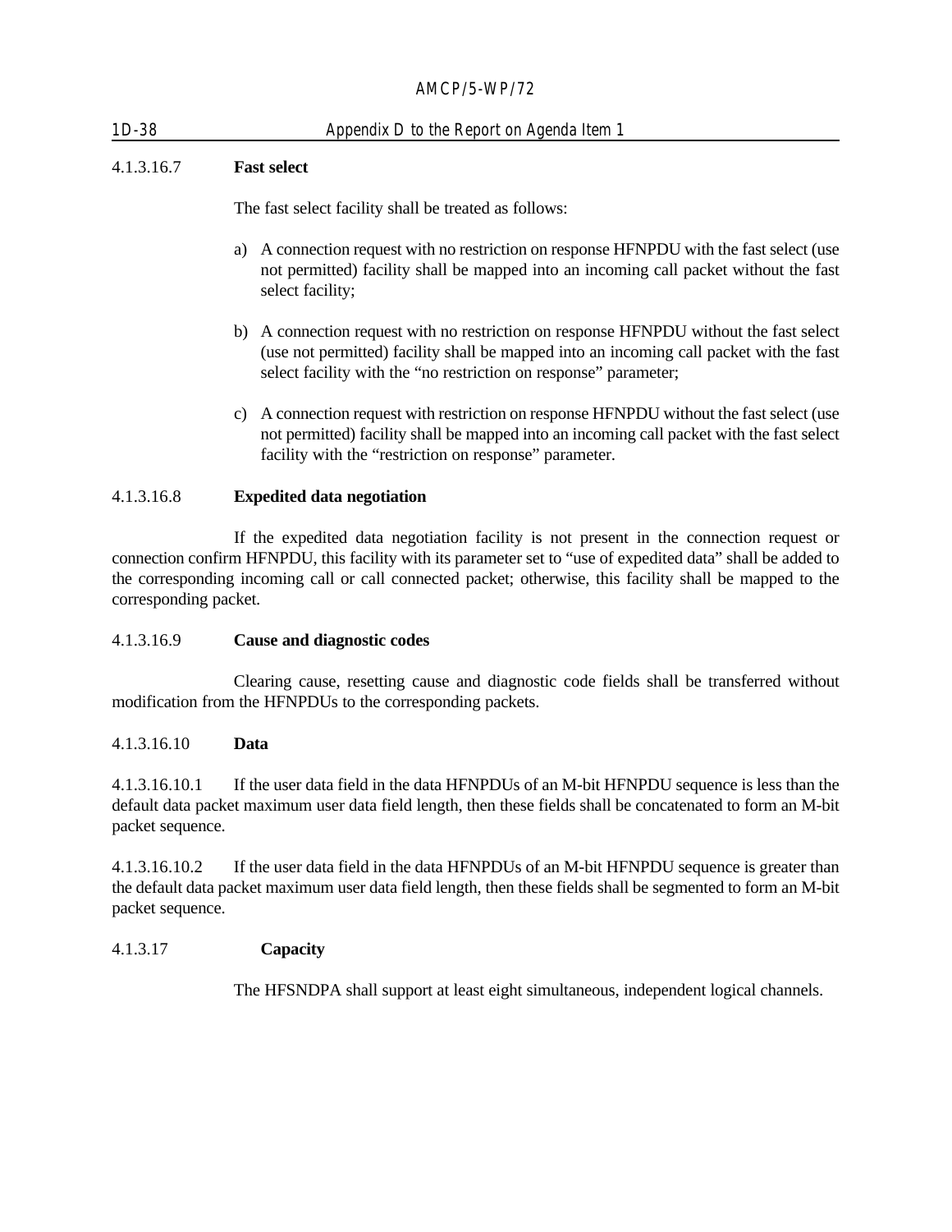4.1.3.16.7 **Fast select**

The fast select facility shall be treated as follows:

a) A connection request with no restriction on response HFNPDU with the fast select (use not permitted) facility shall be mapped into an incoming call packet without the fast select facility;

b) A connection request with no restriction on response HFNPDU without the fast select (use not permitted) facility shall be mapped into an incoming call packet with the fast select facility with the "no restriction on response" parameter;

c) A connection request with restriction on response HFNPDU without the fast select (use not permitted) facility shall be mapped into an incoming call packet with the fast select facility with the "restriction on response" parameter.

4.1.3.16.8 **Expedited data negotiation**

If the expedited data negotiation facility is not present in the connection request or connection confirm HFNPDU, this facility with its parameter set to "use of expedited data" shall be added to the corresponding incoming call or call connected packet; otherwise, this facility shall be mapped to the corresponding packet.

4.1.3.16.9 **Cause and diagnostic codes**

Clearing cause, resetting cause and diagnostic code fields shall be transferred without modification from the HFNPDUs to the corresponding packets.

4.1.3.16.10 **Data**

4.1.3.16.10.1 If the user data field in the data HFNPDUs of an M-bit HFNPDU sequence is less than the default data packet maximum user data field length, then these fields shall be concatenated to form an M-bit packet sequence.

4.1.3.16.10.2 If the user data field in the data HFNPDUs of an M-bit HFNPDU sequence is greater than the default data packet maximum user data field length, then these fields shall be segmented to form an M-bit packet sequence.

4.1.3.17 **Capacity**

The HFSNDPA shall support at least eight simultaneous, independent logical channels.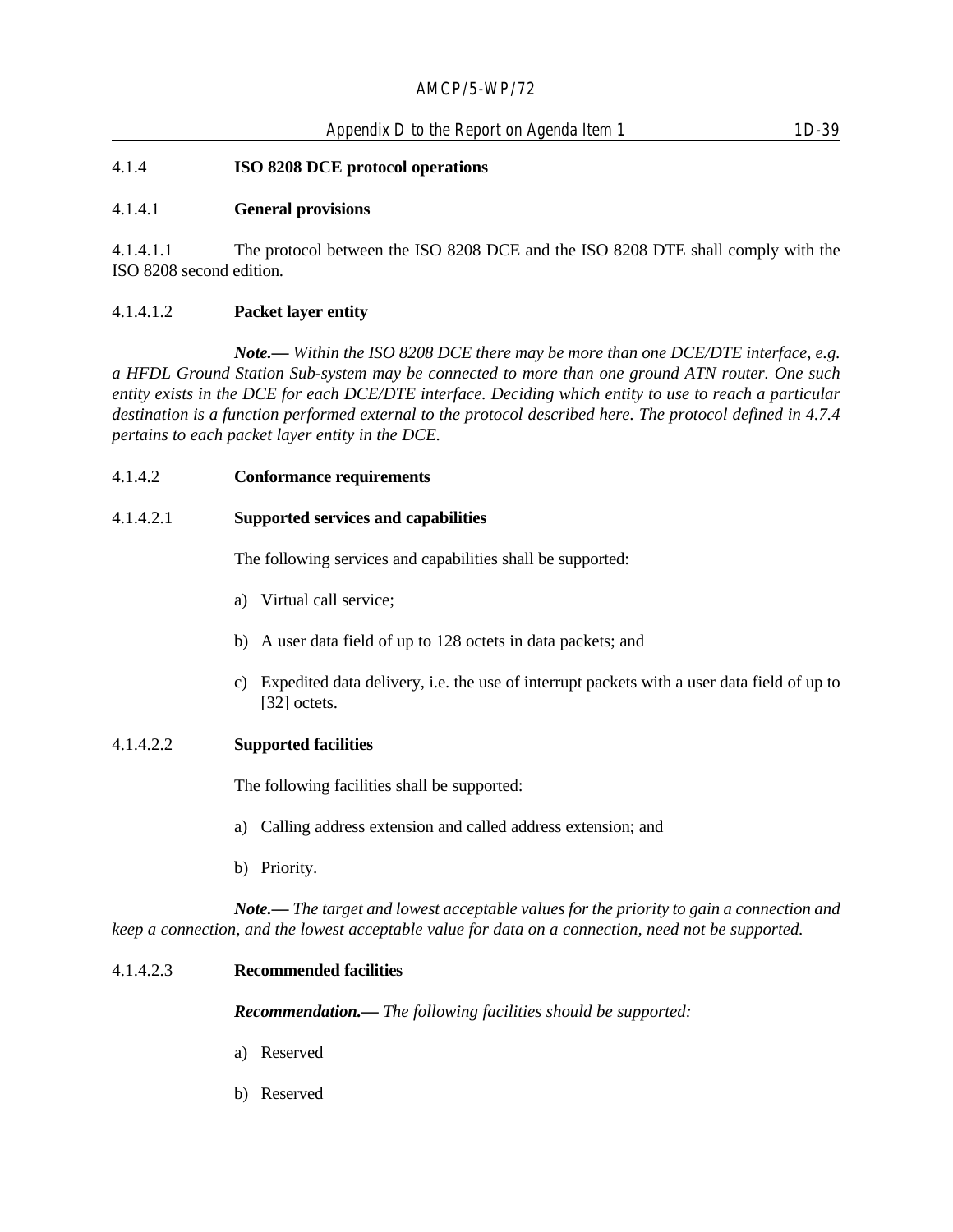### 4.1.4 **ISO 8208 DCE protocol operations**

#### 4.1.4.1 **General provisions**

4.1.4.1.1 The protocol between the ISO 8208 DCE and the ISO 8208 DTE shall comply with the ISO 8208 second edition.

4.1.4.1.2 **Packet layer entity**

***Note.—*** *Within the ISO 8208 DCE there may be more than one DCE/DTE interface, e.g. a HFDL Ground Station Sub-system may be connected to more than one ground ATN router. One such entity exists in the DCE for each DCE/DTE interface. Deciding which entity to use to reach a particular destination is a function performed external to the protocol described here. The protocol defined in 4.7.4 pertains to each packet layer entity in the DCE.*

#### 4.1.4.2 **Conformance requirements**

4.1.4.2.1 **Supported services and capabilities**

The following services and capabilities shall be supported:

a) Virtual call service;

b) A user data field of up to 128 octets in data packets; and

c) Expedited data delivery, i.e. the use of interrupt packets with a user data field of up to [32] octets.

4.1.4.2.2 **Supported facilities**

The following facilities shall be supported:

a) Calling address extension and called address extension; and

b) Priority.

***Note.—*** *The target and lowest acceptable values for the priority to gain a connection and keep a connection, and the lowest acceptable value for data on a connection, need not be supported.*

4.1.4.2.3 **Recommended facilities**

***Recommendation.—*** *The following facilities should be supported:*

a) Reserved

b) Reserved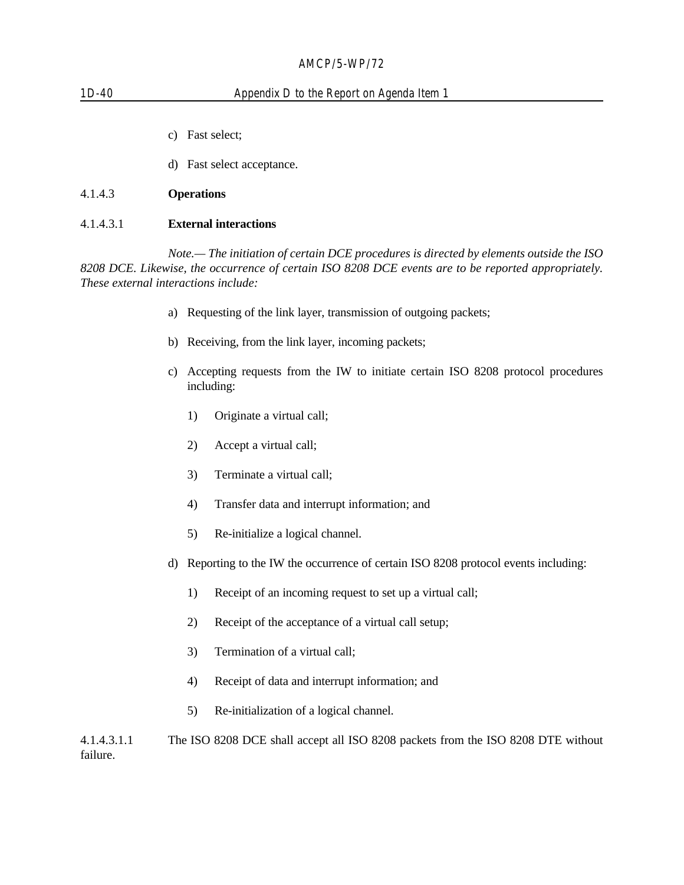c) Fast select;

d) Fast select acceptance.

4.1.4.3 **Operations**

4.1.4.3.1 **External interactions**

*Note.— The initiation of certain DCE procedures is directed by elements outside the ISO 8208 DCE. Likewise, the occurrence of certain ISO 8208 DCE events are to be reported appropriately. These external interactions include:*

a) Requesting of the link layer, transmission of outgoing packets;

b) Receiving, from the link layer, incoming packets;

c) Accepting requests from the IW to initiate certain ISO 8208 protocol procedures including:

   1) Originate a virtual call;

   2) Accept a virtual call;

   3) Terminate a virtual call;

   4) Transfer data and interrupt information; and

   5) Re-initialize a logical channel.

d) Reporting to the IW the occurrence of certain ISO 8208 protocol events including:

   1) Receipt of an incoming request to set up a virtual call;

   2) Receipt of the acceptance of a virtual call setup;

   3) Termination of a virtual call;

   4) Receipt of data and interrupt information; and

   5) Re-initialization of a logical channel.

4.1.4.3.1.1 The ISO 8208 DCE shall accept all ISO 8208 packets from the ISO 8208 DTE without failure.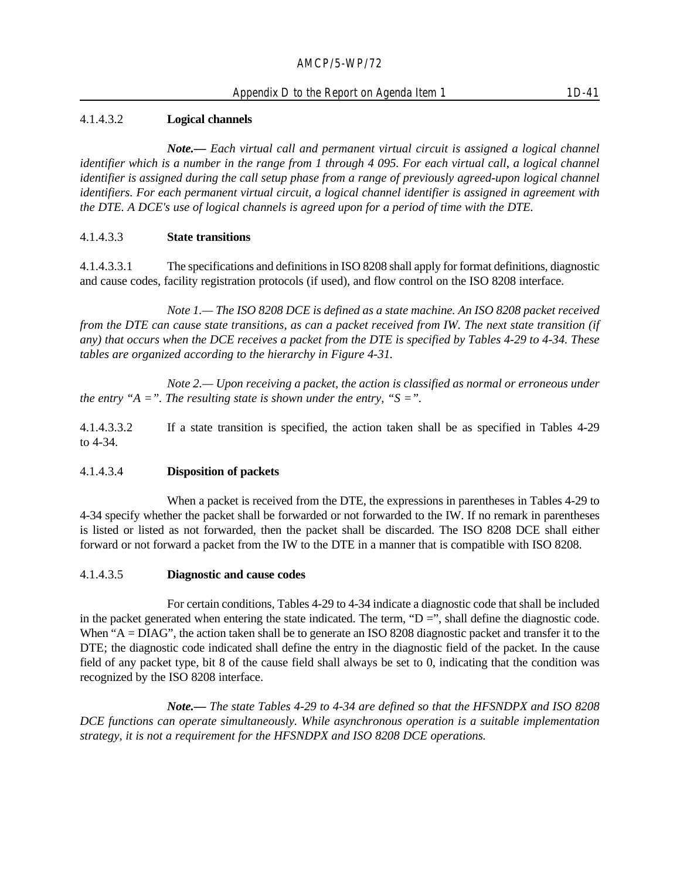4.1.4.3.2 **Logical channels**

***Note.—*** *Each virtual call and permanent virtual circuit is assigned a logical channel identifier which is a number in the range from 1 through 4 095. For each virtual call, a logical channel identifier is assigned during the call setup phase from a range of previously agreed-upon logical channel identifiers. For each permanent virtual circuit, a logical channel identifier is assigned in agreement with the DTE. A DCE's use of logical channels is agreed upon for a period of time with the DTE.*

4.1.4.3.3 **State transitions**

4.1.4.3.3.1 The specifications and definitions in ISO 8208 shall apply for format definitions, diagnostic and cause codes, facility registration protocols (if used), and flow control on the ISO 8208 interface.

*Note 1.— The ISO 8208 DCE is defined as a state machine. An ISO 8208 packet received from the DTE can cause state transitions, as can a packet received from IW. The next state transition (if any) that occurs when the DCE receives a packet from the DTE is specified by Tables 4-29 to 4-34. These tables are organized according to the hierarchy in Figure 4-31.*

*Note 2.— Upon receiving a packet, the action is classified as normal or erroneous under the entry "A =". The resulting state is shown under the entry, "S =".*

4.1.4.3.3.2 If a state transition is specified, the action taken shall be as specified in Tables 4-29 to 4-34.

4.1.4.3.4 **Disposition of packets**

When a packet is received from the DTE, the expressions in parentheses in Tables 4-29 to 4-34 specify whether the packet shall be forwarded or not forwarded to the IW. If no remark in parentheses is listed or listed as not forwarded, then the packet shall be discarded. The ISO 8208 DCE shall either forward or not forward a packet from the IW to the DTE in a manner that is compatible with ISO 8208.

4.1.4.3.5 **Diagnostic and cause codes**

For certain conditions, Tables 4-29 to 4-34 indicate a diagnostic code that shall be included in the packet generated when entering the state indicated. The term, "D =", shall define the diagnostic code. When "A = DIAG", the action taken shall be to generate an ISO 8208 diagnostic packet and transfer it to the DTE; the diagnostic code indicated shall define the entry in the diagnostic field of the packet. In the cause field of any packet type, bit 8 of the cause field shall always be set to 0, indicating that the condition was recognized by the ISO 8208 interface.

***Note.—*** *The state Tables 4-29 to 4-34 are defined so that the HFSNDPX and ISO 8208 DCE functions can operate simultaneously. While asynchronous operation is a suitable implementation strategy, it is not a requirement for the HFSNDPX and ISO 8208 DCE operations.*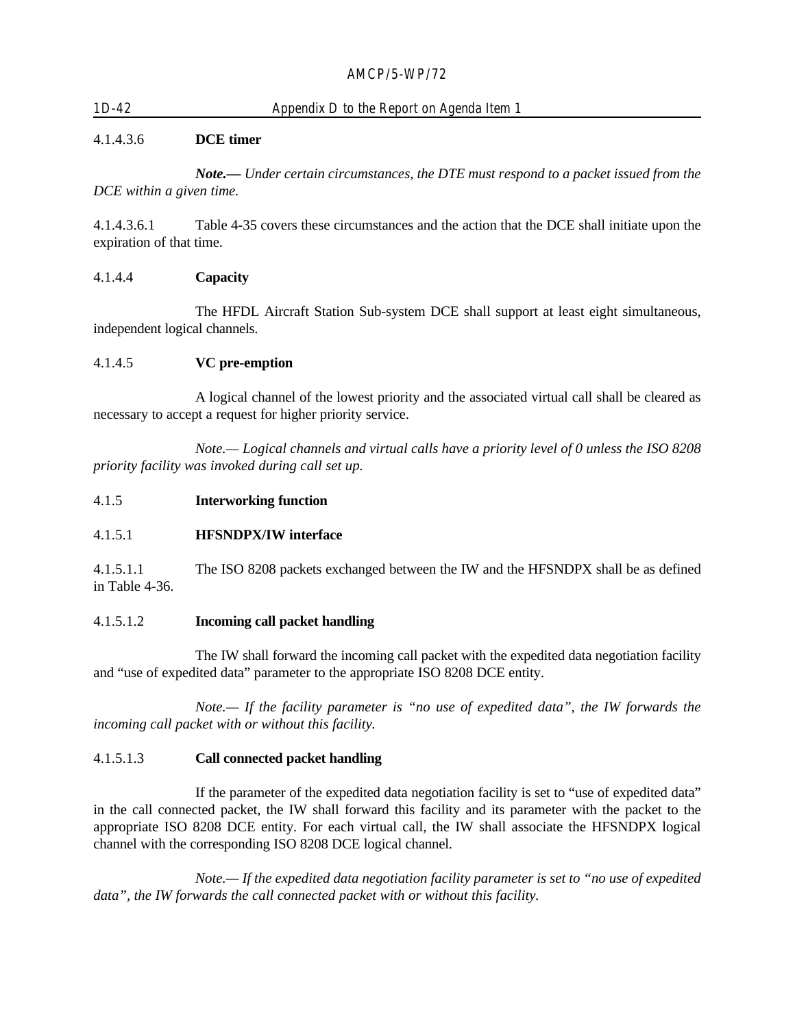4.1.4.3.6 **DCE timer**

***Note.—*** *Under certain circumstances, the DTE must respond to a packet issued from the DCE within a given time.*

4.1.4.3.6.1 Table 4-35 covers these circumstances and the action that the DCE shall initiate upon the expiration of that time.

4.1.4.4 **Capacity**

The HFDL Aircraft Station Sub-system DCE shall support at least eight simultaneous, independent logical channels.

4.1.4.5 **VC pre-emption**

A logical channel of the lowest priority and the associated virtual call shall be cleared as necessary to accept a request for higher priority service.

*Note.— Logical channels and virtual calls have a priority level of 0 unless the ISO 8208 priority facility was invoked during call set up.*

4.1.5 **Interworking function**

4.1.5.1 **HFSNDPX/IW interface**

4.1.5.1.1 The ISO 8208 packets exchanged between the IW and the HFSNDPX shall be as defined in Table 4-36.

4.1.5.1.2 **Incoming call packet handling**

The IW shall forward the incoming call packet with the expedited data negotiation facility and "use of expedited data" parameter to the appropriate ISO 8208 DCE entity.

*Note.— If the facility parameter is "no use of expedited data", the IW forwards the incoming call packet with or without this facility.*

4.1.5.1.3 **Call connected packet handling**

If the parameter of the expedited data negotiation facility is set to "use of expedited data" in the call connected packet, the IW shall forward this facility and its parameter with the packet to the appropriate ISO 8208 DCE entity. For each virtual call, the IW shall associate the HFSNDPX logical channel with the corresponding ISO 8208 DCE logical channel.

*Note.— If the expedited data negotiation facility parameter is set to "no use of expedited data", the IW forwards the call connected packet with or without this facility.*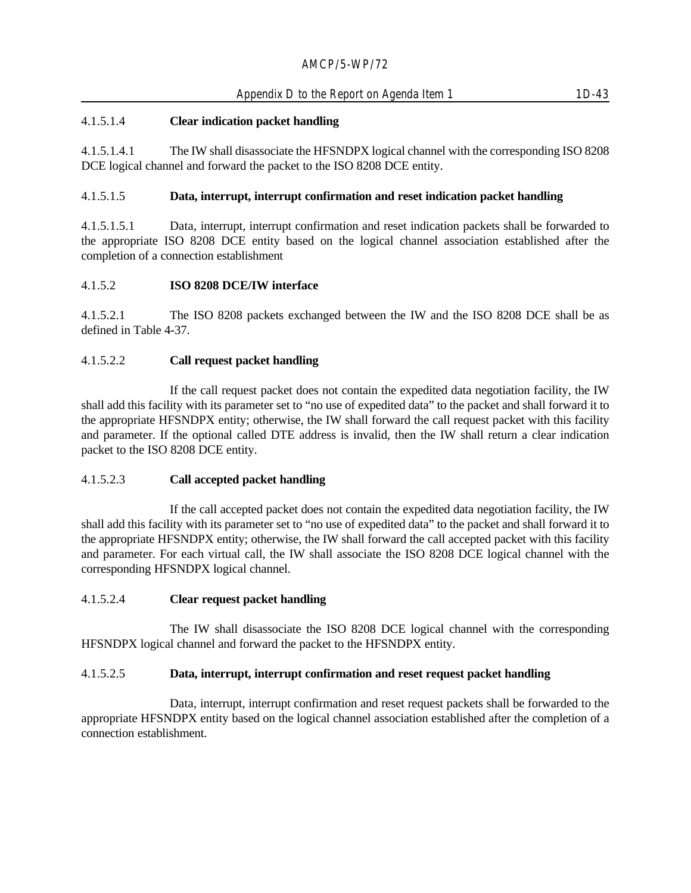4.1.5.1.4 **Clear indication packet handling**

4.1.5.1.4.1 The IW shall disassociate the HFSNDPX logical channel with the corresponding ISO 8208 DCE logical channel and forward the packet to the ISO 8208 DCE entity.

4.1.5.1.5 **Data, interrupt, interrupt confirmation and reset indication packet handling**

4.1.5.1.5.1 Data, interrupt, interrupt confirmation and reset indication packets shall be forwarded to the appropriate ISO 8208 DCE entity based on the logical channel association established after the completion of a connection establishment

4.1.5.2 **ISO 8208 DCE/IW interface**

4.1.5.2.1 The ISO 8208 packets exchanged between the IW and the ISO 8208 DCE shall be as defined in Table 4-37.

4.1.5.2.2 **Call request packet handling**

If the call request packet does not contain the expedited data negotiation facility, the IW shall add this facility with its parameter set to "no use of expedited data" to the packet and shall forward it to the appropriate HFSNDPX entity; otherwise, the IW shall forward the call request packet with this facility and parameter. If the optional called DTE address is invalid, then the IW shall return a clear indication packet to the ISO 8208 DCE entity.

4.1.5.2.3 **Call accepted packet handling**

If the call accepted packet does not contain the expedited data negotiation facility, the IW shall add this facility with its parameter set to "no use of expedited data" to the packet and shall forward it to the appropriate HFSNDPX entity; otherwise, the IW shall forward the call accepted packet with this facility and parameter. For each virtual call, the IW shall associate the ISO 8208 DCE logical channel with the corresponding HFSNDPX logical channel.

4.1.5.2.4 **Clear request packet handling**

The IW shall disassociate the ISO 8208 DCE logical channel with the corresponding HFSNDPX logical channel and forward the packet to the HFSNDPX entity.

4.1.5.2.5 **Data, interrupt, interrupt confirmation and reset request packet handling**

Data, interrupt, interrupt confirmation and reset request packets shall be forwarded to the appropriate HFSNDPX entity based on the logical channel association established after the completion of a connection establishment.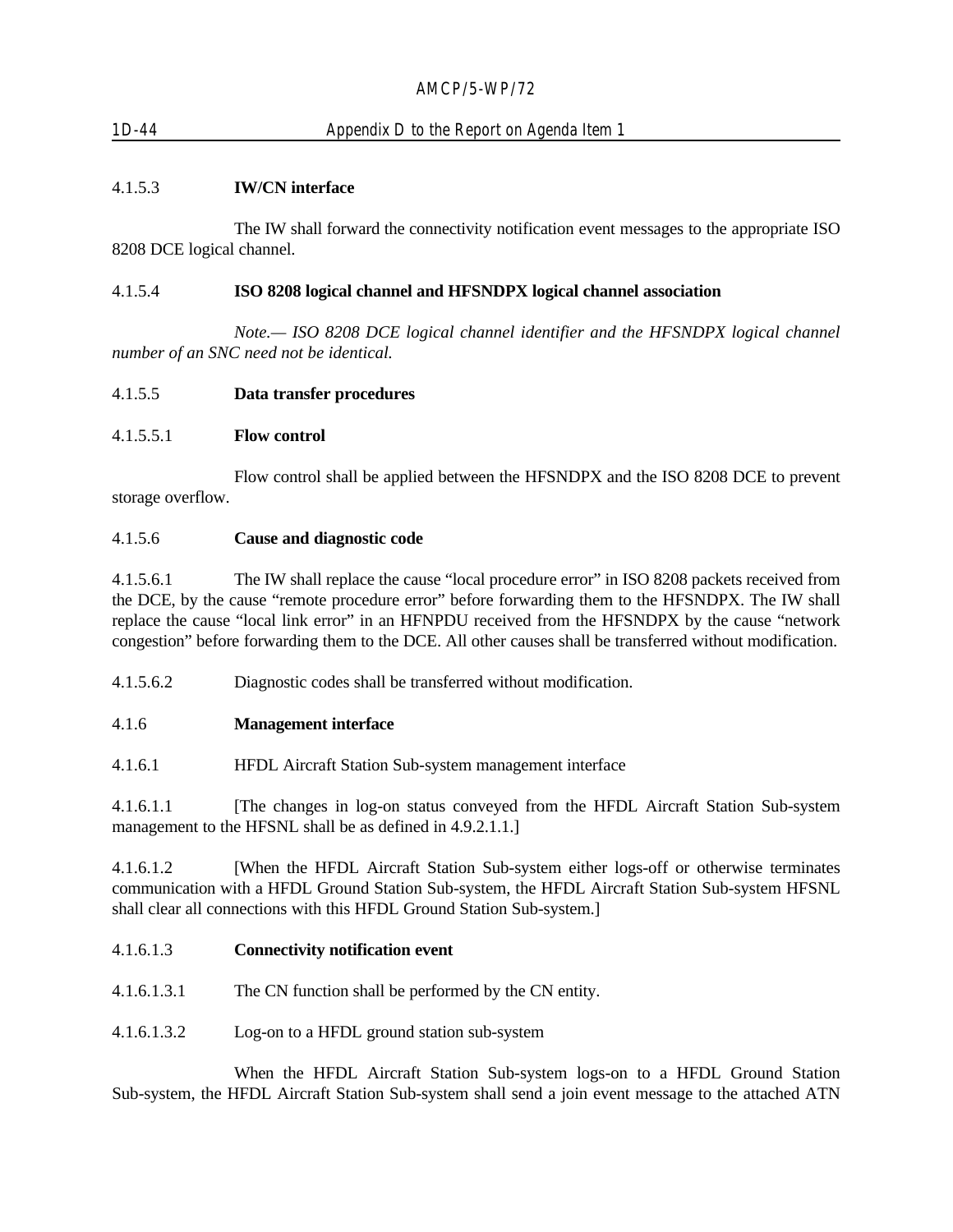4.1.5.3 **IW/CN interface**

The IW shall forward the connectivity notification event messages to the appropriate ISO 8208 DCE logical channel.

4.1.5.4 **ISO 8208 logical channel and HFSNDPX logical channel association**

*Note.— ISO 8208 DCE logical channel identifier and the HFSNDPX logical channel number of an SNC need not be identical.*

4.1.5.5 **Data transfer procedures**

4.1.5.5.1 **Flow control**

Flow control shall be applied between the HFSNDPX and the ISO 8208 DCE to prevent storage overflow.

4.1.5.6 **Cause and diagnostic code**

4.1.5.6.1 The IW shall replace the cause "local procedure error" in ISO 8208 packets received from the DCE, by the cause "remote procedure error" before forwarding them to the HFSNDPX. The IW shall replace the cause "local link error" in an HFNPDU received from the HFSNDPX by the cause "network congestion" before forwarding them to the DCE. All other causes shall be transferred without modification.

4.1.5.6.2 Diagnostic codes shall be transferred without modification.

4.1.6 **Management interface**

4.1.6.1 HFDL Aircraft Station Sub-system management interface

4.1.6.1.1 [The changes in log-on status conveyed from the HFDL Aircraft Station Sub-system management to the HFSNL shall be as defined in 4.9.2.1.1.]

4.1.6.1.2 [When the HFDL Aircraft Station Sub-system either logs-off or otherwise terminates communication with a HFDL Ground Station Sub-system, the HFDL Aircraft Station Sub-system HFSNL shall clear all connections with this HFDL Ground Station Sub-system.]

4.1.6.1.3 **Connectivity notification event**

4.1.6.1.3.1 The CN function shall be performed by the CN entity.

4.1.6.1.3.2 Log-on to a HFDL ground station sub-system

When the HFDL Aircraft Station Sub-system logs-on to a HFDL Ground Station Sub-system, the HFDL Aircraft Station Sub-system shall send a join event message to the attached ATN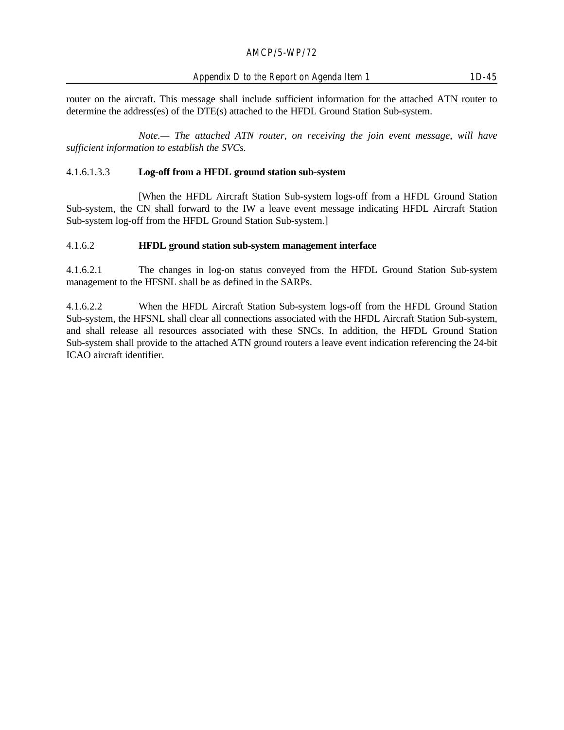router on the aircraft. This message shall include sufficient information for the attached ATN router to determine the address(es) of the DTE(s) attached to the HFDL Ground Station Sub-system.

*Note.— The attached ATN router, on receiving the join event message, will have sufficient information to establish the SVCs.*

4.1.6.1.3.3 **Log-off from a HFDL ground station sub-system**

[When the HFDL Aircraft Station Sub-system logs-off from a HFDL Ground Station Sub-system, the CN shall forward to the IW a leave event message indicating HFDL Aircraft Station Sub-system log-off from the HFDL Ground Station Sub-system.]

4.1.6.2 **HFDL ground station sub-system management interface**

4.1.6.2.1 The changes in log-on status conveyed from the HFDL Ground Station Sub-system management to the HFSNL shall be as defined in the SARPs.

4.1.6.2.2 When the HFDL Aircraft Station Sub-system logs-off from the HFDL Ground Station Sub-system, the HFSNL shall clear all connections associated with the HFDL Aircraft Station Sub-system, and shall release all resources associated with these SNCs. In addition, the HFDL Ground Station Sub-system shall provide to the attached ATN ground routers a leave event indication referencing the 24-bit ICAO aircraft identifier.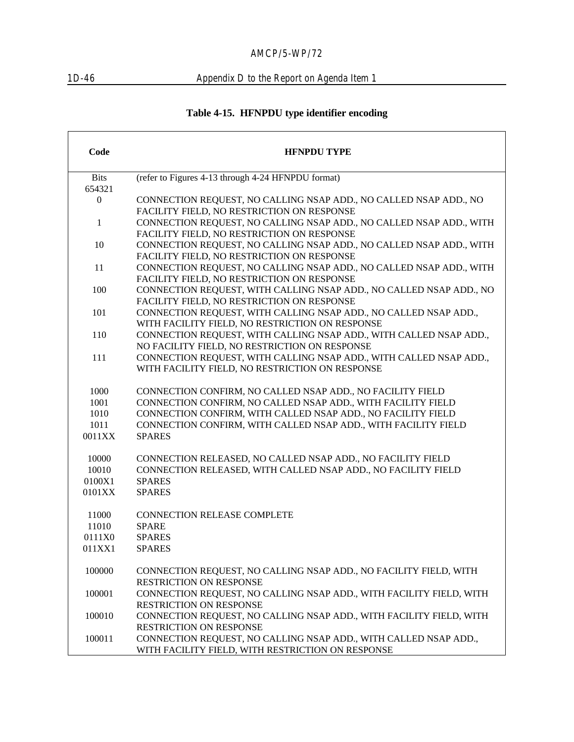**Table 4-15. HFNPDU type identifier encoding**

| Code | HFNPDU TYPE |
|---|---|
| Bits 654321 | (refer to Figures 4-13 through 4-24 HFNPDU format) |
| 0 | CONNECTION REQUEST, NO CALLING NSAP ADD., NO CALLED NSAP ADD., NO FACILITY FIELD, NO RESTRICTION ON RESPONSE |
| 1 | CONNECTION REQUEST, NO CALLING NSAP ADD., NO CALLED NSAP ADD., WITH FACILITY FIELD, NO RESTRICTION ON RESPONSE |
| 10 | CONNECTION REQUEST, NO CALLING NSAP ADD., NO CALLED NSAP ADD., WITH FACILITY FIELD, NO RESTRICTION ON RESPONSE |
| 11 | CONNECTION REQUEST, NO CALLING NSAP ADD., NO CALLED NSAP ADD., WITH FACILITY FIELD, NO RESTRICTION ON RESPONSE |
| 100 | CONNECTION REQUEST, WITH CALLING NSAP ADD., NO CALLED NSAP ADD., NO FACILITY FIELD, NO RESTRICTION ON RESPONSE |
| 101 | CONNECTION REQUEST, WITH CALLING NSAP ADD., NO CALLED NSAP ADD., WITH FACILITY FIELD, NO RESTRICTION ON RESPONSE |
| 110 | CONNECTION REQUEST, WITH CALLING NSAP ADD., WITH CALLED NSAP ADD., NO FACILITY FIELD, NO RESTRICTION ON RESPONSE |
| 111 | CONNECTION REQUEST, WITH CALLING NSAP ADD., WITH CALLED NSAP ADD., WITH FACILITY FIELD, NO RESTRICTION ON RESPONSE |
| 1000 | CONNECTION CONFIRM, NO CALLED NSAP ADD., NO FACILITY FIELD |
| 1001 | CONNECTION CONFIRM, NO CALLED NSAP ADD., WITH FACILITY FIELD |
| 1010 | CONNECTION CONFIRM, WITH CALLED NSAP ADD., NO FACILITY FIELD |
| 1011 | CONNECTION CONFIRM, WITH CALLED NSAP ADD., WITH FACILITY FIELD |
| 0011XX | SPARES |
| 10000 | CONNECTION RELEASED, NO CALLED NSAP ADD., NO FACILITY FIELD |
| 10010 | CONNECTION RELEASED, WITH CALLED NSAP ADD., NO FACILITY FIELD |
| 0100X1 | SPARES |
| 0101XX | SPARES |
| 11000 | CONNECTION RELEASE COMPLETE |
| 11010 | SPARE |
| 0111X0 | SPARES |
| 011XX1 | SPARES |
| 100000 | CONNECTION REQUEST, NO CALLING NSAP ADD., NO FACILITY FIELD, WITH RESTRICTION ON RESPONSE |
| 100001 | CONNECTION REQUEST, NO CALLING NSAP ADD., WITH FACILITY FIELD, WITH RESTRICTION ON RESPONSE |
| 100010 | CONNECTION REQUEST, NO CALLING NSAP ADD., WITH FACILITY FIELD, WITH RESTRICTION ON RESPONSE |
| 100011 | CONNECTION REQUEST, NO CALLING NSAP ADD., WITH CALLED NSAP ADD., WITH FACILITY FIELD, WITH RESTRICTION ON RESPONSE |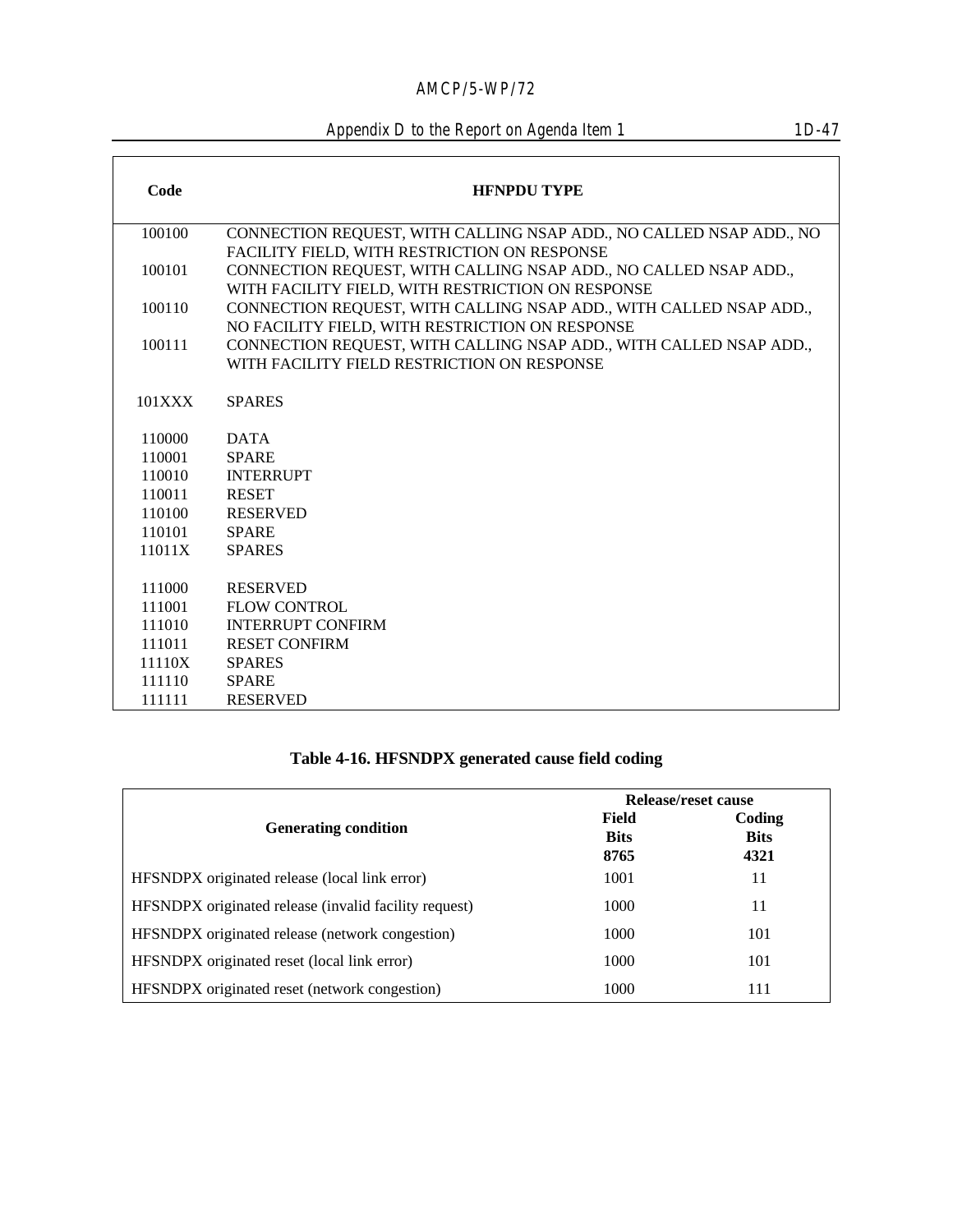| Code | HFNPDU TYPE |
|---|---|
| 100100 | CONNECTION REQUEST, WITH CALLING NSAP ADD., NO CALLED NSAP ADD., NO FACILITY FIELD, WITH RESTRICTION ON RESPONSE |
| 100101 | CONNECTION REQUEST, WITH CALLING NSAP ADD., NO CALLED NSAP ADD., WITH FACILITY FIELD, WITH RESTRICTION ON RESPONSE |
| 100110 | CONNECTION REQUEST, WITH CALLING NSAP ADD., WITH CALLED NSAP ADD., NO FACILITY FIELD, WITH RESTRICTION ON RESPONSE |
| 100111 | CONNECTION REQUEST, WITH CALLING NSAP ADD., WITH CALLED NSAP ADD., WITH FACILITY FIELD RESTRICTION ON RESPONSE |
| 101XXX | SPARES |
| 110000 | DATA |
| 110001 | SPARE |
| 110010 | INTERRUPT |
| 110011 | RESET |
| 110100 | RESERVED |
| 110101 | SPARE |
| 11011X | SPARES |
| 111000 | RESERVED |
| 111001 | FLOW CONTROL |
| 111010 | INTERRUPT CONFIRM |
| 111011 | RESET CONFIRM |
| 11110X | SPARES |
| 111110 | SPARE |
| 111111 | RESERVED |

**Table 4-16. HFSNDPX generated cause field coding**

| Generating condition | Release/reset cause | |
|---|---|---|
| | Field Bits 8765 | Coding Bits 4321 |
| HFSNDPX originated release (local link error) | 1001 | 11 |
| HFSNDPX originated release (invalid facility request) | 1000 | 11 |
| HFSNDPX originated release (network congestion) | 1000 | 101 |
| HFSNDPX originated reset (local link error) | 1000 | 101 |
| HFSNDPX originated reset (network congestion) | 1000 | 111 |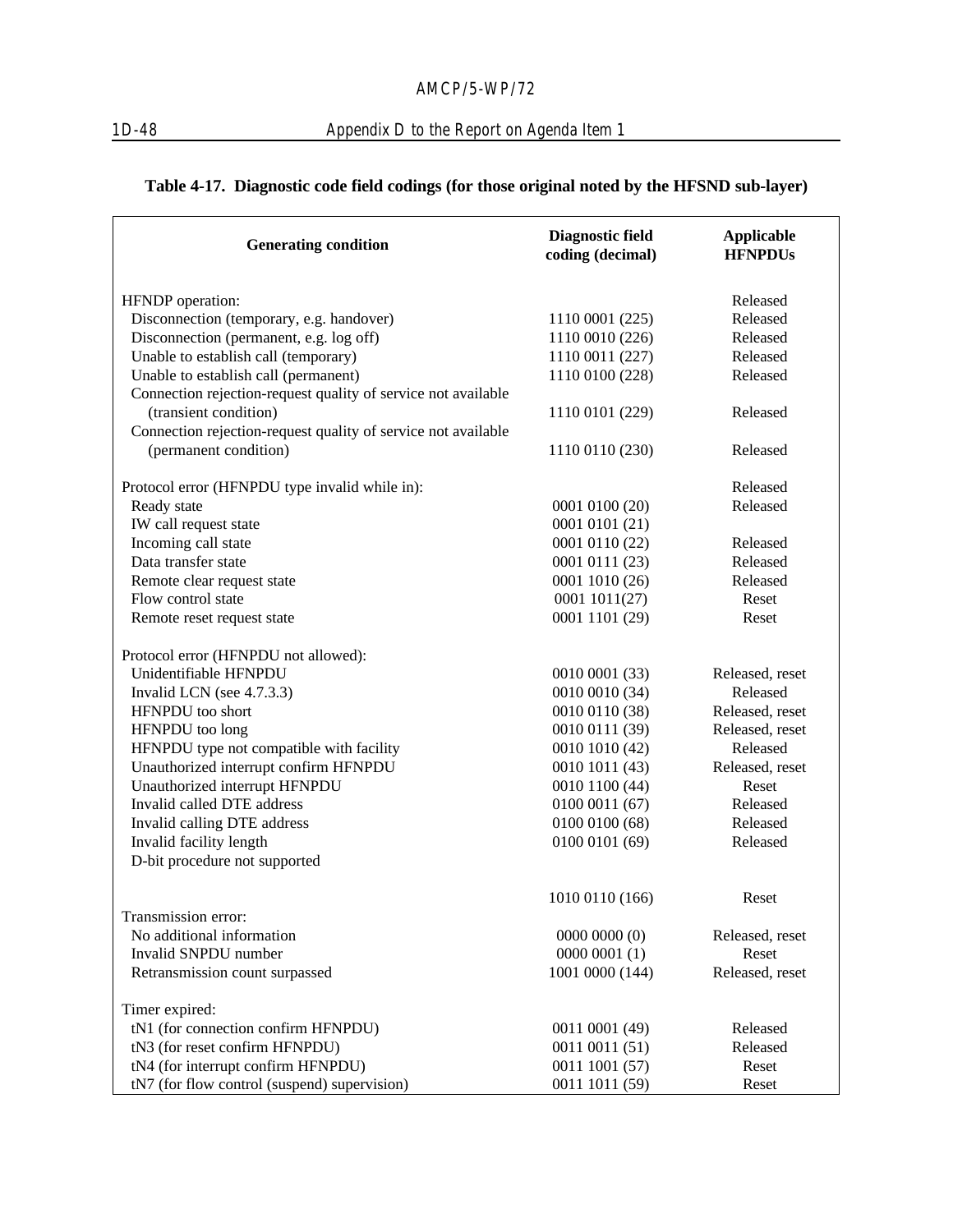**Table 4-17. Diagnostic code field codings (for those original noted by the HFSND sub-layer)**

| Generating condition | Diagnostic field coding (decimal) | Applicable HFNPDUs |
|---|---|---|
| HFNDP operation: | | Released |
| Disconnection (temporary, e.g. handover) | 1110 0001 (225) | Released |
| Disconnection (permanent, e.g. log off) | 1110 0010 (226) | Released |
| Unable to establish call (temporary) | 1110 0011 (227) | Released |
| Unable to establish call (permanent) | 1110 0100 (228) | Released |
| Connection rejection-request quality of service not available (transient condition) | 1110 0101 (229) | Released |
| Connection rejection-request quality of service not available (permanent condition) | 1110 0110 (230) | Released |
| Protocol error (HFNPDU type invalid while in): | | Released |
| Ready state | 0001 0100 (20) | Released |
| IW call request state | 0001 0101 (21) | |
| Incoming call state | 0001 0110 (22) | Released |
| Data transfer state | 0001 0111 (23) | Released |
| Remote clear request state | 0001 1010 (26) | Released |
| Flow control state | 0001 1011(27) | Reset |
| Remote reset request state | 0001 1101 (29) | Reset |
| Protocol error (HFNPDU not allowed): | | |
| Unidentifiable HFNPDU | 0010 0001 (33) | Released, reset |
| Invalid LCN (see 4.7.3.3) | 0010 0010 (34) | Released |
| HFNPDU too short | 0010 0110 (38) | Released, reset |
| HFNPDU too long | 0010 0111 (39) | Released, reset |
| HFNPDU type not compatible with facility | 0010 1010 (42) | Released |
| Unauthorized interrupt confirm HFNPDU | 0010 1011 (43) | Released, reset |
| Unauthorized interrupt HFNPDU | 0010 1100 (44) | Reset |
| Invalid called DTE address | 0100 0011 (67) | Released |
| Invalid calling DTE address | 0100 0100 (68) | Released |
| Invalid facility length | 0100 0101 (69) | Released |
| D-bit procedure not supported | | |
| | 1010 0110 (166) | Reset |
| Transmission error: | | |
| No additional information | 0000 0000 (0) | Released, reset |
| Invalid SNPDU number | 0000 0001 (1) | Reset |
| Retransmission count surpassed | 1001 0000 (144) | Released, reset |
| Timer expired: | | |
| tN1 (for connection confirm HFNPDU) | 0011 0001 (49) | Released |
| tN3 (for reset confirm HFNPDU) | 0011 0011 (51) | Released |
| tN4 (for interrupt confirm HFNPDU) | 0011 1001 (57) | Reset |
| tN7 (for flow control (suspend) supervision) | 0011 1011 (59) | Reset |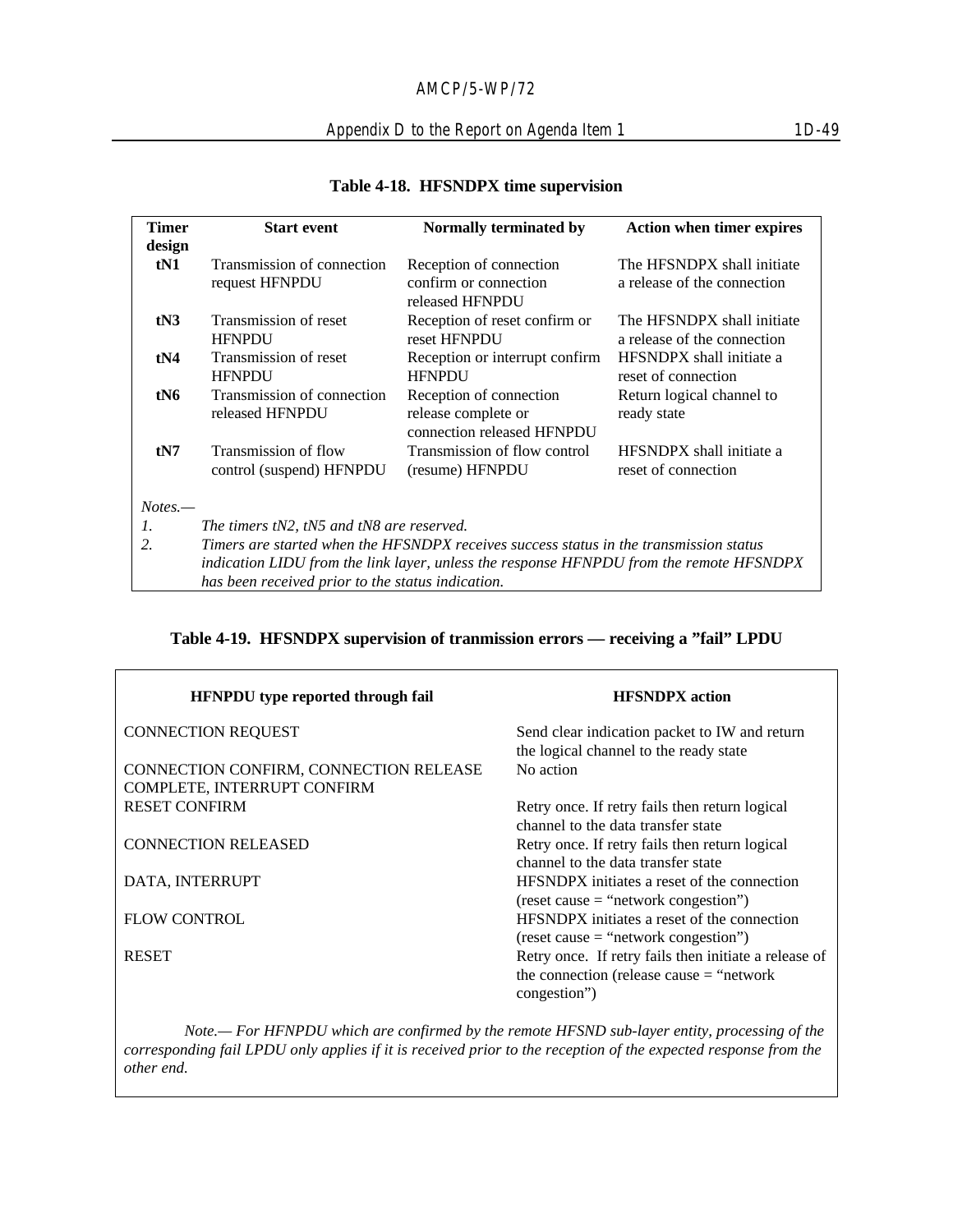**Table 4-18. HFSNDPX time supervision**

| Timer design | Start event | Normally terminated by | Action when timer expires |
|---|---|---|---|
| tN1 | Transmission of connection request HFNPDU | Reception of connection confirm or connection released HFNPDU | The HFSNDPX shall initiate a release of the connection |
| tN3 | Transmission of reset HFNPDU | Reception of reset confirm or reset HFNPDU | The HFSNDPX shall initiate a release of the connection |
| tN4 | Transmission of reset HFNPDU | Reception or interrupt confirm HFNPDU | HFSNDPX shall initiate a reset of connection |
| tN6 | Transmission of connection released HFNPDU | Reception of connection release complete or connection released HFNPDU | Return logical channel to ready state |
| tN7 | Transmission of flow control (suspend) HFNPDU | Transmission of flow control (resume) HFNPDU | HFSNDPX shall initiate a reset of connection |

*Notes.—*

*1. The timers tN2, tN5 and tN8 are reserved.*

*2. Timers are started when the HFSNDPX receives success status in the transmission status indication LIDU from the link layer, unless the response HFNPDU from the remote HFSNDPX has been received prior to the status indication.*

**Table 4-19. HFSNDPX supervision of tranmission errors — receiving a "fail" LPDU**

| HFNPDU type reported through fail | HFSNDPX action |
|---|---|
| CONNECTION REQUEST | Send clear indication packet to IW and return the logical channel to the ready state |
| CONNECTION CONFIRM, CONNECTION RELEASE COMPLETE, INTERRUPT CONFIRM | No action |
| RESET CONFIRM | Retry once. If retry fails then return logical channel to the data transfer state |
| CONNECTION RELEASED | Retry once. If retry fails then return logical channel to the data transfer state |
| DATA, INTERRUPT | HFSNDPX initiates a reset of the connection (reset cause = "network congestion") |
| FLOW CONTROL | HFSNDPX initiates a reset of the connection (reset cause = "network congestion") |
| RESET | Retry once. If retry fails then initiate a release of the connection (release cause = "network congestion") |

*Note.— For HFNPDU which are confirmed by the remote HFSND sub-layer entity, processing of the corresponding fail LPDU only applies if it is received prior to the reception of the expected response from the other end.*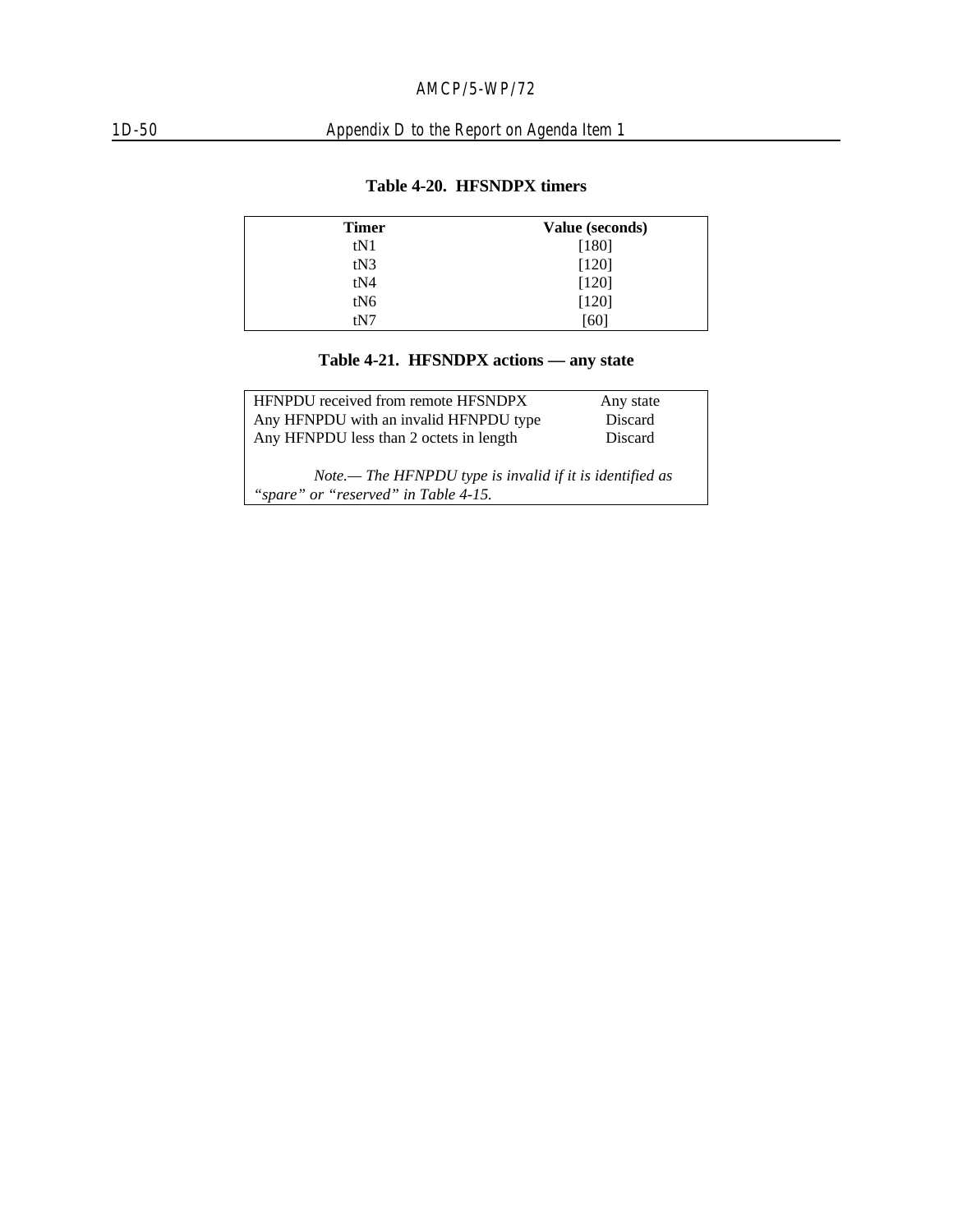**Table 4-20. HFSNDPX timers**

| Timer | Value (seconds) |
|---|---|
| tN1 | [180] |
| tN3 | [120] |
| tN4 | [120] |
| tN6 | [120] |
| tN7 | [60] |

**Table 4-21. HFSNDPX actions — any state**

| HFNPDU received from remote HFSNDPX | Any state |
|---|---|
| Any HFNPDU with an invalid HFNPDU type | Discard |
| Any HFNPDU less than 2 octets in length | Discard |

*Note.— The HFNPDU type is invalid if it is identified as "spare" or "reserved" in Table 4-15.*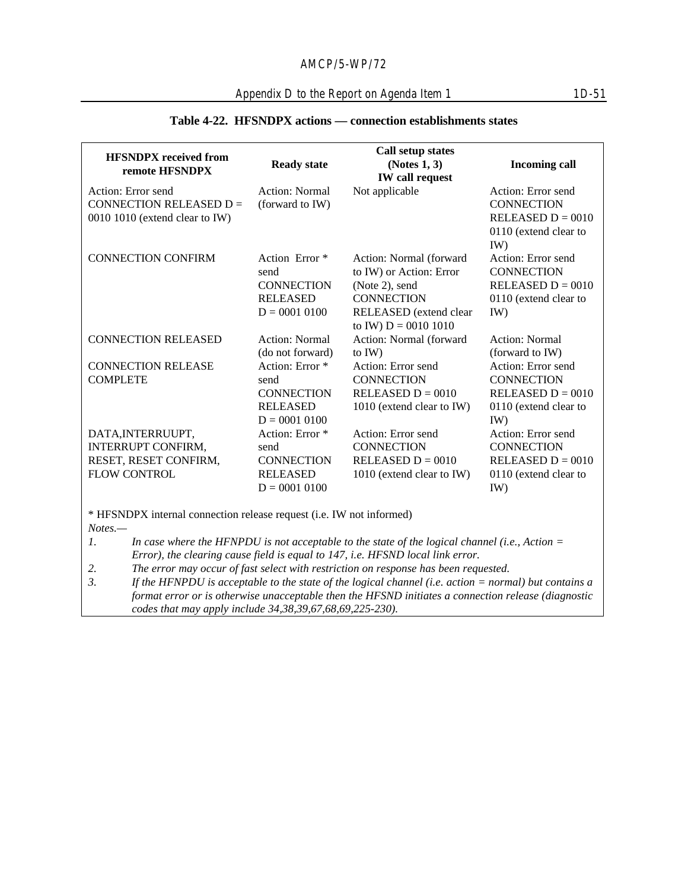**Table 4-22. HFSNDPX actions — connection establishments states**

| HFSNDPX received from remote HFSNDPX | Ready state | Call setup states (Notes 1, 3) IW call request | Incoming call |
|---|---|---|---|
| Action: Error send CONNECTION RELEASED D = 0010 1010 (extend clear to IW) | Action: Normal (forward to IW) | Not applicable | Action: Error send CONNECTION RELEASED D = 0010 0110 (extend clear to IW) |
| CONNECTION CONFIRM | Action Error * send CONNECTION RELEASED D = 0001 0100 | Action: Normal (forward to IW) or Action: Error (Note 2), send CONNECTION RELEASED (extend clear to IW) D = 0010 1010 | Action: Error send CONNECTION RELEASED D = 0010 0110 (extend clear to IW) |
| CONNECTION RELEASED | Action: Normal (do not forward) | Action: Normal (forward to IW) | Action: Normal (forward to IW) |
| CONNECTION RELEASE COMPLETE | Action: Error * send CONNECTION RELEASED D = 0001 0100 | Action: Error send CONNECTION RELEASED D = 0010 1010 (extend clear to IW) | Action: Error send CONNECTION RELEASED D = 0010 0110 (extend clear to IW) |
| DATA,INTERRUUPT, INTERRUPT CONFIRM, RESET, RESET CONFIRM, FLOW CONTROL | Action: Error * send CONNECTION RELEASED D = 0001 0100 | Action: Error send CONNECTION RELEASED D = 0010 1010 (extend clear to IW) | Action: Error send CONNECTION RELEASED D = 0010 0110 (extend clear to IW) |

* HFSNDPX internal connection release request (i.e. IW not informed)

*Notes.—*

1. *In case where the HFNPDU is not acceptable to the state of the logical channel (i.e., Action = Error), the clearing cause field is equal to 147, i.e. HFSND local link error.*
2. *The error may occur of fast select with restriction on response has been requested.*
3. *If the HFNPDU is acceptable to the state of the logical channel (i.e. action = normal) but contains a format error or is otherwise unacceptable then the HFSND initiates a connection release (diagnostic codes that may apply include 34,38,39,67,68,69,225-230).*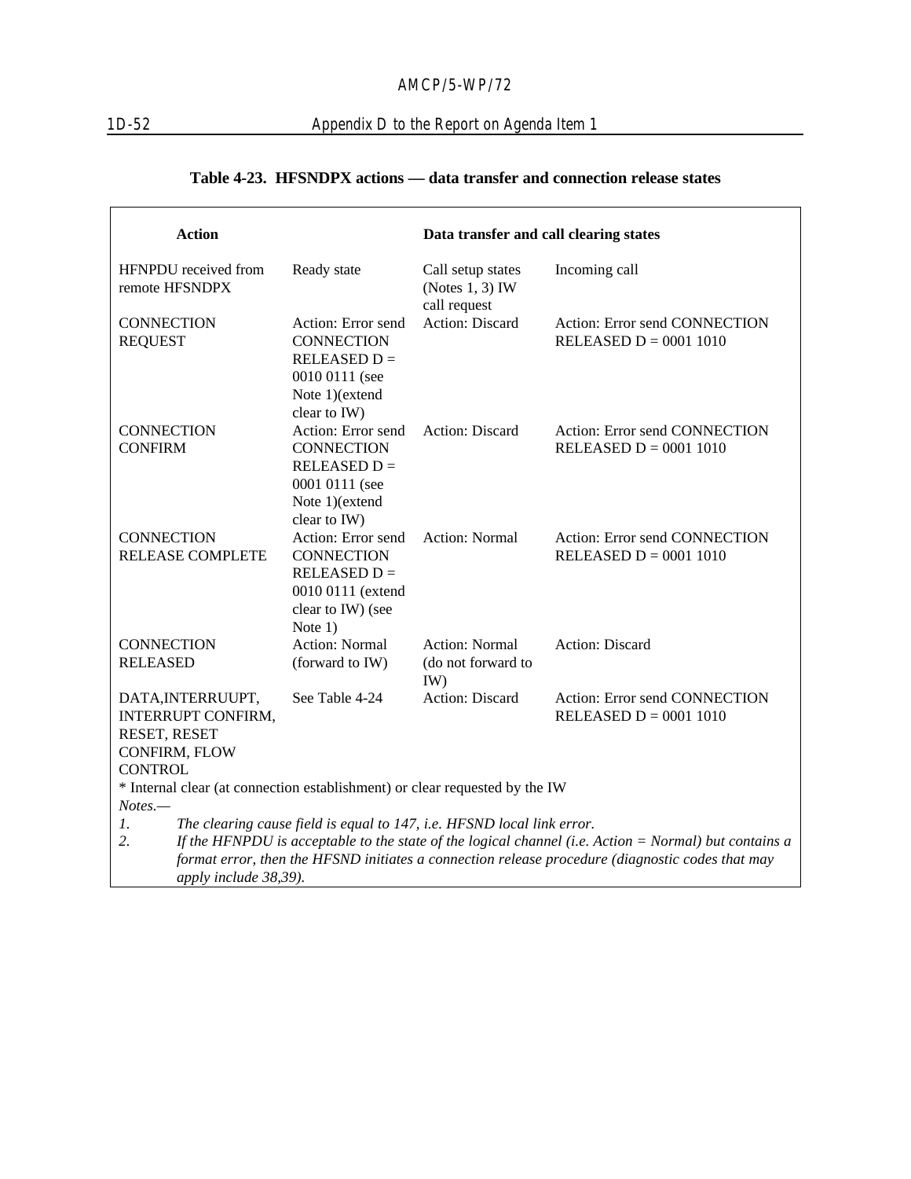**Table 4-23. HFSNDPX actions — data transfer and connection release states**

| Action | | Data transfer and call clearing states | |
|---|---|---|---|
| HFNPDU received from remote HFSNDPX | Ready state | Call setup states (Notes 1, 3) IW call request | Incoming call |
| CONNECTION REQUEST | Action: Error send CONNECTION RELEASED D = 0010 0111 (see Note 1)(extend clear to IW) | Action: Discard | Action: Error send CONNECTION RELEASED D = 0001 1010 |
| CONNECTION CONFIRM | Action: Error send CONNECTION RELEASED D = 0001 0111 (see Note 1)(extend clear to IW) | Action: Discard | Action: Error send CONNECTION RELEASED D = 0001 1010 |
| CONNECTION RELEASE COMPLETE | Action: Error send CONNECTION RELEASED D = 0010 0111 (extend clear to IW) (see Note 1) | Action: Normal | Action: Error send CONNECTION RELEASED D = 0001 1010 |
| CONNECTION RELEASED | Action: Normal (forward to IW) | Action: Normal (do not forward to IW) | Action: Discard |
| DATA,INTERRUUPT, INTERRUPT CONFIRM, RESET, RESET CONFIRM, FLOW CONTROL | See Table 4-24 | Action: Discard | Action: Error send CONNECTION RELEASED D = 0001 1010 |

\* Internal clear (at connection establishment) or clear requested by the IW

*Notes.—*

1. *The clearing cause field is equal to 147, i.e. HFSND local link error.*
2. *If the HFNPDU is acceptable to the state of the logical channel (i.e. Action = Normal) but contains a format error, then the HFSND initiates a connection release procedure (diagnostic codes that may apply include 38,39).*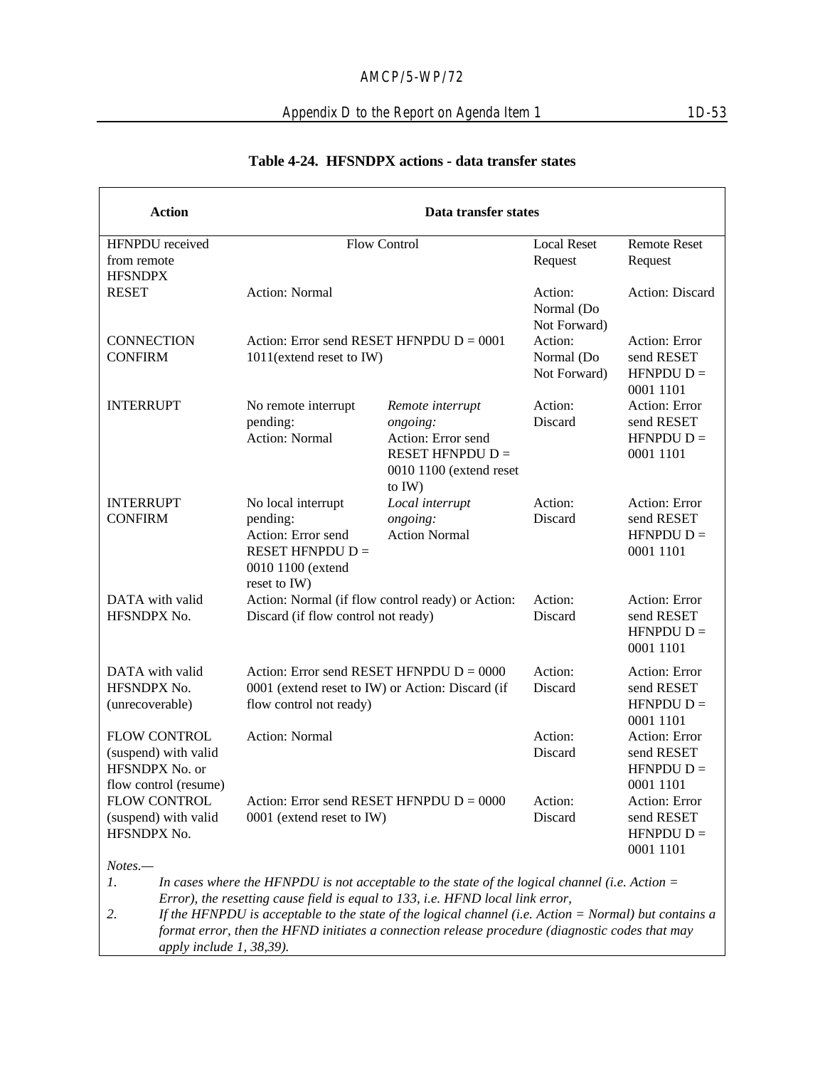**Table 4-24. HFSNDPX actions - data transfer states**

| Action | Data transfer states | | | |
|---|---|---|---|---|
| HFNPDU received from remote HFSNDPX | Flow Control | | Local Reset Request | Remote Reset Request |
| RESET | Action: Normal | | Action: Normal (Do Not Forward) | Action: Discard |
| CONNECTION CONFIRM | Action: Error send RESET HFNPDU D = 0001 1011(extend reset to IW) | | Action: Normal (Do Not Forward) | Action: Error send RESET HFNPDU D = 0001 1101 |
| INTERRUPT | No remote interrupt pending: Action: Normal | *Remote interrupt ongoing:* Action: Error send RESET HFNPDU D = 0010 1100 (extend reset to IW) | Action: Discard | Action: Error send RESET HFNPDU D = 0001 1101 |
| INTERRUPT CONFIRM | No local interrupt pending: Action: Error send RESET HFNPDU D = 0010 1100 (extend reset to IW) | *Local interrupt ongoing:* Action Normal | Action: Discard | Action: Error send RESET HFNPDU D = 0001 1101 |
| DATA with valid HFSNDPX No. | Action: Normal (if flow control ready) or Action: Discard (if flow control not ready) | | Action: Discard | Action: Error send RESET HFNPDU D = 0001 1101 |
| DATA with valid HFSNDPX No. (unrecoverable) | Action: Error send RESET HFNPDU D = 0000 0001 (extend reset to IW) or Action: Discard (if flow control not ready) | | Action: Discard | Action: Error send RESET HFNPDU D = 0001 1101 |
| FLOW CONTROL (suspend) with valid HFSNDPX No. or flow control (resume) | Action: Normal | | Action: Discard | Action: Error send RESET HFNPDU D = 0001 1101 |
| FLOW CONTROL (suspend) with valid HFSNDPX No. | Action: Error send RESET HFNPDU D = 0000 0001 (extend reset to IW) | | Action: Discard | Action: Error send RESET HFNPDU D = 0001 1101 |

*Notes.—*

1. *In cases where the HFNPDU is not acceptable to the state of the logical channel (i.e. Action = Error), the resetting cause field is equal to 133, i.e. HFND local link error,*
2. *If the HFNPDU is acceptable to the state of the logical channel (i.e. Action = Normal) but contains a format error, then the HFND initiates a connection release procedure (diagnostic codes that may apply include 1, 38,39).*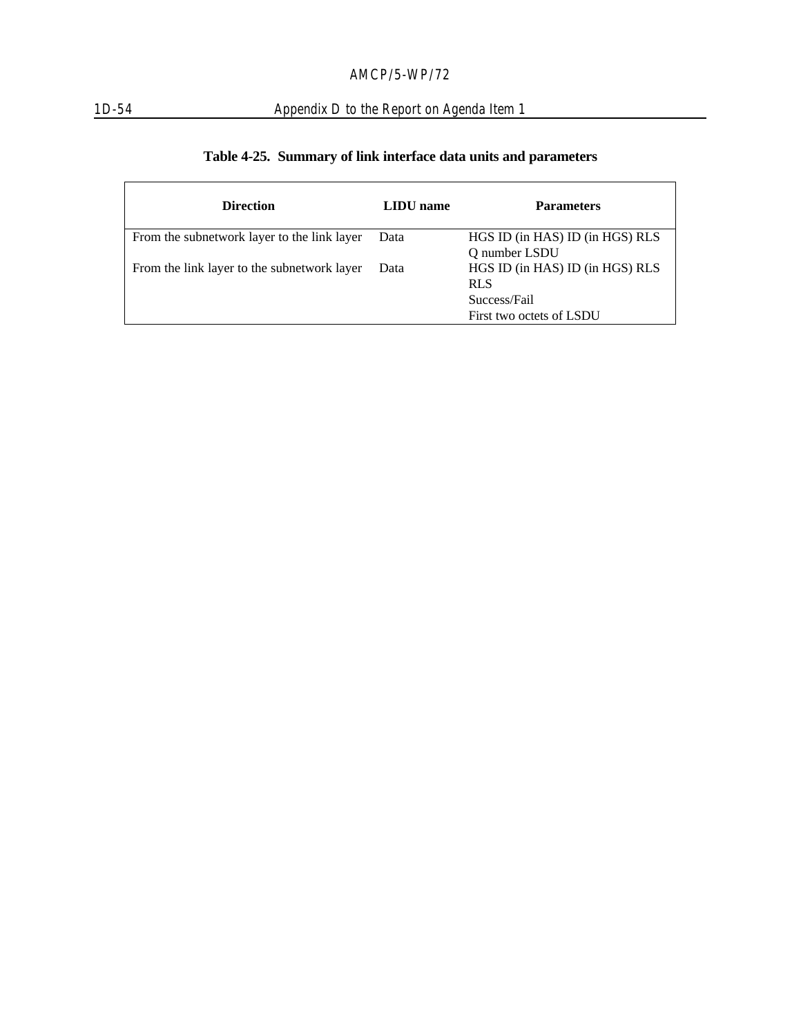**Table 4-25. Summary of link interface data units and parameters**

| Direction | LIDU name | Parameters |
| --- | --- | --- |
| From the subnetwork layer to the link layer | Data | HGS ID (in HAS) ID (in HGS) RLS Q number LSDU |
| From the link layer to the subnetwork layer | Data | HGS ID (in HAS) ID (in HGS) RLS RLS<br>Success/Fail<br>First two octets of LSDU |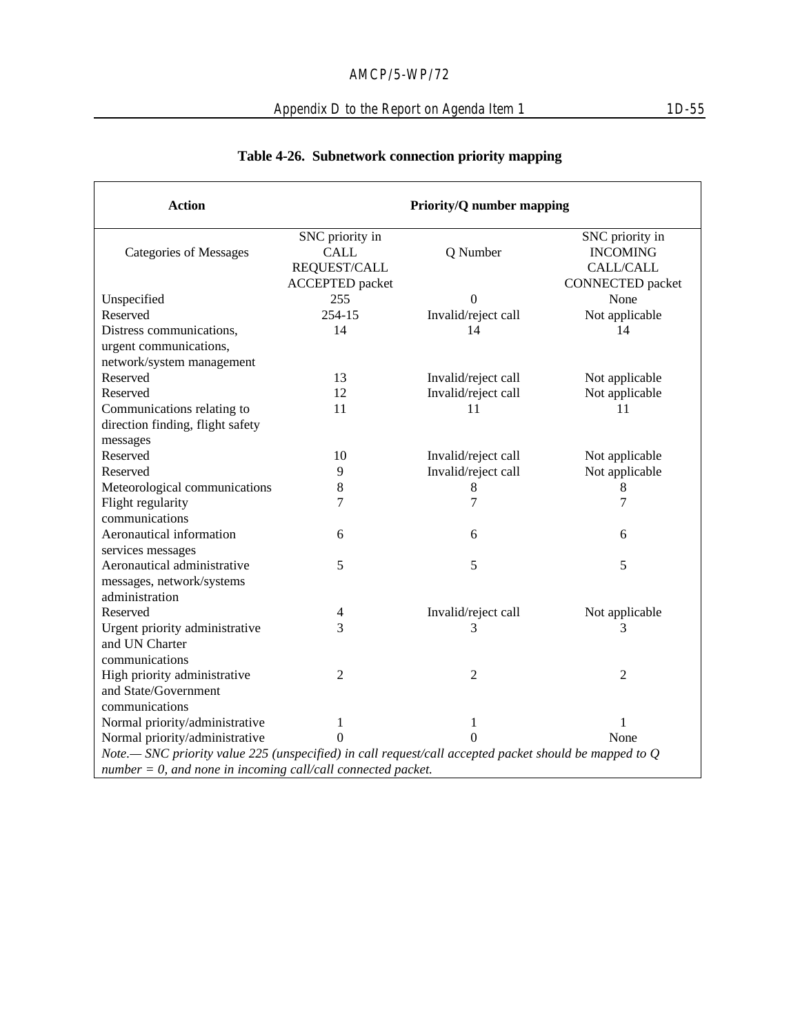**Table 4-26. Subnetwork connection priority mapping**

| Action | Priority/Q number mapping | | |
|---|---|---|---|
| Categories of Messages | SNC priority in CALL REQUEST/CALL ACCEPTED packet | Q Number | SNC priority in INCOMING CALL/CALL CONNECTED packet |
| Unspecified | 255 | 0 | None |
| Reserved | 254-15 | Invalid/reject call | Not applicable |
| Distress communications, urgent communications, network/system management | 14 | 14 | 14 |
| Reserved | 13 | Invalid/reject call | Not applicable |
| Reserved | 12 | Invalid/reject call | Not applicable |
| Communications relating to direction finding, flight safety messages | 11 | 11 | 11 |
| Reserved | 10 | Invalid/reject call | Not applicable |
| Reserved | 9 | Invalid/reject call | Not applicable |
| Meteorological communications | 8 | 8 | 8 |
| Flight regularity communications | 7 | 7 | 7 |
| Aeronautical information services messages | 6 | 6 | 6 |
| Aeronautical administrative messages, network/systems administration | 5 | 5 | 5 |
| Reserved | 4 | Invalid/reject call | Not applicable |
| Urgent priority administrative and UN Charter communications | 3 | 3 | 3 |
| High priority administrative and State/Government communications | 2 | 2 | 2 |
| Normal priority/administrative | 1 | 1 | 1 |
| Normal priority/administrative | 0 | 0 | None |

*Note.— SNC priority value 225 (unspecified) in call request/call accepted packet should be mapped to Q number = 0, and none in incoming call/call connected packet.*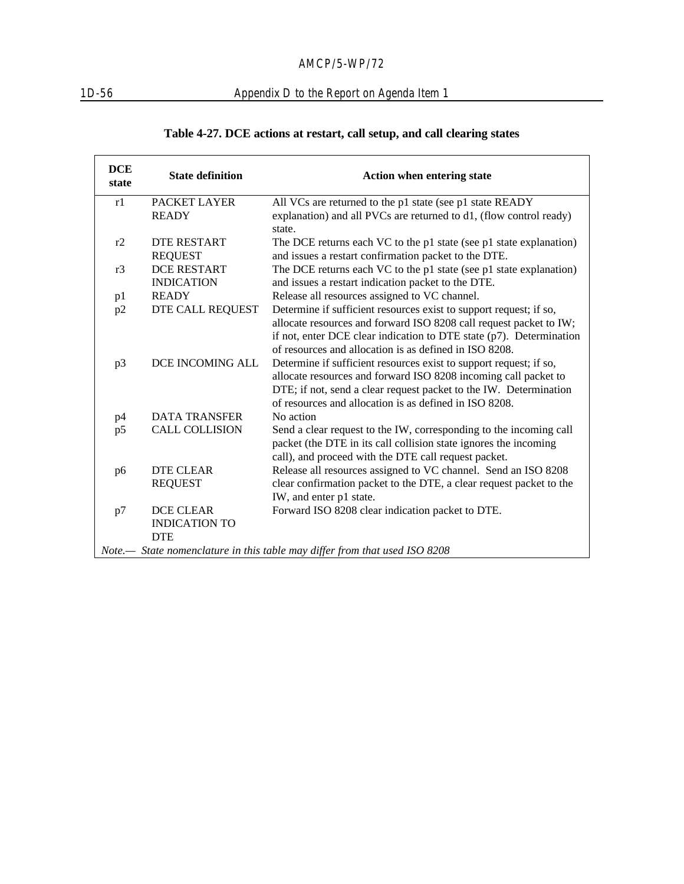**Table 4-27. DCE actions at restart, call setup, and call clearing states**

| DCE state | State definition | Action when entering state |
|---|---|---|
| r1 | PACKET LAYER READY | All VCs are returned to the p1 state (see p1 state READY explanation) and all PVCs are returned to d1, (flow control ready) state. |
| r2 | DTE RESTART REQUEST | The DCE returns each VC to the p1 state (see p1 state explanation) and issues a restart confirmation packet to the DTE. |
| r3 | DCE RESTART INDICATION | The DCE returns each VC to the p1 state (see p1 state explanation) and issues a restart indication packet to the DTE. |
| p1 | READY | Release all resources assigned to VC channel. |
| p2 | DTE CALL REQUEST | Determine if sufficient resources exist to support request; if so, allocate resources and forward ISO 8208 call request packet to IW; if not, enter DCE clear indication to DTE state (p7). Determination of resources and allocation is as defined in ISO 8208. |
| p3 | DCE INCOMING ALL | Determine if sufficient resources exist to support request; if so, allocate resources and forward ISO 8208 incoming call packet to DTE; if not, send a clear request packet to the IW. Determination of resources and allocation is as defined in ISO 8208. |
| p4 | DATA TRANSFER | No action |
| p5 | CALL COLLISION | Send a clear request to the IW, corresponding to the incoming call packet (the DTE in its call collision state ignores the incoming call), and proceed with the DTE call request packet. |
| p6 | DTE CLEAR REQUEST | Release all resources assigned to VC channel. Send an ISO 8208 clear confirmation packet to the DTE, a clear request packet to the IW, and enter p1 state. |
| p7 | DCE CLEAR INDICATION TO DTE | Forward ISO 8208 clear indication packet to DTE. |

*Note.— State nomenclature in this table may differ from that used ISO 8208*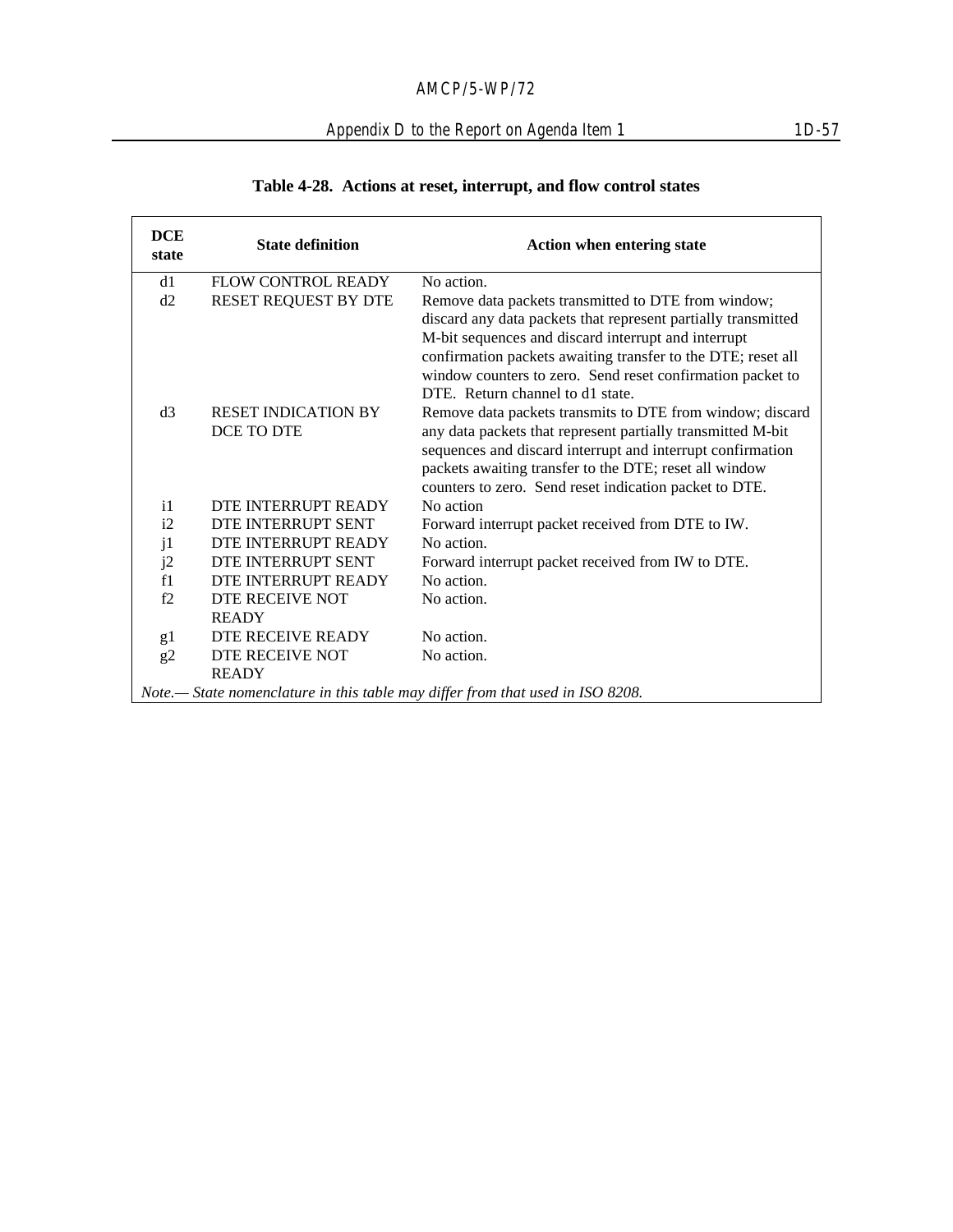**Table 4-28. Actions at reset, interrupt, and flow control states**

| DCE state | State definition | Action when entering state |
|---|---|---|
| d1 | FLOW CONTROL READY | No action. |
| d2 | RESET REQUEST BY DTE | Remove data packets transmitted to DTE from window; discard any data packets that represent partially transmitted M-bit sequences and discard interrupt and interrupt confirmation packets awaiting transfer to the DTE; reset all window counters to zero. Send reset confirmation packet to DTE. Return channel to d1 state. |
| d3 | RESET INDICATION BY DCE TO DTE | Remove data packets transmits to DTE from window; discard any data packets that represent partially transmitted M-bit sequences and discard interrupt and interrupt confirmation packets awaiting transfer to the DTE; reset all window counters to zero. Send reset indication packet to DTE. |
| i1 | DTE INTERRUPT READY | No action |
| i2 | DTE INTERRUPT SENT | Forward interrupt packet received from DTE to IW. |
| j1 | DTE INTERRUPT READY | No action. |
| j2 | DTE INTERRUPT SENT | Forward interrupt packet received from IW to DTE. |
| f1 | DTE INTERRUPT READY | No action. |
| f2 | DTE RECEIVE NOT READY | No action. |
| g1 | DTE RECEIVE READY | No action. |
| g2 | DTE RECEIVE NOT READY | No action. |

*Note.— State nomenclature in this table may differ from that used in ISO 8208.*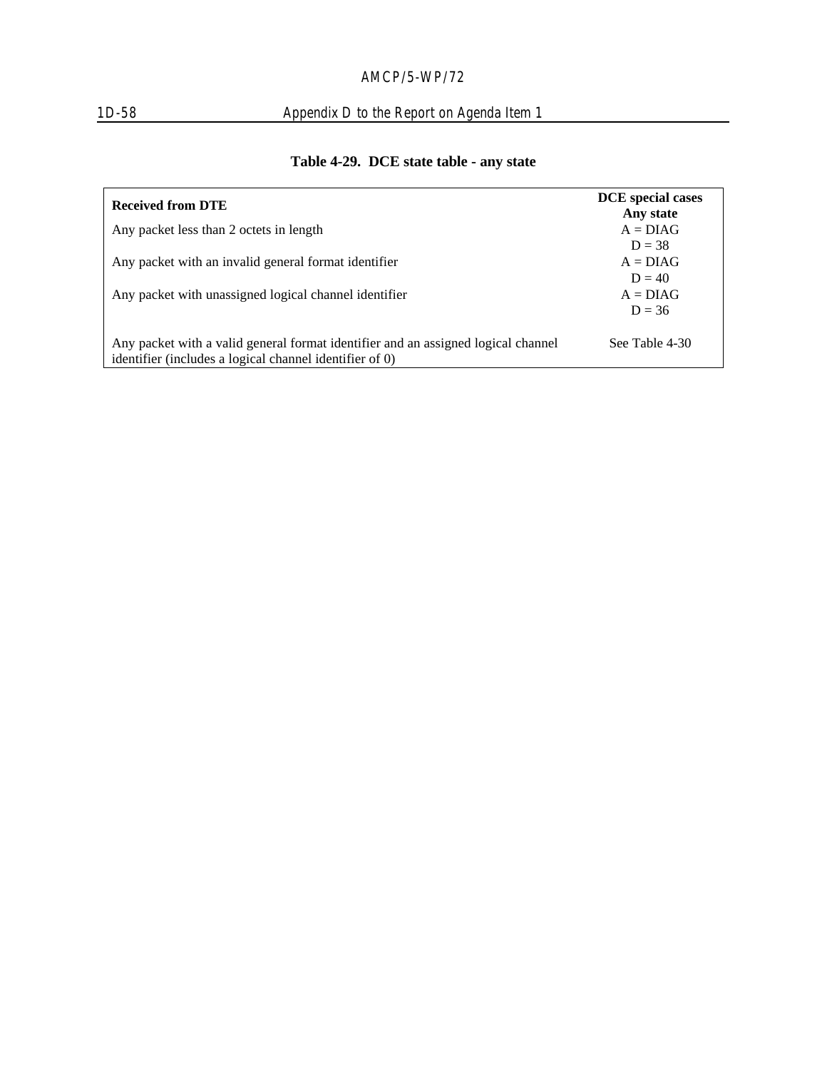**Table 4-29. DCE state table - any state**

| Received from DTE | DCE special cases<br>Any state |
|---|---|
| Any packet less than 2 octets in length | A = DIAG<br>D = 38 |
| Any packet with an invalid general format identifier | A = DIAG<br>D = 40 |
| Any packet with unassigned logical channel identifier | A = DIAG<br>D = 36 |
| Any packet with a valid general format identifier and an assigned logical channel identifier (includes a logical channel identifier of 0) | See Table 4-30 |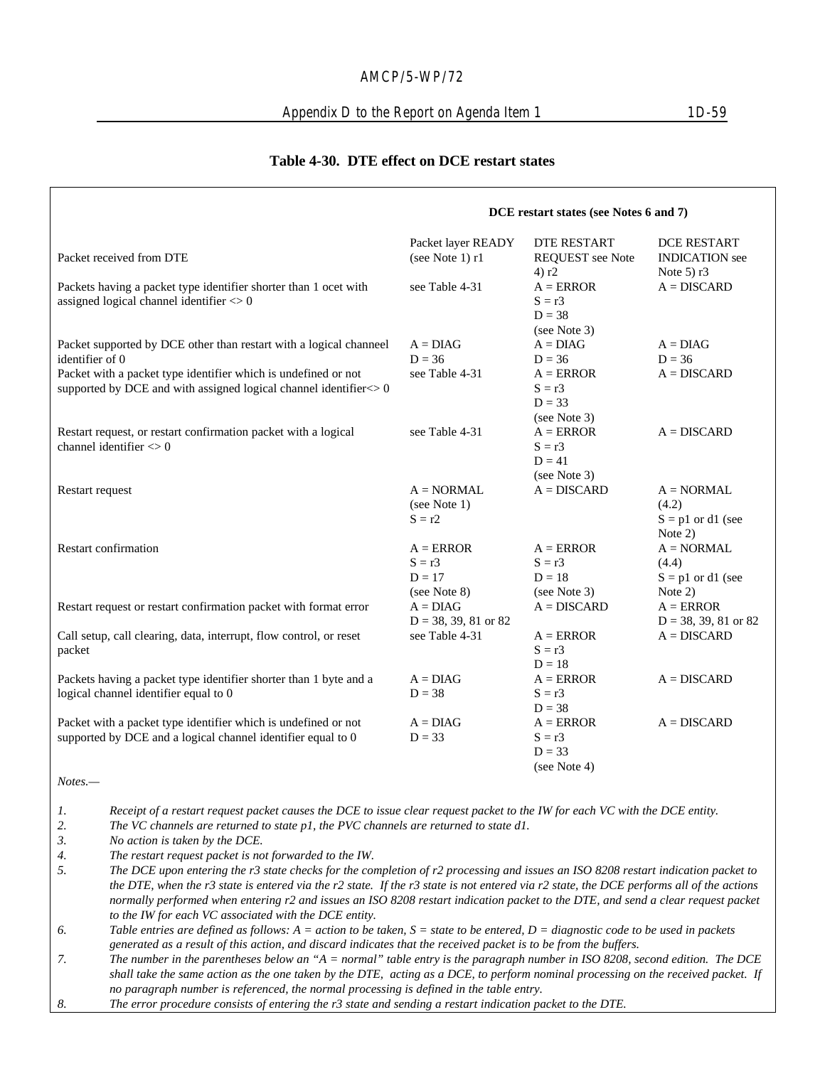**Table 4-30. DTE effect on DCE restart states**

| | DCE restart states (see Notes 6 and 7) | | |
|---|---|---|---|
| Packet received from DTE | Packet layer READY (see Note 1) r1 | DTE RESTART REQUEST see Note 4) r2 | DCE RESTART INDICATION see Note 5) r3 |
| Packets having a packet type identifier shorter than 1 ocet with assigned logical channel identifier <> 0 | see Table 4-31 | A = ERROR<br>S = r3<br>D = 38<br>(see Note 3) | A = DISCARD |
| Packet supported by DCE other than restart with a logical channeel identifier of 0 | A = DIAG<br>D = 36 | A = DIAG<br>D = 36 | A = DIAG<br>D = 36 |
| Packet with a packet type identifier which is undefined or not supported by DCE and with assigned logical channel identifier<> 0 | see Table 4-31 | A = ERROR<br>S = r3<br>D = 33<br>(see Note 3) | A = DISCARD |
| Restart request, or restart confirmation packet with a logical channel identifier <> 0 | see Table 4-31 | A = ERROR<br>S = r3<br>D = 41<br>(see Note 3) | A = DISCARD |
| Restart request | A = NORMAL<br>(see Note 1)<br>S = r2 | A = DISCARD | A = NORMAL<br>(4.2)<br>S = p1 or d1 (see Note 2) |
| Restart confirmation | A = ERROR<br>S = r3<br>D = 17<br>(see Note 8) | A = ERROR<br>S = r3<br>D = 18<br>(see Note 3) | A = NORMAL<br>(4.4)<br>S = p1 or d1 (see Note 2) |
| Restart request or restart confirmation packet with format error | A = DIAG<br>D = 38, 39, 81 or 82 | A = DISCARD | A = ERROR<br>D = 38, 39, 81 or 82 |
| Call setup, call clearing, data, interrupt, flow control, or reset packet | see Table 4-31 | A = ERROR<br>S = r3<br>D = 18 | A = DISCARD |
| Packets having a packet type identifier shorter than 1 byte and a logical channel identifier equal to 0 | A = DIAG<br>D = 38 | A = ERROR<br>S = r3<br>D = 38 | A = DISCARD |
| Packet with a packet type identifier which is undefined or not supported by DCE and a logical channel identifier equal to 0 | A = DIAG<br>D = 33 | A = ERROR<br>S = r3<br>D = 33<br>(see Note 4) | A = DISCARD |

*Notes.—*

1. *Receipt of a restart request packet causes the DCE to issue clear request packet to the IW for each VC with the DCE entity.*
2. *The VC channels are returned to state p1, the PVC channels are returned to state d1.*
3. *No action is taken by the DCE.*
4. *The restart request packet is not forwarded to the IW.*
5. *The DCE upon entering the r3 state checks for the completion of r2 processing and issues an ISO 8208 restart indication packet to the DTE, when the r3 state is entered via the r2 state. If the r3 state is not entered via r2 state, the DCE performs all of the actions normally performed when entering r2 and issues an ISO 8208 restart indication packet to the DTE, and send a clear request packet to the IW for each VC associated with the DCE entity.*
6. *Table entries are defined as follows: A = action to be taken, S = state to be entered, D = diagnostic code to be used in packets generated as a result of this action, and discard indicates that the received packet is to be from the buffers.*
7. *The number in the parentheses below an "A = normal" table entry is the paragraph number in ISO 8208, second edition. The DCE shall take the same action as the one taken by the DTE, acting as a DCE, to perform nominal processing on the received packet. If no paragraph number is referenced, the normal processing is defined in the table entry.*
8. *The error procedure consists of entering the r3 state and sending a restart indication packet to the DTE.*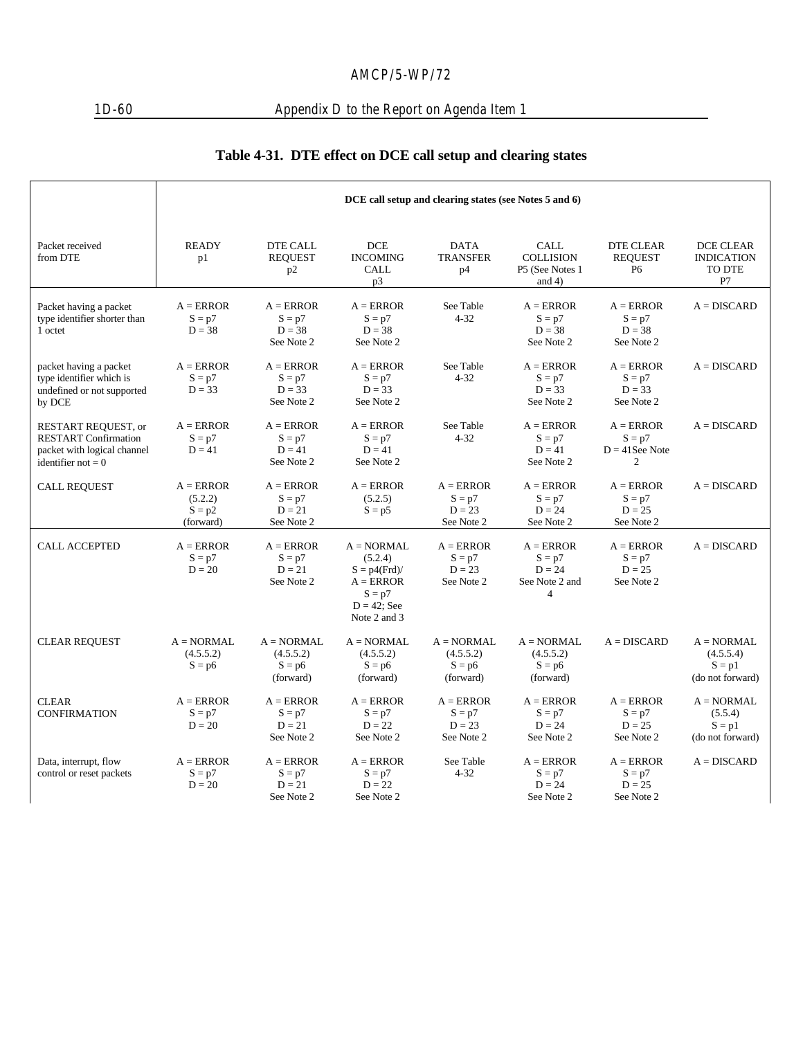**Table 4-31. DTE effect on DCE call setup and clearing states**

| | DCE call setup and clearing states (see Notes 5 and 6) | | | | | | |
|---|---|---|---|---|---|---|---|
| Packet received from DTE | READY p1 | DTE CALL REQUEST p2 | DCE INCOMING CALL p3 | DATA TRANSFER p4 | CALL COLLISION P5 (See Notes 1 and 4) | DTE CLEAR REQUEST P6 | DCE CLEAR INDICATION TO DTE P7 |
| Packet having a packet type identifier shorter than 1 octet | A = ERROR S = p7 D = 38 | A = ERROR S = p7 D = 38 See Note 2 | A = ERROR S = p7 D = 38 See Note 2 | See Table 4-32 | A = ERROR S = p7 D = 38 See Note 2 | A = ERROR S = p7 D = 38 See Note 2 | A = DISCARD |
| packet having a packet type identifier which is undefined or not supported by DCE | A = ERROR S = p7 D = 33 | A = ERROR S = p7 D = 33 See Note 2 | A = ERROR S = p7 D = 33 See Note 2 | See Table 4-32 | A = ERROR S = p7 D = 33 See Note 2 | A = ERROR S = p7 D = 33 See Note 2 | A = DISCARD |
| RESTART REQUEST, or RESTART Confirmation packet with logical channel identifier not = 0 | A = ERROR S = p7 D = 41 | A = ERROR S = p7 D = 41 See Note 2 | A = ERROR S = p7 D = 41 See Note 2 | See Table 4-32 | A = ERROR S = p7 D = 41 See Note 2 | A = ERROR S = p7 D = 41See Note 2 | A = DISCARD |
| CALL REQUEST | A = ERROR (5.2.2) S = p2 (forward) | A = ERROR S = p7 D = 21 See Note 2 | A = ERROR (5.2.5) S = p5 | A = ERROR S = p7 D = 23 See Note 2 | A = ERROR S = p7 D = 24 See Note 2 | A = ERROR S = p7 D = 25 See Note 2 | A = DISCARD |
| CALL ACCEPTED | A = ERROR S = p7 D = 20 | A = ERROR S = p7 D = 21 See Note 2 | A = NORMAL (5.2.4) S = p4(Frd)/ A = ERROR S = p7 D = 42; See Note 2 and 3 | A = ERROR S = p7 D = 23 See Note 2 | A = ERROR S = p7 D = 24 See Note 2 and 4 | A = ERROR S = p7 D = 25 See Note 2 | A = DISCARD |
| CLEAR REQUEST | A = NORMAL (4.5.5.2) S = p6 | A = NORMAL (4.5.5.2) S = p6 (forward) | A = NORMAL (4.5.5.2) S = p6 (forward) | A = NORMAL (4.5.5.2) S = p6 (forward) | A = NORMAL (4.5.5.2) S = p6 (forward) | A = DISCARD | A = NORMAL (4.5.5.4) S = p1 (do not forward) |
| CLEAR CONFIRMATION | A = ERROR S = p7 D = 20 | A = ERROR S = p7 D = 21 See Note 2 | A = ERROR S = p7 D = 22 See Note 2 | A = ERROR S = p7 D = 23 See Note 2 | A = ERROR S = p7 D = 24 See Note 2 | A = ERROR S = p7 D = 25 See Note 2 | A = NORMAL (5.5.4) S = p1 (do not forward) |
| Data, interrupt, flow control or reset packets | A = ERROR S = p7 D = 20 | A = ERROR S = p7 D = 21 See Note 2 | A = ERROR S = p7 D = 22 See Note 2 | See Table 4-32 | A = ERROR S = p7 D = 24 See Note 2 | A = ERROR S = p7 D = 25 See Note 2 | A = DISCARD |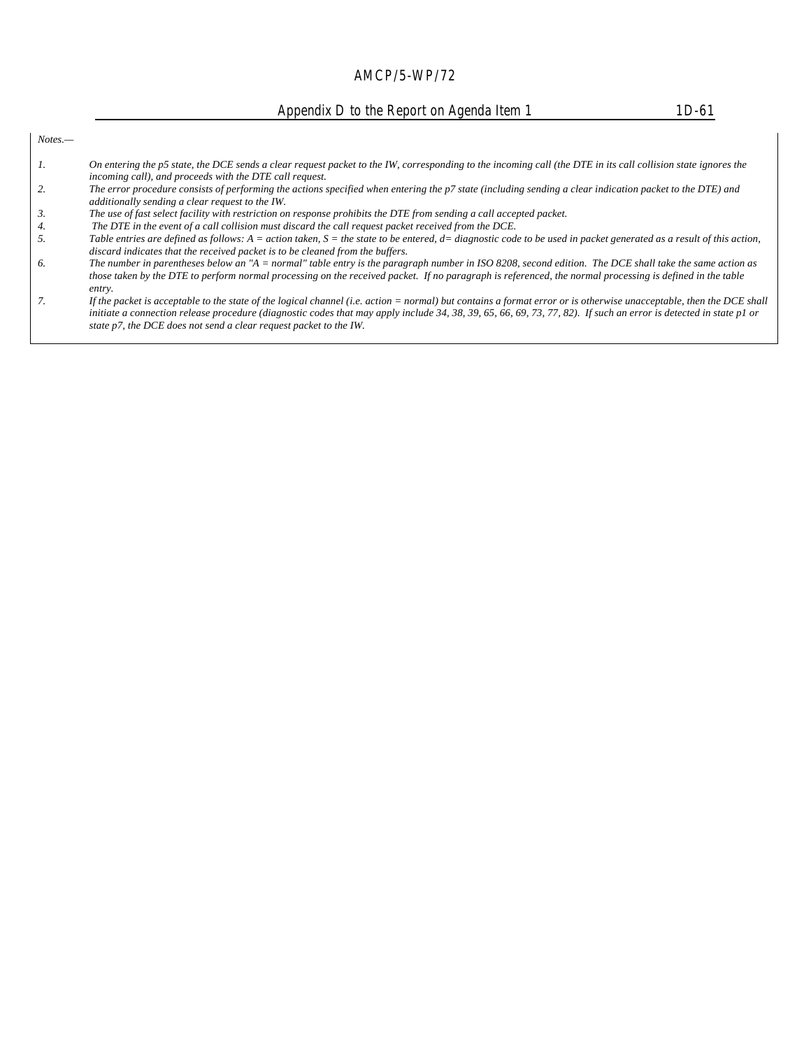*Notes.—*

1. *On entering the p5 state, the DCE sends a clear request packet to the IW, corresponding to the incoming call (the DTE in its call collision state ignores the incoming call), and proceeds with the DTE call request.*
2. *The error procedure consists of performing the actions specified when entering the p7 state (including sending a clear indication packet to the DTE) and additionally sending a clear request to the IW.*
3. *The use of fast select facility with restriction on response prohibits the DTE from sending a call accepted packet.*
4. *The DTE in the event of a call collision must discard the call request packet received from the DCE.*
5. *Table entries are defined as follows: A = action taken, S = the state to be entered, d= diagnostic code to be used in packet generated as a result of this action, discard indicates that the received packet is to be cleaned from the buffers.*
6. *The number in parentheses below an "A = normal" table entry is the paragraph number in ISO 8208, second edition. The DCE shall take the same action as those taken by the DTE to perform normal processing on the received packet. If no paragraph is referenced, the normal processing is defined in the table entry.*
7. *If the packet is acceptable to the state of the logical channel (i.e. action = normal) but contains a format error or is otherwise unacceptable, then the DCE shall initiate a connection release procedure (diagnostic codes that may apply include 34, 38, 39, 65, 66, 69, 73, 77, 82). If such an error is detected in state p1 or state p7, the DCE does not send a clear request packet to the IW.*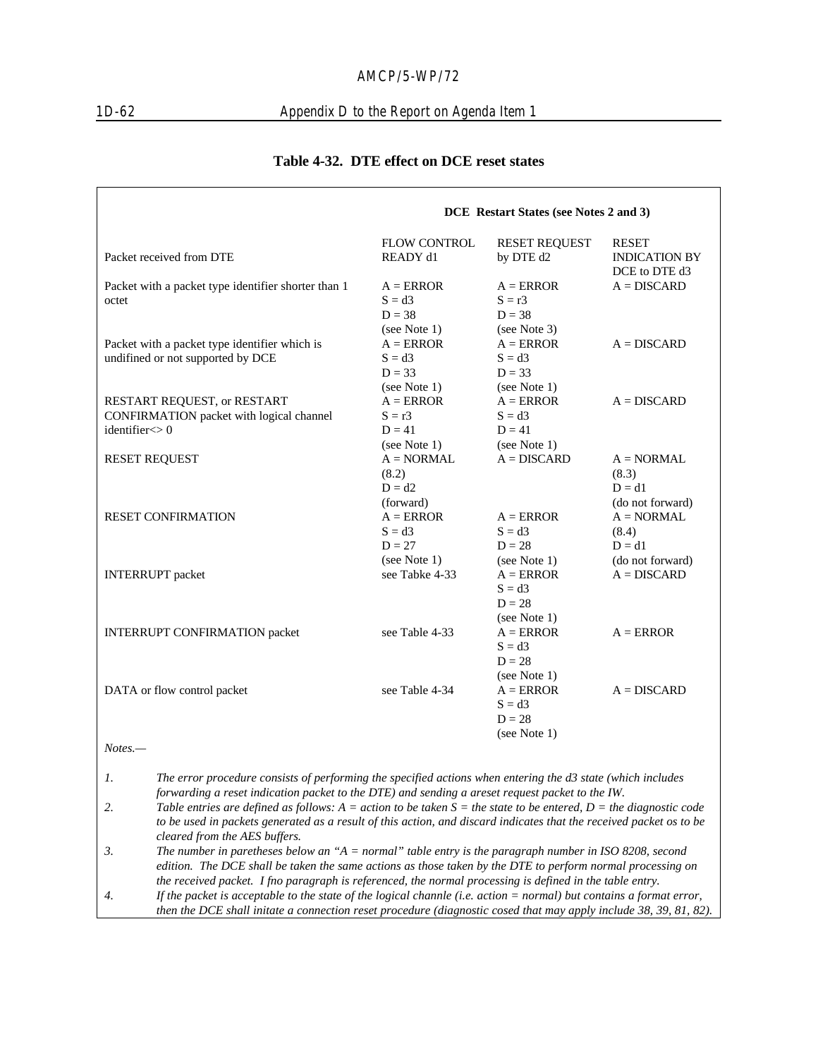**Table 4-32. DTE effect on DCE reset states**

| Packet received from DTE | DCE Restart States (see Notes 2 and 3)<br>FLOW CONTROL READY d1 | <br>RESET REQUEST by DTE d2 | <br>RESET INDICATION BY DCE to DTE d3 |
|---|---|---|---|
| Packet with a packet type identifier shorter than 1 octet | A = ERROR<br>S = d3<br>D = 38<br>(see Note 1) | A = ERROR<br>S = r3<br>D = 38<br>(see Note 3) | A = DISCARD |
| Packet with a packet type identifier which is undifined or not supported by DCE | A = ERROR<br>S = d3<br>D = 33<br>(see Note 1) | A = ERROR<br>S = d3<br>D = 33<br>(see Note 1) | A = DISCARD |
| RESTART REQUEST, or RESTART CONFIRMATION packet with logical channel identifier<> 0 | A = ERROR<br>S = r3<br>D = 41<br>(see Note 1) | A = ERROR<br>S = d3<br>D = 41<br>(see Note 1) | A = DISCARD |
| RESET REQUEST | A = NORMAL<br>(8.2)<br>D = d2<br>(forward) | A = DISCARD | A = NORMAL<br>(8.3)<br>D = d1<br>(do not forward) |
| RESET CONFIRMATION | A = ERROR<br>S = d3<br>D = 27<br>(see Note 1) | A = ERROR<br>S = d3<br>D = 28<br>(see Note 1) | A = NORMAL<br>(8.4)<br>D = d1<br>(do not forward) |
| INTERRUPT packet | see Tabke 4-33 | A = ERROR<br>S = d3<br>D = 28<br>(see Note 1) | A = DISCARD |
| INTERRUPT CONFIRMATION packet | see Table 4-33 | A = ERROR<br>S = d3<br>D = 28<br>(see Note 1) | A = ERROR |
| DATA or flow control packet | see Table 4-34 | A = ERROR<br>S = d3<br>D = 28<br>(see Note 1) | A = DISCARD |

*Notes.—*

1. *The error procedure consists of performing the specified actions when entering the d3 state (which includes forwarding a reset indication packet to the DTE) and sending a areset request packet to the IW.*
2. *Table entries are defined as follows: A = action to be taken S = the state to be entered, D = the diagnostic code to be used in packets generated as a result of this action, and discard indicates that the received packet os to be cleared from the AES buffers.*
3. *The number in paretheses below an "A = normal" table entry is the paragraph number in ISO 8208, second edition. The DCE shall be taken the same actions as those taken by the DTE to perform normal processing on the received packet. I fno paragraph is referenced, the normal processing is defined in the table entry.*
4. *If the packet is acceptable to the state of the logical channle (i.e. action = normal) but contains a format error, then the DCE shall initate a connection reset procedure (diagnostic cosed that may apply include 38, 39, 81, 82).*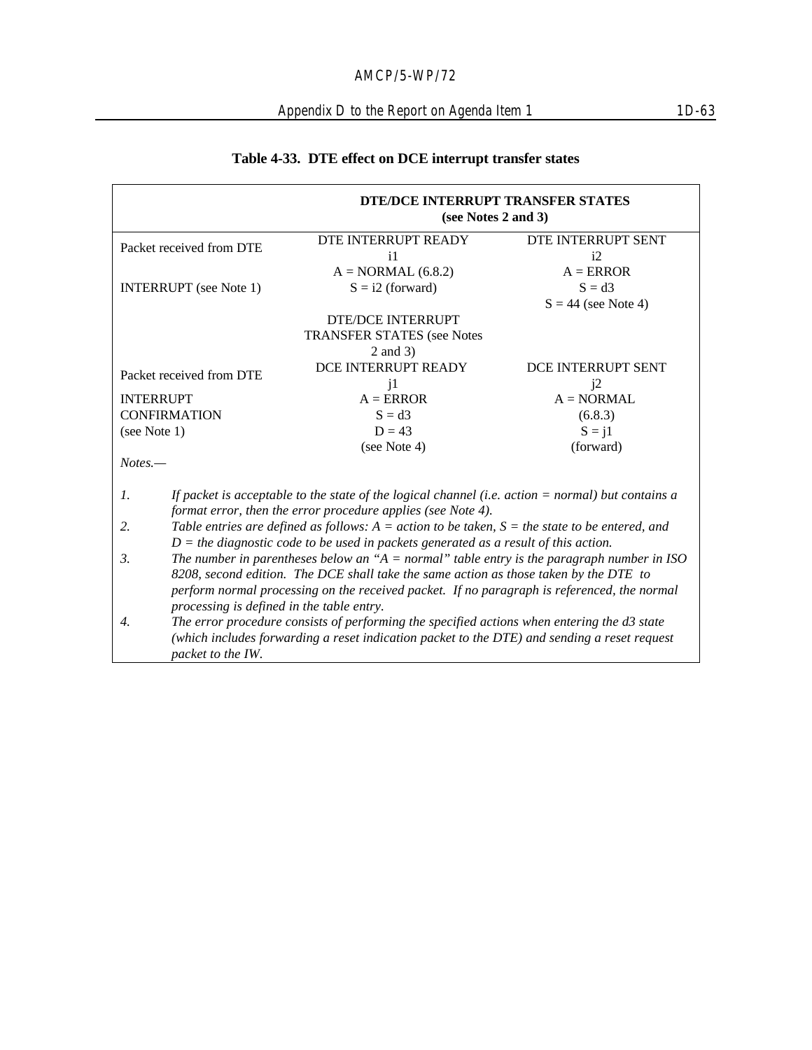**Table 4-33. DTE effect on DCE interrupt transfer states**

| | DTE/DCE INTERRUPT TRANSFER STATES (see Notes 2 and 3) | |
|---|---|---|
| Packet received from DTE | DTE INTERRUPT READY i1 | DTE INTERRUPT SENT i2 |
| INTERRUPT (see Note 1) | A = NORMAL (6.8.2) S = i2 (forward) | A = ERROR S = d3 S = 44 (see Note 4) |
| | DTE/DCE INTERRUPT TRANSFER STATES (see Notes 2 and 3) | |
| Packet received from DTE | DCE INTERRUPT READY j1 | DCE INTERRUPT SENT j2 |
| INTERRUPT CONFIRMATION (see Note 1) | A = ERROR S = d3 D = 43 (see Note 4) | A = NORMAL (6.8.3) S = j1 (forward) |

*Notes.—*

1. *If packet is acceptable to the state of the logical channel (i.e. action = normal) but contains a format error, then the error procedure applies (see Note 4).*
2. *Table entries are defined as follows: A = action to be taken, S = the state to be entered, and D = the diagnostic code to be used in packets generated as a result of this action.*
3. *The number in parentheses below an "A = normal" table entry is the paragraph number in ISO 8208, second edition. The DCE shall take the same action as those taken by the DTE to perform normal processing on the received packet. If no paragraph is referenced, the normal processing is defined in the table entry.*
4. *The error procedure consists of performing the specified actions when entering the d3 state (which includes forwarding a reset indication packet to the DTE) and sending a reset request packet to the IW.*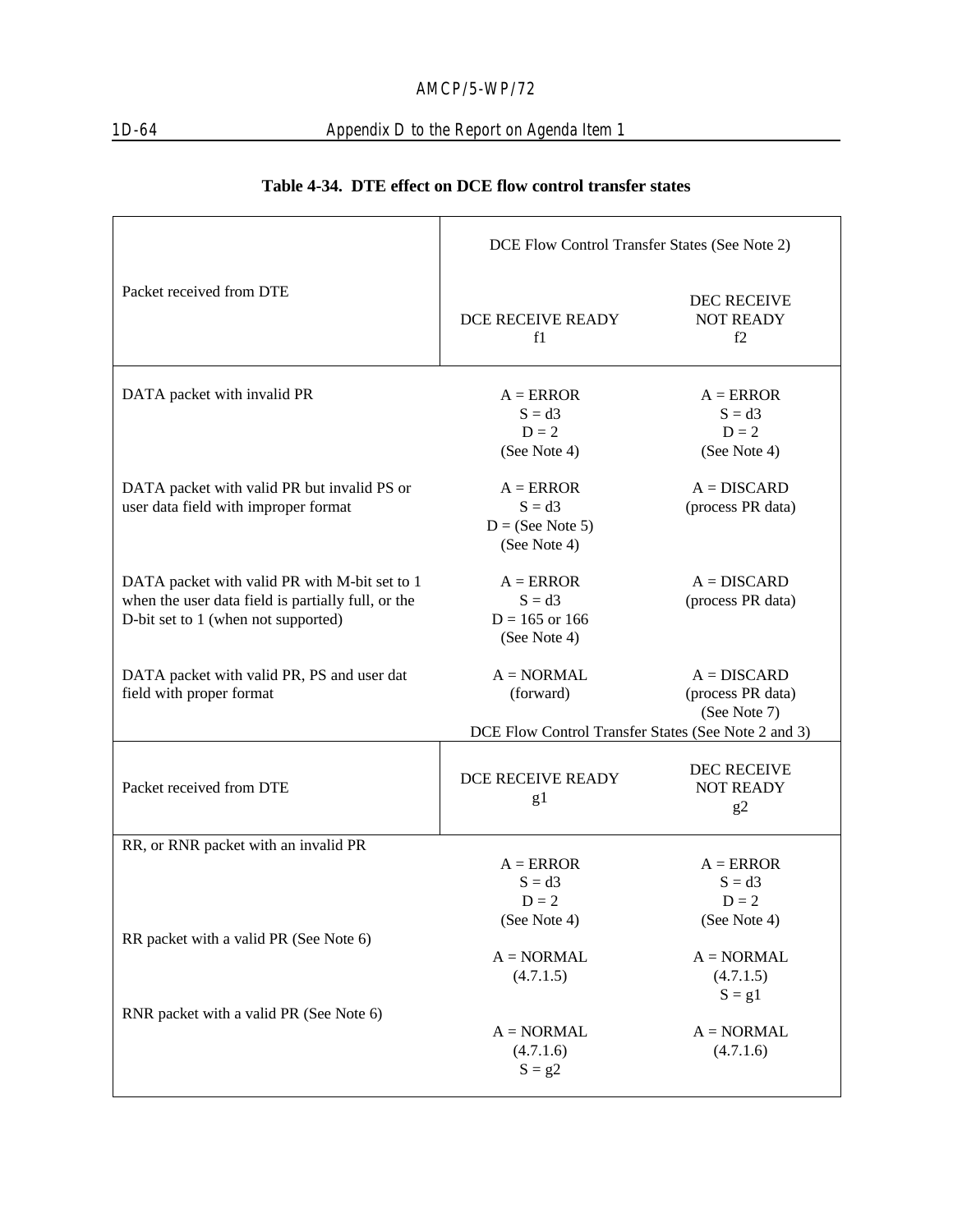**Table 4-34. DTE effect on DCE flow control transfer states**

| Packet received from DTE | DCE Flow Control Transfer States (See Note 2) | |
|---|---|---|
| | DCE RECEIVE READY f1 | DEC RECEIVE NOT READY f2 |
| DATA packet with invalid PR | A = ERROR<br>S = d3<br>D = 2<br>(See Note 4) | A = ERROR<br>S = d3<br>D = 2<br>(See Note 4) |
| DATA packet with valid PR but invalid PS or user data field with improper format | A = ERROR<br>S = d3<br>D = (See Note 5)<br>(See Note 4) | A = DISCARD<br>(process PR data) |
| DATA packet with valid PR with M-bit set to 1 when the user data field is partially full, or the D-bit set to 1 (when not supported) | A = ERROR<br>S = d3<br>D = 165 or 166<br>(See Note 4) | A = DISCARD<br>(process PR data) |
| DATA packet with valid PR, PS and user dat field with proper format | A = NORMAL<br>(forward) | A = DISCARD<br>(process PR data)<br>(See Note 7) |
| **Packet received from DTE** | **DCE Flow Control Transfer States (See Note 2 and 3)** | |
| | DCE RECEIVE READY g1 | DEC RECEIVE NOT READY g2 |
| RR, or RNR packet with an invalid PR | A = ERROR<br>S = d3<br>D = 2<br>(See Note 4) | A = ERROR<br>S = d3<br>D = 2<br>(See Note 4) |
| RR packet with a valid PR (See Note 6) | A = NORMAL<br>(4.7.1.5) | A = NORMAL<br>(4.7.1.5)<br>S = g1 |
| RNR packet with a valid PR (See Note 6) | A = NORMAL<br>(4.7.1.6)<br>S = g2 | A = NORMAL<br>(4.7.1.6) |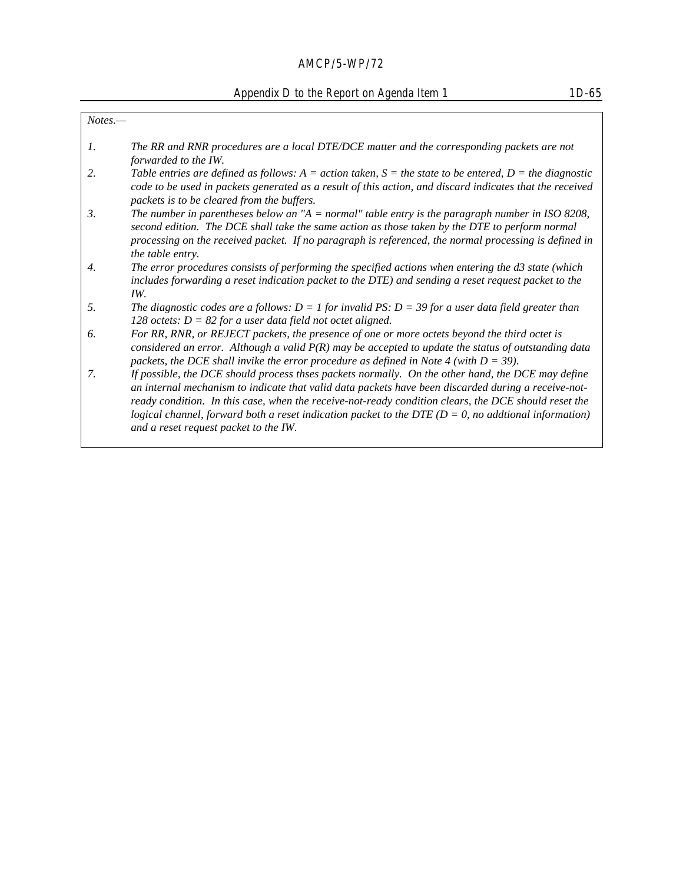*Notes.—*

1. *The RR and RNR procedures are a local DTE/DCE matter and the corresponding packets are not forwarded to the IW.*
2. *Table entries are defined as follows: A = action taken, S = the state to be entered, D = the diagnostic code to be used in packets generated as a result of this action, and discard indicates that the received packets is to be cleared from the buffers.*
3. *The number in parentheses below an "A = normal" table entry is the paragraph number in ISO 8208, second edition. The DCE shall take the same action as those taken by the DTE to perform normal processing on the received packet. If no paragraph is referenced, the normal processing is defined in the table entry.*
4. *The error procedures consists of performing the specified actions when entering the d3 state (which includes forwarding a reset indication packet to the DTE) and sending a reset request packet to the IW.*
5. *The diagnostic codes are a follows: D = 1 for invalid PS: D = 39 for a user data field greater than 128 octets: D = 82 for a user data field not octet aligned.*
6. *For RR, RNR, or REJECT packets, the presence of one or more octets beyond the third octet is considered an error. Although a valid P(R) may be accepted to update the status of outstanding data packets, the DCE shall invike the error procedure as defined in Note 4 (with D = 39).*
7. *If possible, the DCE should process thses packets normally. On the other hand, the DCE may define an internal mechanism to indicate that valid data packets have been discarded during a receive-not-ready condition. In this case, when the receive-not-ready condition clears, the DCE should reset the logical channel, forward both a reset indication packet to the DTE (D = 0, no addtional information) and a reset request packet to the IW.*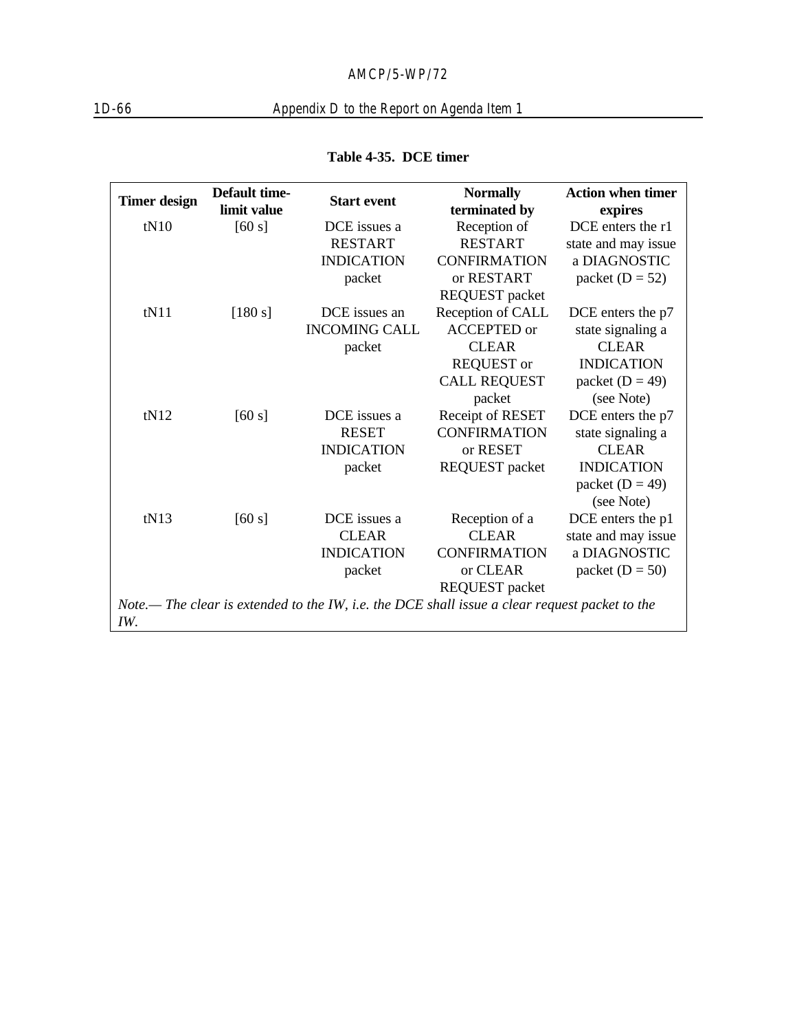**Table 4-35. DCE timer**

| Timer design | Default time-limit value | Start event | Normally terminated by | Action when timer expires |
|---|---|---|---|---|
| tN10 | [60 s] | DCE issues a RESTART INDICATION packet | Reception of RESTART CONFIRMATION or RESTART REQUEST packet | DCE enters the r1 state and may issue a DIAGNOSTIC packet (D = 52) |
| tN11 | [180 s] | DCE issues an INCOMING CALL packet | Reception of CALL ACCEPTED or CLEAR REQUEST or CALL REQUEST packet | DCE enters the p7 state signaling a CLEAR INDICATION packet (D = 49) (see Note) |
| tN12 | [60 s] | DCE issues a RESET INDICATION packet | Receipt of RESET CONFIRMATION or RESET REQUEST packet | DCE enters the p7 state signaling a CLEAR INDICATION packet (D = 49) (see Note) |
| tN13 | [60 s] | DCE issues a CLEAR INDICATION packet | Reception of a CLEAR CONFIRMATION or CLEAR REQUEST packet | DCE enters the p1 state and may issue a DIAGNOSTIC packet (D = 50) |

*Note.— The clear is extended to the IW, i.e. the DCE shall issue a clear request packet to the IW.*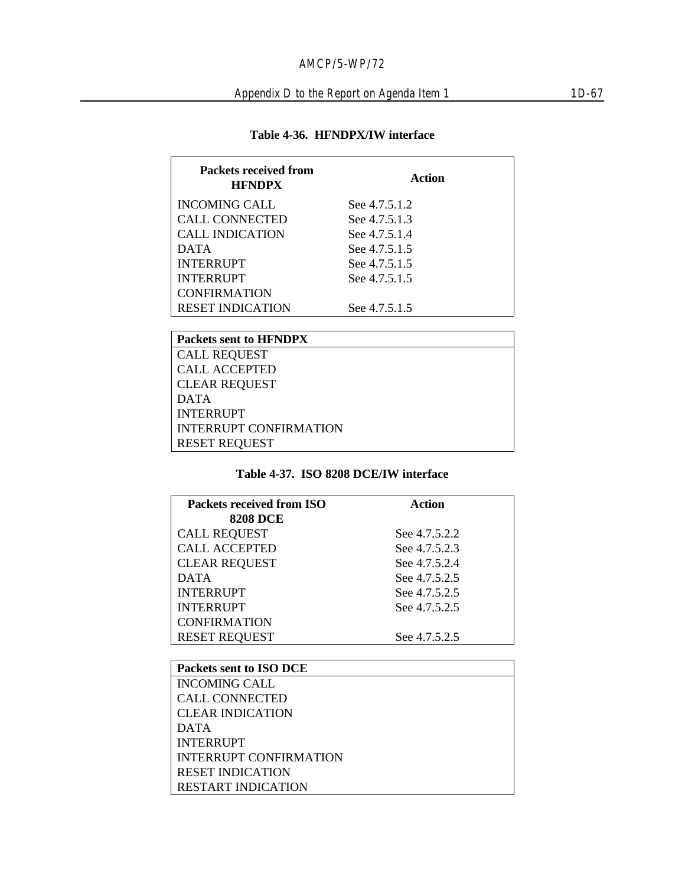**Table 4-36. HFNDPX/IW interface**

| Packets received from HFNDPX | Action |
|---|---|
| INCOMING CALL | See 4.7.5.1.2 |
| CALL CONNECTED | See 4.7.5.1.3 |
| CALL INDICATION | See 4.7.5.1.4 |
| DATA | See 4.7.5.1.5 |
| INTERRUPT | See 4.7.5.1.5 |
| INTERRUPT CONFIRMATION | See 4.7.5.1.5 |
| RESET INDICATION | See 4.7.5.1.5 |

| Packets sent to HFNDPX |
|---|
| CALL REQUEST |
| CALL ACCEPTED |
| CLEAR REQUEST |
| DATA |
| INTERRUPT |
| INTERRUPT CONFIRMATION |
| RESET REQUEST |

**Table 4-37. ISO 8208 DCE/IW interface**

| Packets received from ISO 8208 DCE | Action |
|---|---|
| CALL REQUEST | See 4.7.5.2.2 |
| CALL ACCEPTED | See 4.7.5.2.3 |
| CLEAR REQUEST | See 4.7.5.2.4 |
| DATA | See 4.7.5.2.5 |
| INTERRUPT | See 4.7.5.2.5 |
| INTERRUPT CONFIRMATION | See 4.7.5.2.5 |
| RESET REQUEST | See 4.7.5.2.5 |

| Packets sent to ISO DCE |
|---|
| INCOMING CALL |
| CALL CONNECTED |
| CLEAR INDICATION |
| DATA |
| INTERRUPT |
| INTERRUPT CONFIRMATION |
| RESET INDICATION |
| RESTART INDICATION |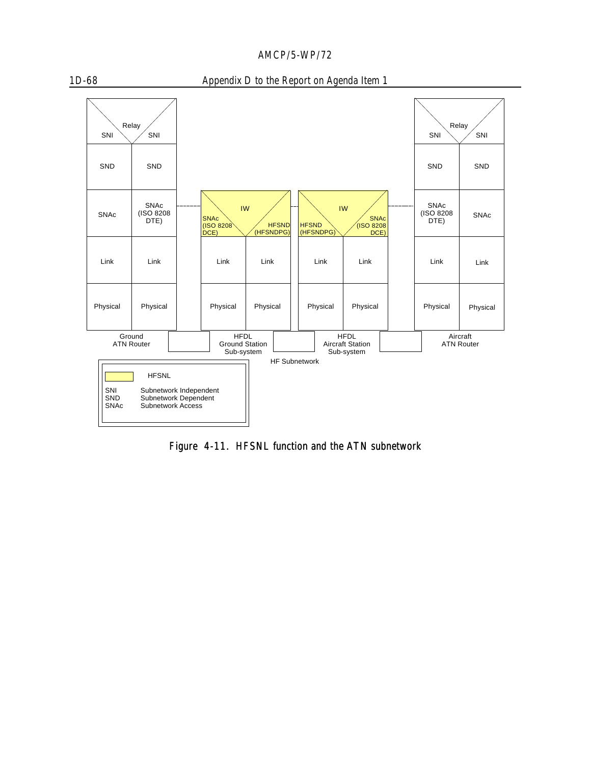| Ground ATN Router | | | HFDL Ground Station Sub-system | | | HFDL Aircraft Station Sub-system | | | Aircraft ATN Router | |
|---|---|---|---|---|---|---|---|---|---|---|
| Relay: SNI | Relay: SNI | | | | | | | | Relay: SNI | Relay: SNI |
| SND | SND | | | | | | | | SND | SND |
| SNAc | SNAc (ISO 8208 DTE) | | IW: SNAc (ISO 8208 DCE) | IW: HFSND (HFSNDPG) | | IW: HFSND (HFSNDPG) | IW: SNAc (ISO 8208 DCE) | | SNAc (ISO 8208 DTE) | SNAc |
| Link | Link | | Link | Link | | Link | Link | | Link | Link |
| Physical | Physical | | Physical | Physical | | Physical | Physical | | Physical | Physical |

HF Subnetwork

| Legend | |
|---|---|
| (yellow) | HFSNL |
| SNI | Subnetwork Independent |
| SND | Subnetwork Dependent |
| SNAc | Subnetwork Access |

**Figure 4-11. HFSNL function and the ATN subnetwork**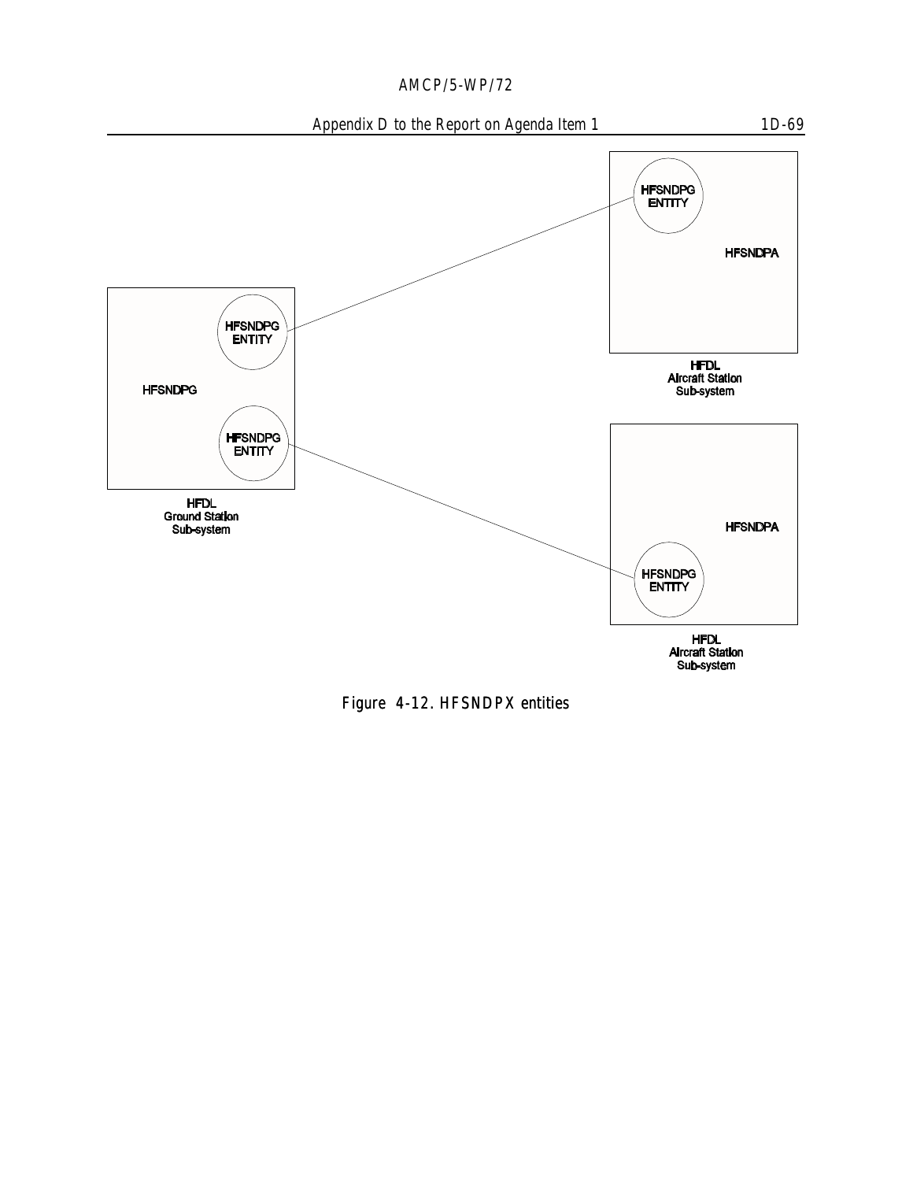HFSNDPG ENTITY

HFSNDPA

HFDL
Aircraft Station
Sub-system

HFSNDPG ENTITY

HFSNDPG

HFSNDPG ENTITY

HFDL
Ground Station
Sub-system

HFSNDPA

HFSNDPG ENTITY

HFDL
Aircraft Station
Sub-system

Figure 4-12. HFSNDPX entities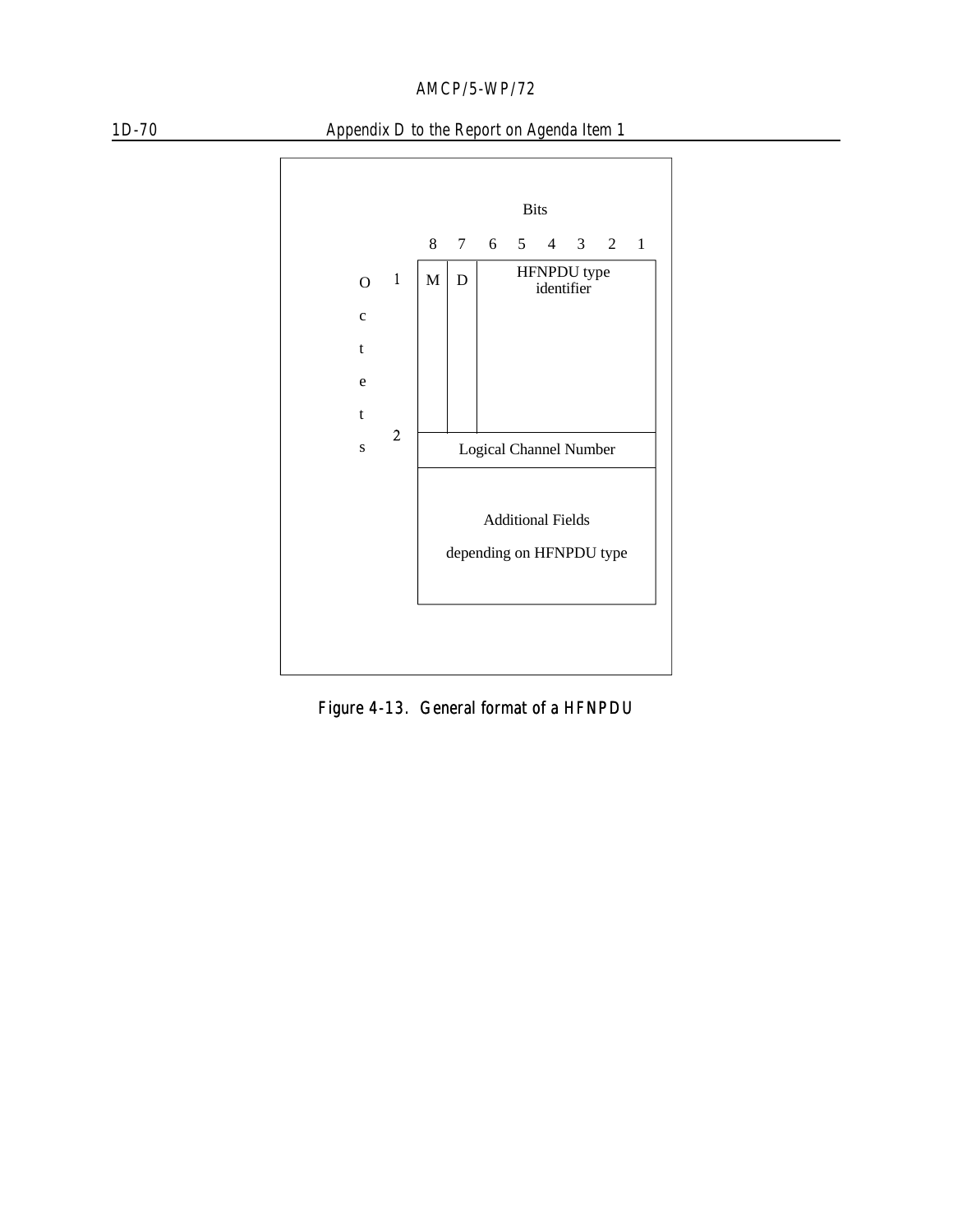| Octets | 8 | 7 | 6 | 5 | 4 | 3 | 2 | 1 |
|---|---|---|---|---|---|---|---|---|
| 1 | M | D | HFNPDU type identifier | | | | | |
| 2 | Logical Channel Number | | | | | | | |
| | Additional Fields depending on HFNPDU type | | | | | | | |

Figure 4-13. General format of a HFNPDU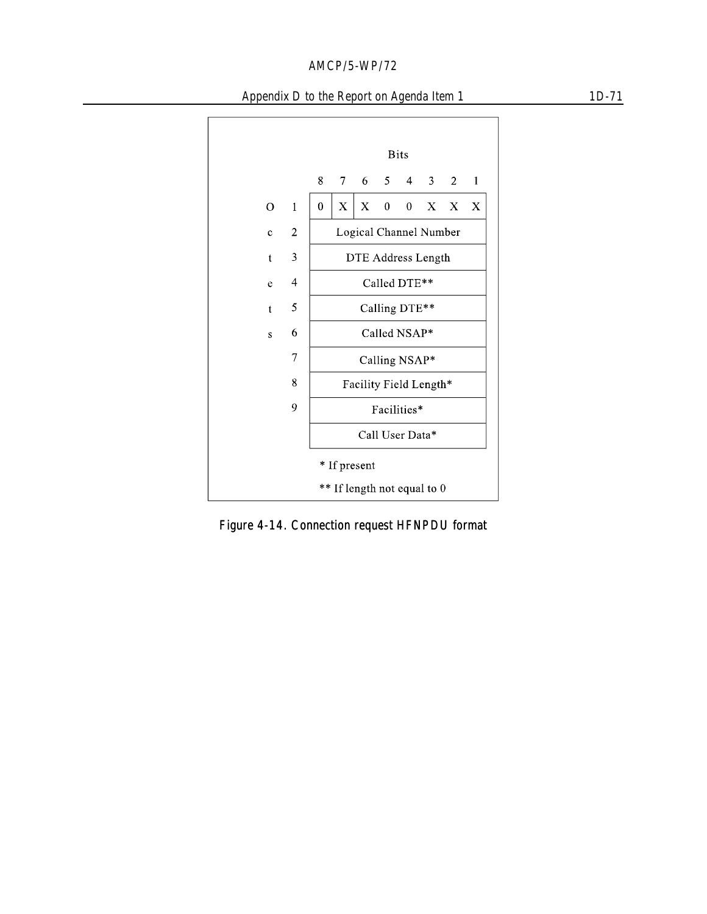| Octets | Bits 8 | 7 | 6 | 5 | 4 | 3 | 2 | 1 |
|---|---|---|---|---|---|---|---|---|
| 1 | 0 | X | X | 0 | 0 | X | X | X |
| 2 | Logical Channel Number | | | | | | | |
| 3 | DTE Address Length | | | | | | | |
| 4 | Called DTE** | | | | | | | |
| 5 | Calling DTE** | | | | | | | |
| 6 | Called NSAP* | | | | | | | |
| 7 | Calling NSAP* | | | | | | | |
| 8 | Facility Field Length* | | | | | | | |
| 9 | Facilities* | | | | | | | |
| | Call User Data* | | | | | | | |

* If present

** If length not equal to 0

**Figure 4-14. Connection request HFNPDU format**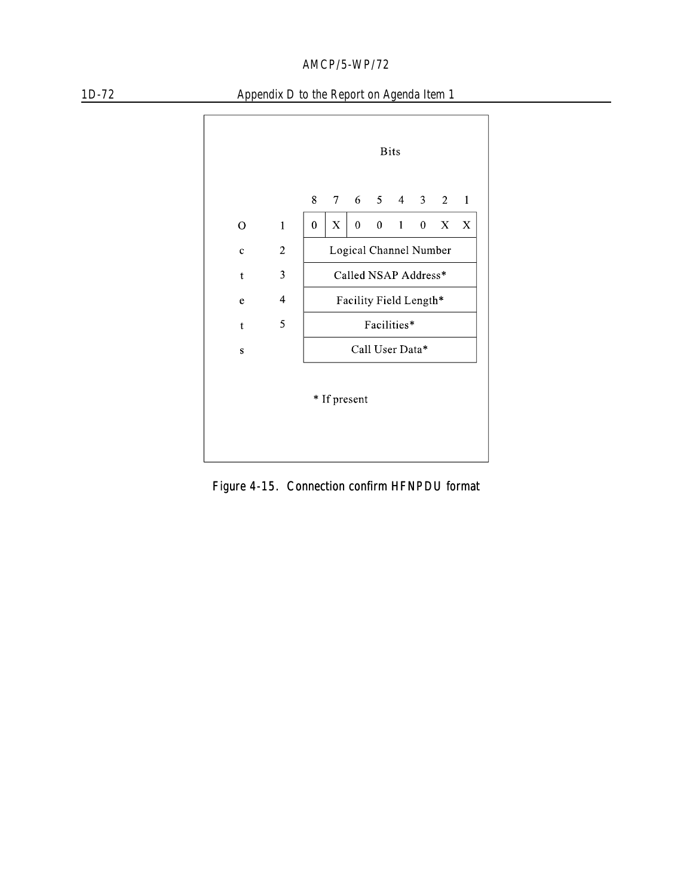| | | 8 | 7 | 6 | 5 | 4 | 3 | 2 | 1 |
|---|---|---|---|---|---|---|---|---|---|
| | | **Bits** | | | | | | | |
| O | 1 | 0 | X | 0 | 0 | 1 | 0 | X | X |
| c | 2 | Logical Channel Number | | | | | | | |
| t | 3 | Called NSAP Address* | | | | | | | |
| e | 4 | Facility Field Length* | | | | | | | |
| t | 5 | Facilities* | | | | | | | |
| s | | Call User Data* | | | | | | | |

\* If present

Figure 4-15. Connection confirm HFNPDU format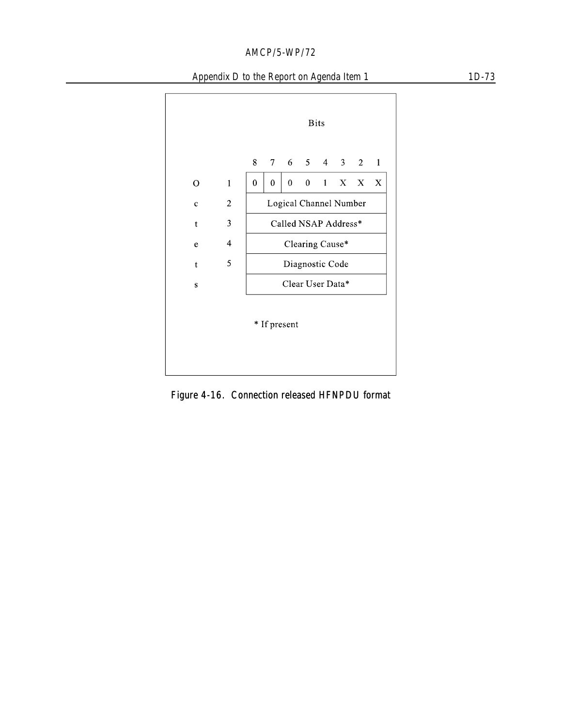Bits

| | | 8 | 7 | 6 | 5 | 4 | 3 | 2 | 1 |
|---|---|---|---|---|---|---|---|---|---|
| O | 1 | 0 | 0 | 0 | 0 | 1 | X | X | X |
| c | 2 | Logical Channel Number | | | | | | | |
| t | 3 | Called NSAP Address* | | | | | | | |
| e | 4 | Clearing Cause* | | | | | | | |
| t | 5 | Diagnostic Code | | | | | | | |
| s | | Clear User Data* | | | | | | | |

\* If present

**Figure 4-16. Connection released HFNPDU format**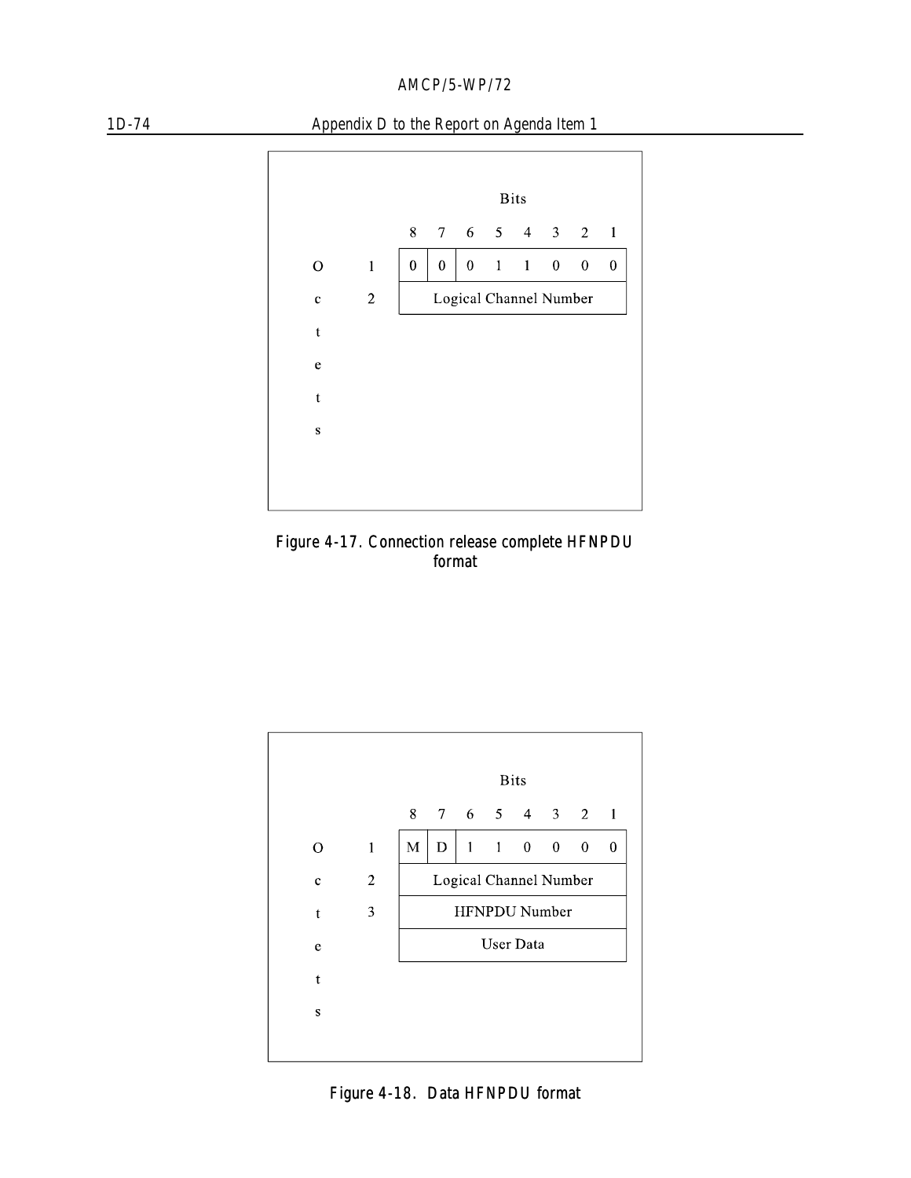**Figure 4-17. Connection release complete HFNPDU format**

| Octets | 8 | 7 | 6 | 5 | 4 | 3 | 2 | 1 |
|---|---|---|---|---|---|---|---|---|
| 1 | 0 | 0 | 0 | 1 | 1 | 0 | 0 | 0 |
| 2 | Logical Channel Number | | | | | | | |

Figure 4-17. Connection release complete HFNPDU format

| Octets | 8 | 7 | 6 | 5 | 4 | 3 | 2 | 1 |
|---|---|---|---|---|---|---|---|---|
| 1 | M | D | 1 | 1 | 0 | 0 | 0 | 0 |
| 2 | Logical Channel Number | | | | | | | |
| 3 | HFNPDU Number | | | | | | | |
| | User Data | | | | | | | |

Figure 4-18. Data HFNPDU format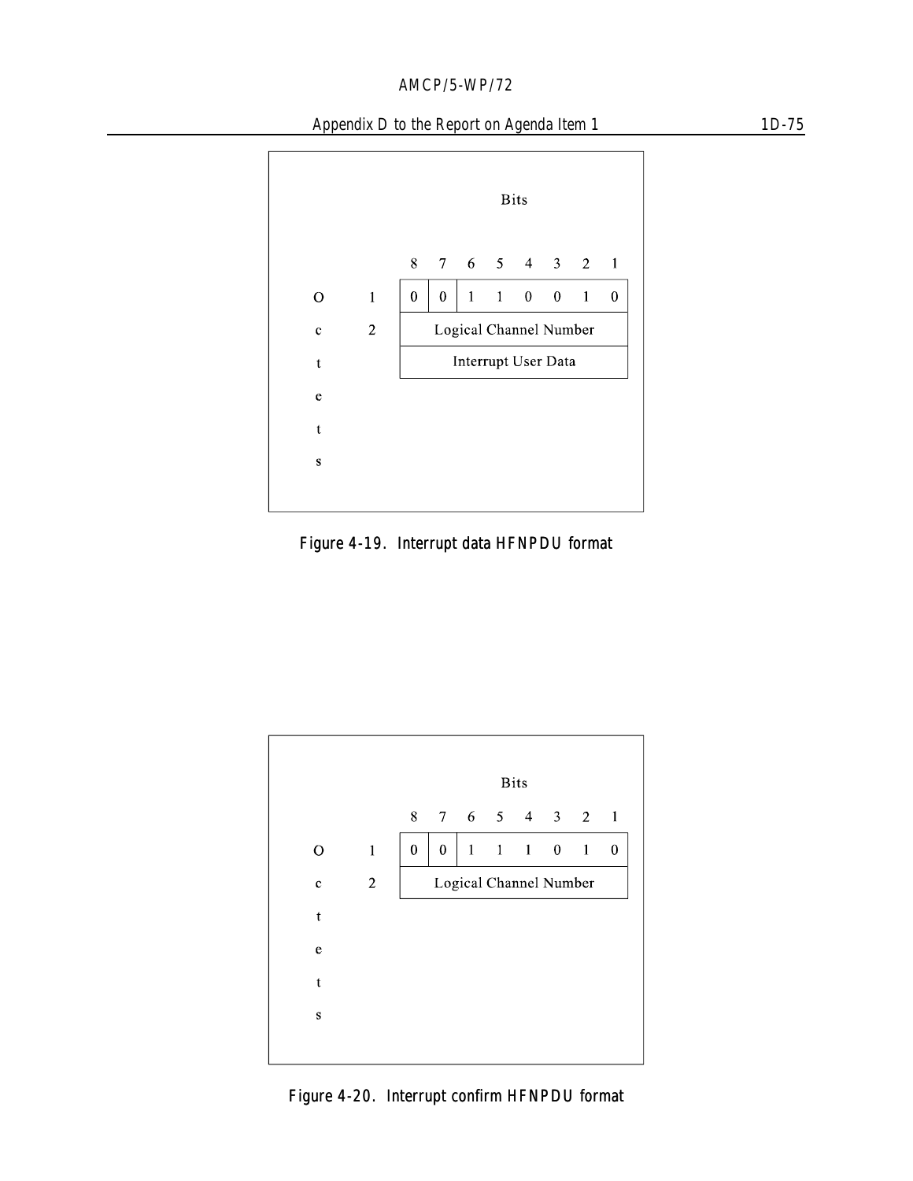| Octets | 8 | 7 | 6 | 5 | 4 | 3 | 2 | 1 |
|---|---|---|---|---|---|---|---|---|
| | Bits | | | | | | | |
| 1 | 0 | 0 | 1 | 1 | 0 | 0 | 1 | 0 |
| 2 | Logical Channel Number | | | | | | | |
| | Interrupt User Data | | | | | | | |

Figure 4-19. Interrupt data HFNPDU format

| Octets | 8 | 7 | 6 | 5 | 4 | 3 | 2 | 1 |
|---|---|---|---|---|---|---|---|---|
| | Bits | | | | | | | |
| 1 | 0 | 0 | 1 | 1 | 1 | 0 | 1 | 0 |
| 2 | Logical Channel Number | | | | | | | |

Figure 4-20. Interrupt confirm HFNPDU format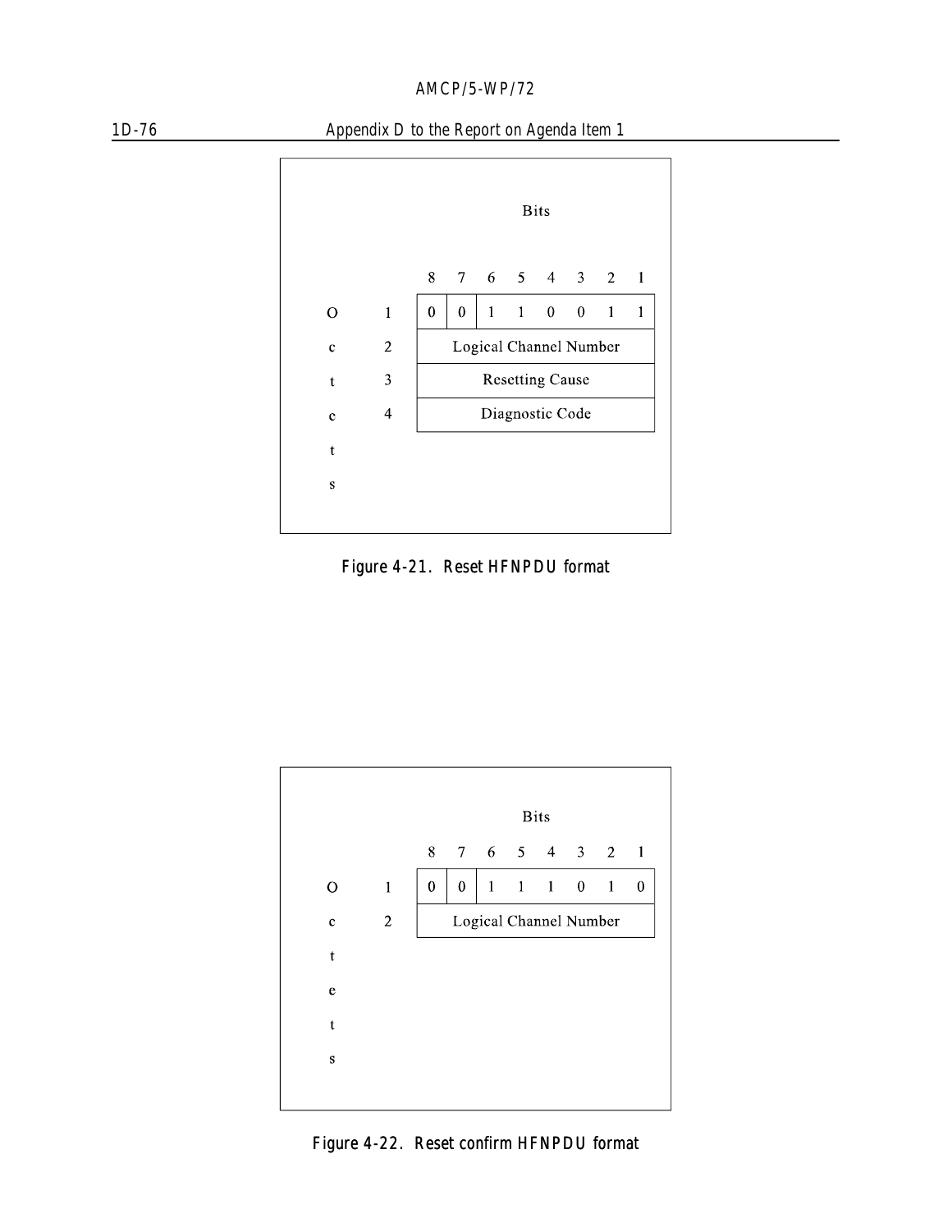| Octets | 8 | 7 | 6 | 5 | 4 | 3 | 2 | 1 |
|---|---|---|---|---|---|---|---|---|
| 1 | 0 | 0 | 1 | 1 | 0 | 0 | 1 | 1 |
| 2 | Logical Channel Number | | | | | | | |
| 3 | Resetting Cause | | | | | | | |
| 4 | Diagnostic Code | | | | | | | |

Figure 4-21. Reset HFNPDU format

| Octets | 8 | 7 | 6 | 5 | 4 | 3 | 2 | 1 |
|---|---|---|---|---|---|---|---|---|
| 1 | 0 | 0 | 1 | 1 | 1 | 0 | 1 | 0 |
| 2 | Logical Channel Number | | | | | | | |

Figure 4-22. Reset confirm HFNPDU format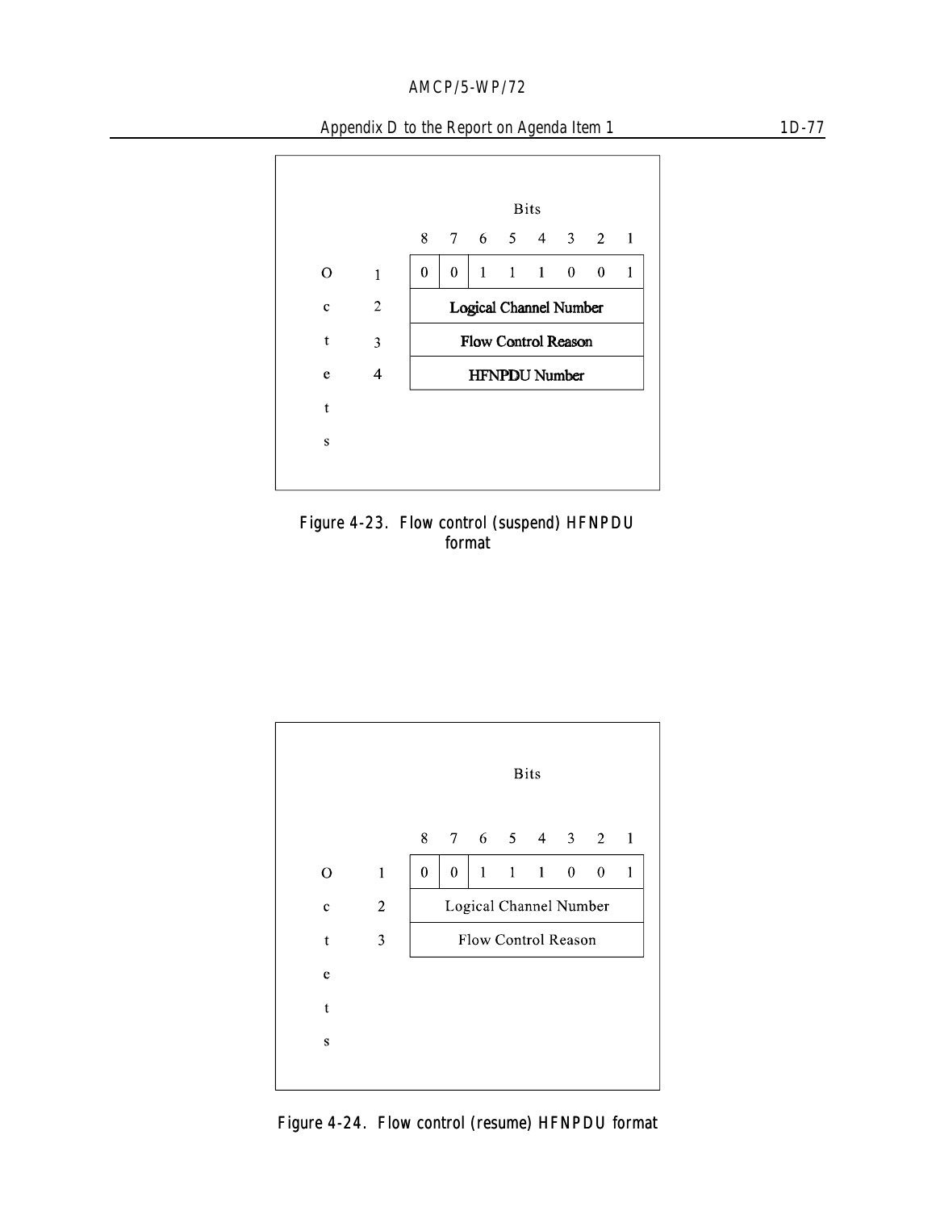| Octets | 8 | 7 | 6 | 5 | 4 | 3 | 2 | 1 |
|---|---|---|---|---|---|---|---|---|
| 1 | 0 | 0 | 1 | 1 | 1 | 0 | 0 | 1 |
| 2 | Logical Channel Number | | | | | | | |
| 3 | Flow Control Reason | | | | | | | |
| 4 | HFNPDU Number | | | | | | | |

Figure 4-23. Flow control (suspend) HFNPDU format

| Octets | 8 | 7 | 6 | 5 | 4 | 3 | 2 | 1 |
|---|---|---|---|---|---|---|---|---|
| 1 | 0 | 0 | 1 | 1 | 1 | 0 | 0 | 1 |
| 2 | Logical Channel Number | | | | | | | |
| 3 | Flow Control Reason | | | | | | | |

Figure 4-24. Flow control (resume) HFNPDU format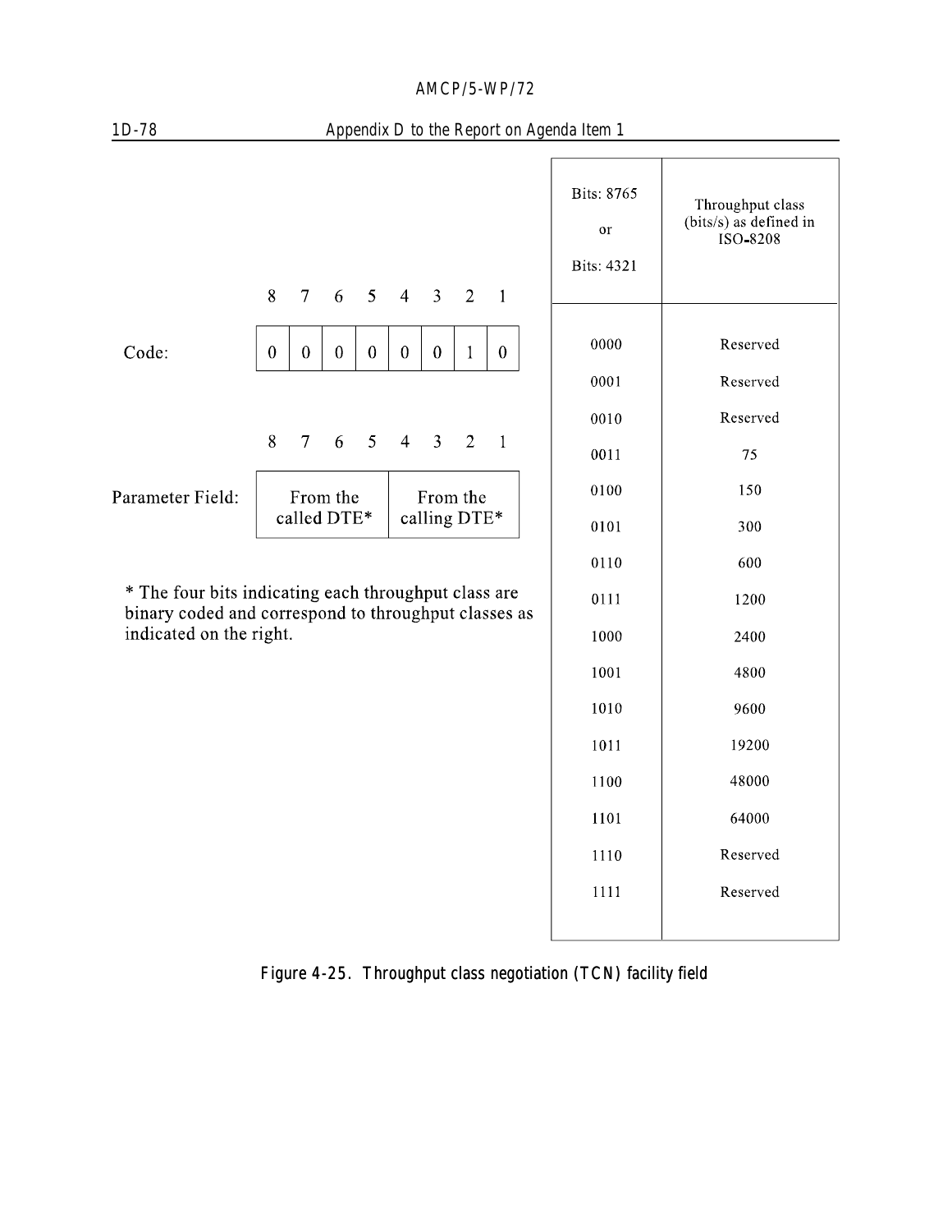| | 8 | 7 | 6 | 5 | 4 | 3 | 2 | 1 |
|---|---|---|---|---|---|---|---|---|
| Code: | 0 | 0 | 0 | 0 | 0 | 0 | 1 | 0 |

| | 8 7 6 5 | 4 3 2 1 |
|---|---|---|
| Parameter Field: | From the called DTE* | From the calling DTE* |

\* The four bits indicating each throughput class are binary coded and correspond to throughput classes as indicated on the right.

| Bits: 8765 or Bits: 4321 | Throughput class (bits/s) as defined in ISO-8208 |
|---|---|
| 0000 | Reserved |
| 0001 | Reserved |
| 0010 | Reserved |
| 0011 | 75 |
| 0100 | 150 |
| 0101 | 300 |
| 0110 | 600 |
| 0111 | 1200 |
| 1000 | 2400 |
| 1001 | 4800 |
| 1010 | 9600 |
| 1011 | 19200 |
| 1100 | 48000 |
| 1101 | 64000 |
| 1110 | Reserved |
| 1111 | Reserved |

**Figure 4-25. Throughput class negotiation (TCN) facility field**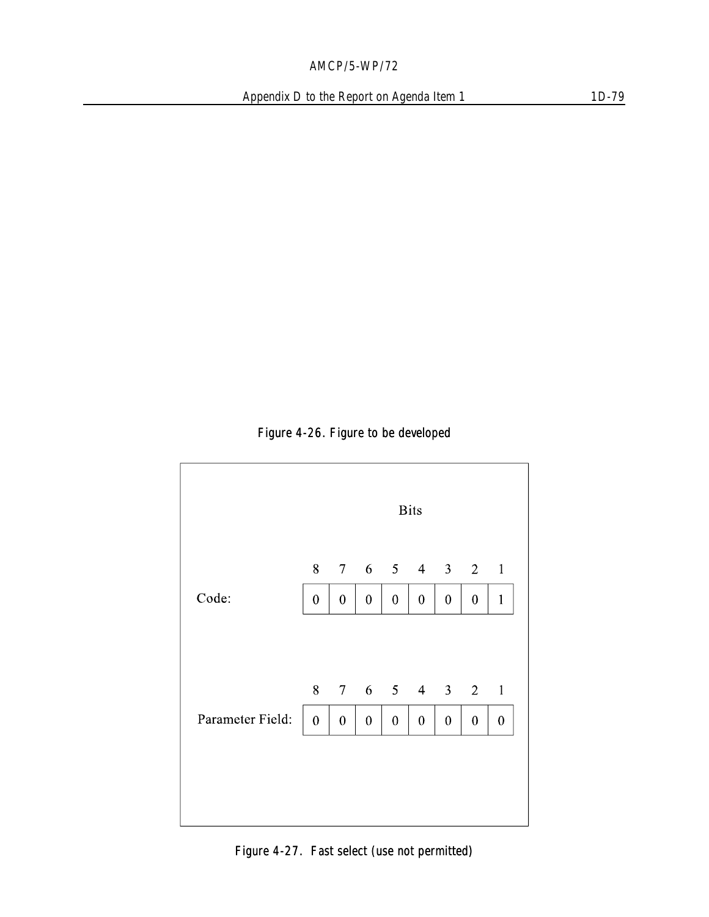Figure 4-26. Figure to be developed

| | Bits | | | | | | | |
|---|---|---|---|---|---|---|---|---|
| | 8 | 7 | 6 | 5 | 4 | 3 | 2 | 1 |
| Code: | 0 | 0 | 0 | 0 | 0 | 0 | 0 | 1 |
| | 8 | 7 | 6 | 5 | 4 | 3 | 2 | 1 |
| Parameter Field: | 0 | 0 | 0 | 0 | 0 | 0 | 0 | 0 |

Figure 4-27. Fast select (use not permitted)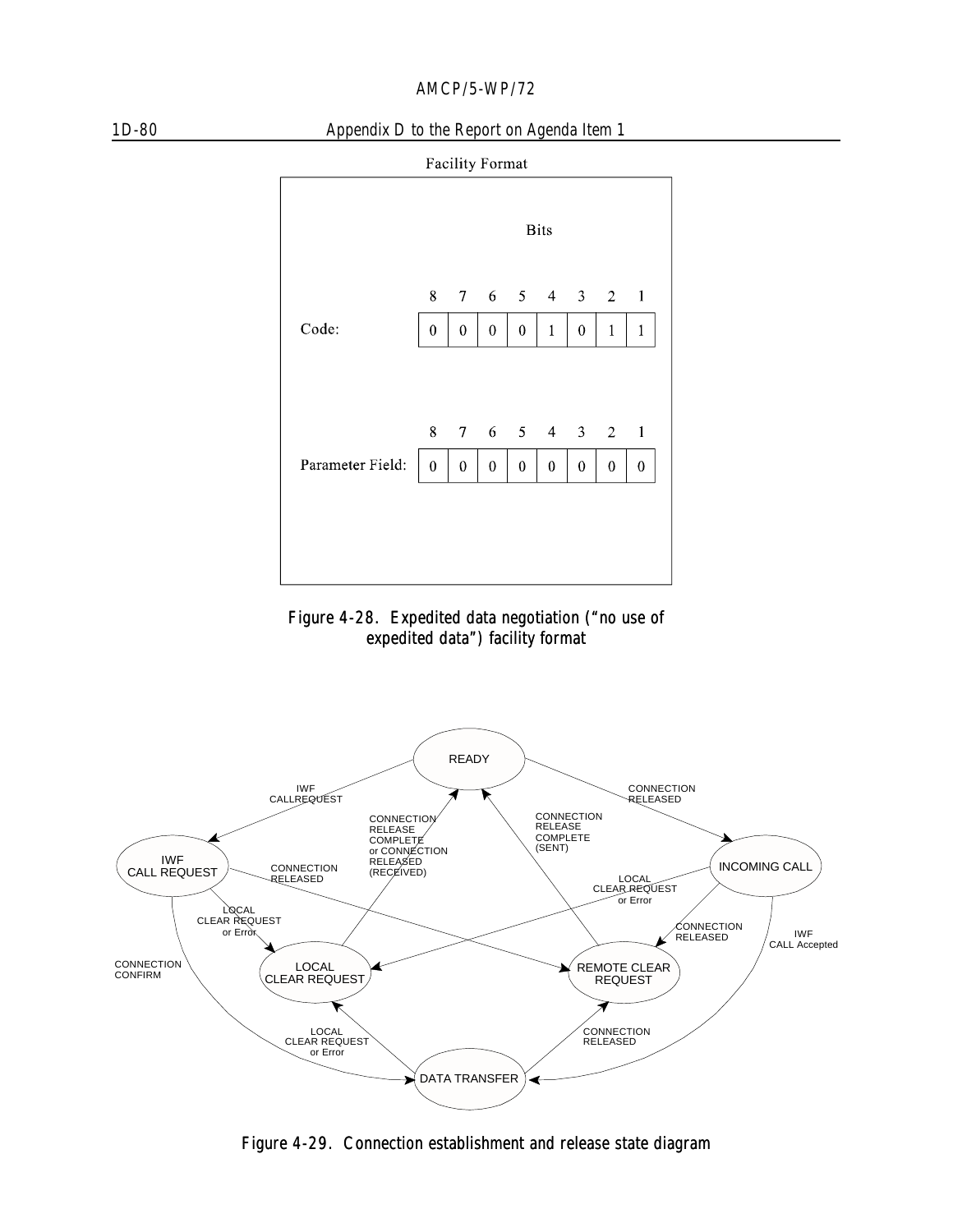Facility Format

Bits

| | 8 | 7 | 6 | 5 | 4 | 3 | 2 | 1 |
|---|---|---|---|---|---|---|---|---|
| Code: | 0 | 0 | 0 | 0 | 1 | 0 | 1 | 1 |

| | 8 | 7 | 6 | 5 | 4 | 3 | 2 | 1 |
|---|---|---|---|---|---|---|---|---|
| Parameter Field: | 0 | 0 | 0 | 0 | 0 | 0 | 0 | 0 |

**Figure 4-28. Expedited data negotiation ("no use of expedited data") facility format**

READY

IWF CALLREQUEST

CONNECTION RELEASED

CONNECTION RELEASE COMPLETE or CONNECTION RELEASED (RECEIVED)

CONNECTION RELEASE COMPLETE (SENT)

IWF CALL REQUEST

CONNECTION RELEASED

INCOMING CALL

LOCAL CLEAR REQUEST or Error

LOCAL CLEAR REQUEST or Error

CONNECTION RELEASED

IWF CALL Accepted

CONNECTION CONFIRM

LOCAL CLEAR REQUEST

REMOTE CLEAR REQUEST

LOCAL CLEAR REQUEST or Error

CONNECTION RELEASED

DATA TRANSFER

**Figure 4-29. Connection establishment and release state diagram**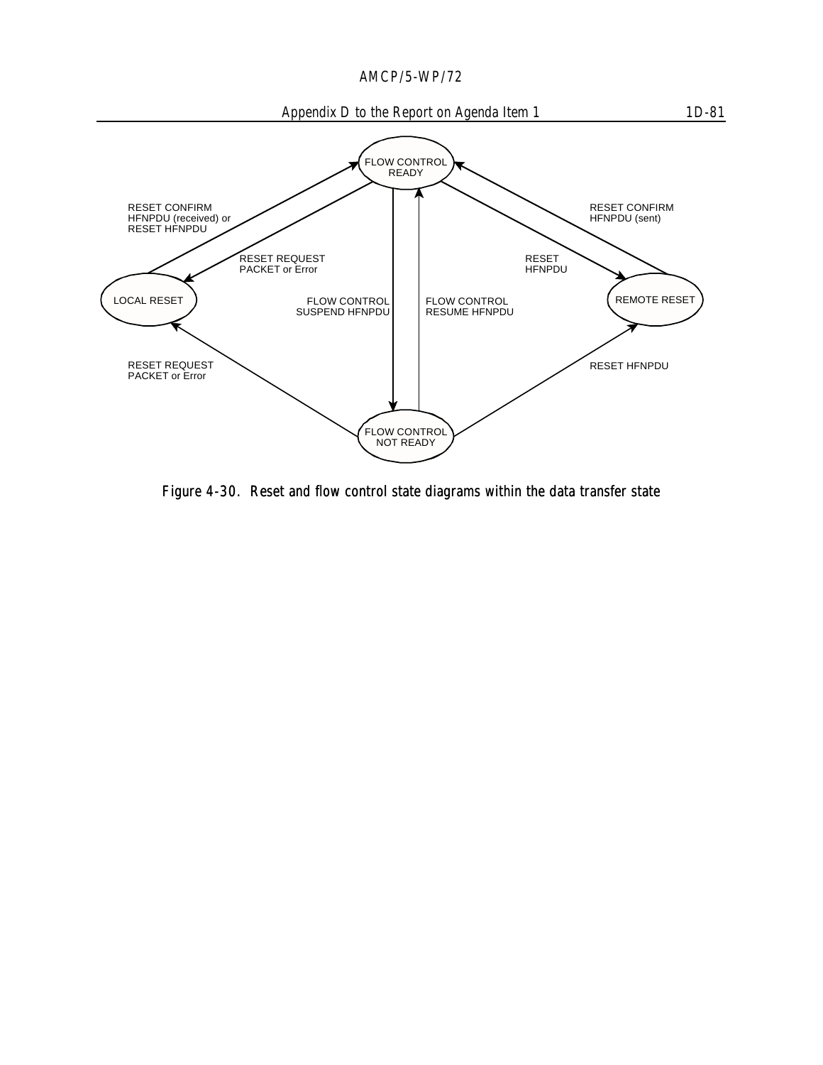FLOW CONTROL READY

LOCAL RESET

REMOTE RESET

FLOW CONTROL NOT READY

RESET CONFIRM HFNPDU (received) or RESET HFNPDU

RESET REQUEST PACKET or Error

FLOW CONTROL SUSPEND HFNPDU

FLOW CONTROL RESUME HFNPDU

RESET HFNPDU

RESET CONFIRM HFNPDU (sent)

RESET REQUEST PACKET or Error

RESET HFNPDU

**Figure 4-30. Reset and flow control state diagrams within the data transfer state**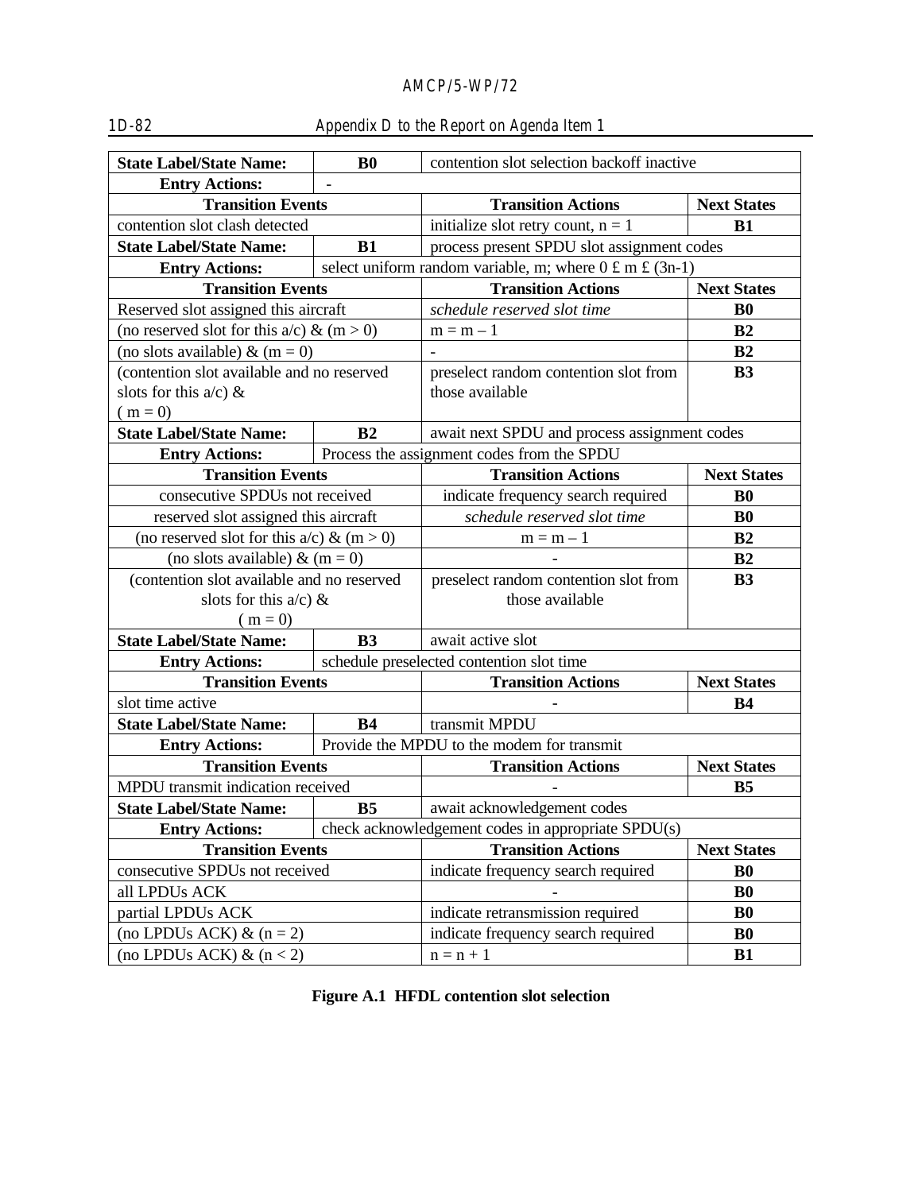| State Label/State Name: | B0 | contention slot selection backoff inactive | |
|---|---|---|---|
| **Entry Actions:** | - | | |
| **Transition Events** | | **Transition Actions** | **Next States** |
| contention slot clash detected | | initialize slot retry count, n = 1 | **B1** |
| **State Label/State Name:** | **B1** | process present SPDU slot assignment codes | |
| **Entry Actions:** | select uniform random variable, m; where $0 \le m \le (3n-1)$ | | |
| **Transition Events** | | **Transition Actions** | **Next States** |
| Reserved slot assigned this aircraft | | *schedule reserved slot time* | **B0** |
| (no reserved slot for this a/c) & (m > 0) | | m = m – 1 | **B2** |
| (no slots available) & (m = 0) | | - | **B2** |
| (contention slot available and no reserved slots for this a/c) & ( m = 0) | | preselect random contention slot from those available | **B3** |
| **State Label/State Name:** | **B2** | await next SPDU and process assignment codes | |
| **Entry Actions:** | Process the assignment codes from the SPDU | | |
| **Transition Events** | | **Transition Actions** | **Next States** |
| consecutive SPDUs not received | | indicate frequency search required | **B0** |
| reserved slot assigned this aircraft | | *schedule reserved slot time* | **B0** |
| (no reserved slot for this a/c) & (m > 0) | | m = m – 1 | **B2** |
| (no slots available) & (m = 0) | | - | **B2** |
| (contention slot available and no reserved slots for this a/c) & ( m = 0) | | preselect random contention slot from those available | **B3** |
| **State Label/State Name:** | **B3** | await active slot | |
| **Entry Actions:** | schedule preselected contention slot time | | |
| **Transition Events** | | **Transition Actions** | **Next States** |
| slot time active | | - | **B4** |
| **State Label/State Name:** | **B4** | transmit MPDU | |
| **Entry Actions:** | Provide the MPDU to the modem for transmit | | |
| **Transition Events** | | **Transition Actions** | **Next States** |
| MPDU transmit indication received | | - | **B5** |
| **State Label/State Name:** | **B5** | await acknowledgement codes | |
| **Entry Actions:** | check acknowledgement codes in appropriate SPDU(s) | | |
| **Transition Events** | | **Transition Actions** | **Next States** |
| consecutive SPDUs not received | | indicate frequency search required | **B0** |
| all LPDUs ACK | | - | **B0** |
| partial LPDUs ACK | | indicate retransmission required | **B0** |
| (no LPDUs ACK) & (n = 2) | | indicate frequency search required | **B0** |
| (no LPDUs ACK) & (n < 2) | | n = n + 1 | **B1** |

**Figure A.1 HFDL contention slot selection**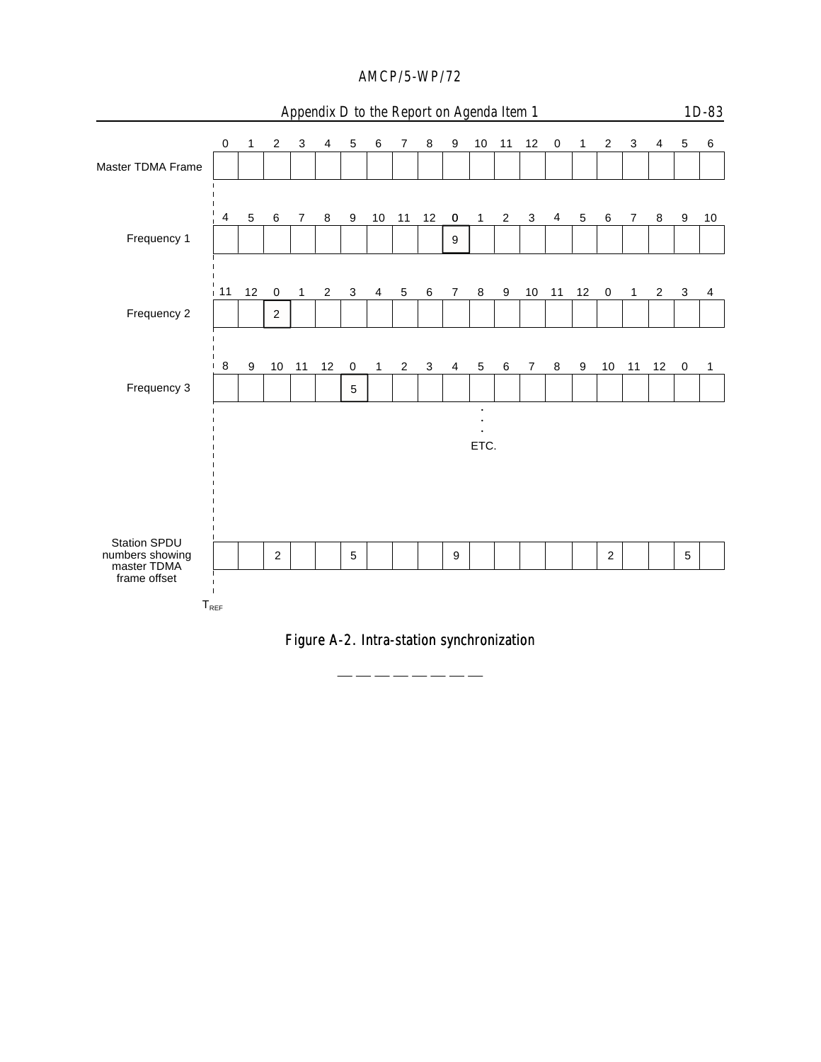0 1 2 3 4 5 6 7 8 9 10 11 12 0 1 2 3 4 5 6

Master TDMA Frame

4 5 6 7 8 9 10 11 12 0 1 2 3 4 5 6 7 8 9 10

Frequency 1

9

11 12 0 1 2 3 4 5 6 7 8 9 10 11 12 0 1 2 3 4

Frequency 2

2

8 9 10 11 12 0 1 2 3 4 5 6 7 8 9 10 11 12 0 1

Frequency 3

5

ETC.

Station SPDU numbers showing master TDMA frame offset

2 5 9 2 5

$T_{REF}$

Figure A-2. Intra-station synchronization

— — — — — — — —